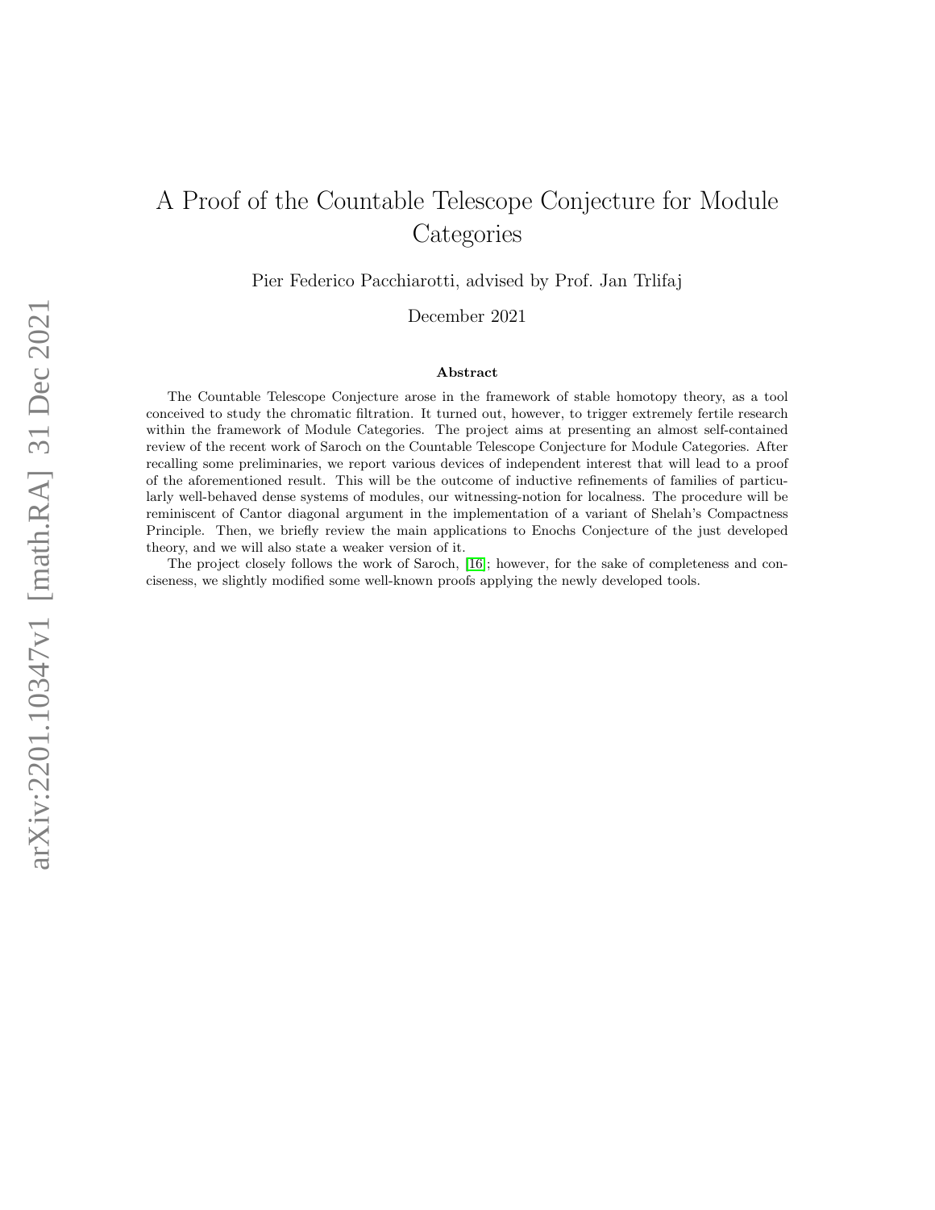# A Proof of the Countable Telescope Conjecture for Module Categories

Pier Federico Pacchiarotti, advised by Prof. Jan Trlifaj

December 2021

### Abstract

The Countable Telescope Conjecture arose in the framework of stable homotopy theory, as a tool conceived to study the chromatic filtration. It turned out, however, to trigger extremely fertile research within the framework of Module Categories. The project aims at presenting an almost self-contained review of the recent work of Saroch on the Countable Telescope Conjecture for Module Categories. After recalling some preliminaries, we report various devices of independent interest that will lead to a proof of the aforementioned result. This will be the outcome of inductive refinements of families of particularly well-behaved dense systems of modules, our witnessing-notion for localness. The procedure will be reminiscent of Cantor diagonal argument in the implementation of a variant of Shelah's Compactness Principle. Then, we briefly review the main applications to Enochs Conjecture of the just developed theory, and we will also state a weaker version of it.

The project closely follows the work of Saroch, [16]; however, for the sake of completeness and conciseness, we slightly modified some well-known proofs applying the newly developed tools.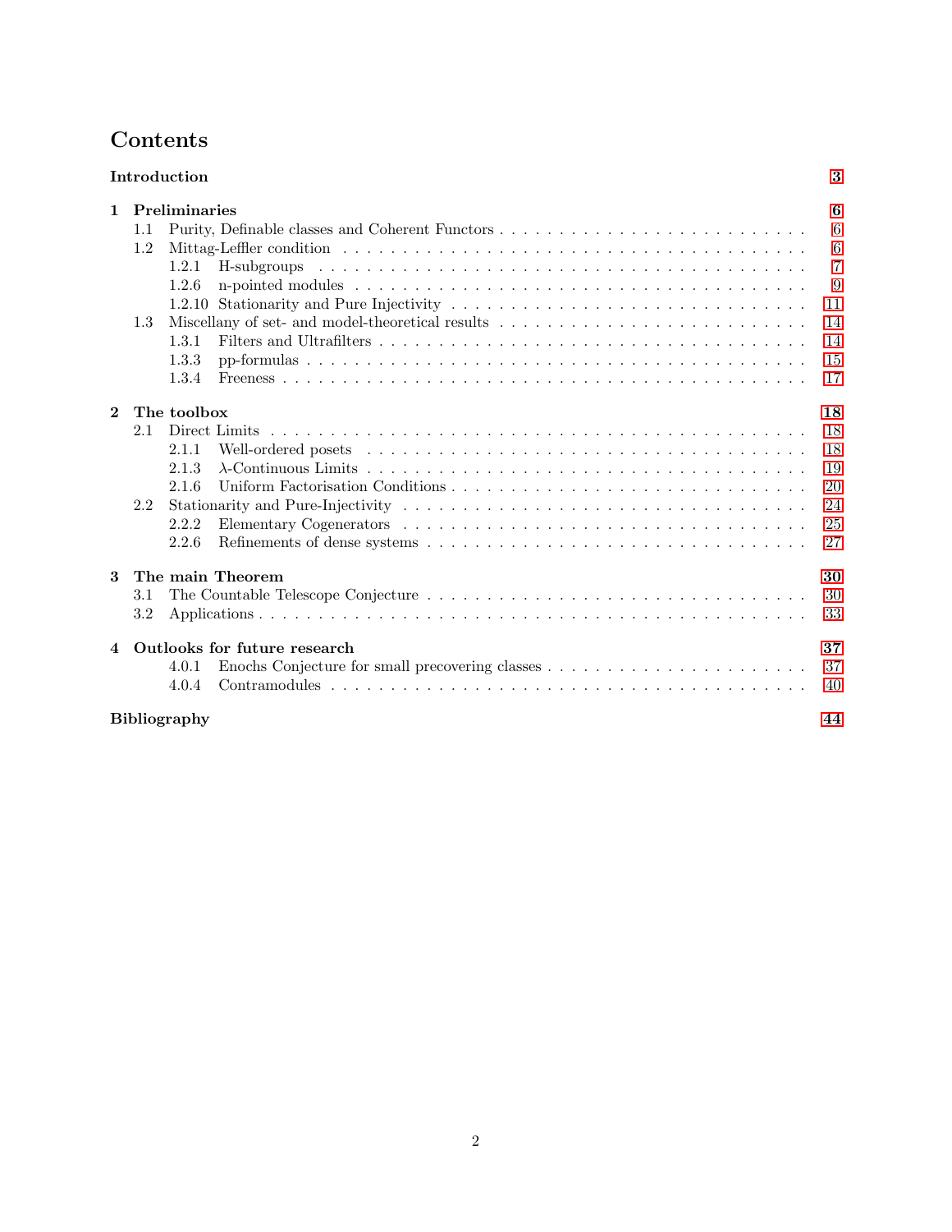# Contents

**Introduction** 3

**1 Preliminaries** 6

- 1.1 Purity, Definable classes and Coherent Functors 6
- 1.2 Mittag-Leffler condition 6
  - 1.2.1 H-subgroups 7
  - 1.2.6 n-pointed modules 9
  - 1.2.10 Stationarity and Pure Injectivity 11
- 1.3 Miscellany of set- and model-theoretical results 14
  - 1.3.1 Filters and Ultrafilters 14
  - 1.3.3 pp-formulas 15
  - 1.3.4 Freeness 17

**2 The toolbox** 18

- 2.1 Direct Limits 18
  - 2.1.1 Well-ordered posets 18
  - 2.1.3 $\lambda$-Continuous Limits 19
  - 2.1.6 Uniform Factorisation Conditions 20
- 2.2 Stationarity and Pure-Injectivity 24
  - 2.2.2 Elementary Cogenerators 25
  - 2.2.6 Refinements of dense systems 27

**3 The main Theorem** 30

- 3.1 The Countable Telescope Conjecture 30
- 3.2 Applications 33

**4 Outlooks for future research** 37

- 4.0.1 Enochs Conjecture for small precovering classes 37
- 4.0.4 Contramodules 40

**Bibliography** 44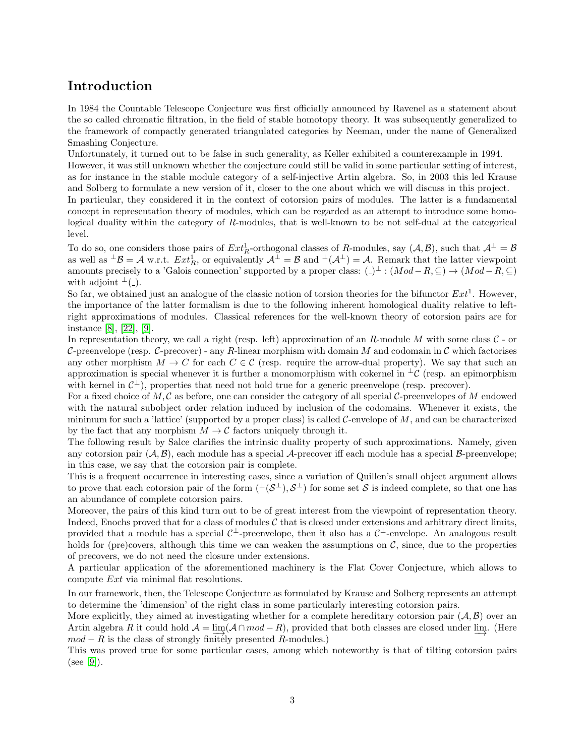## Introduction

In 1984 the Countable Telescope Conjecture was first officially announced by Ravenel as a statement about the so called chromatic filtration, in the field of stable homotopy theory. It was subsequently generalized to the framework of compactly generated triangulated categories by Neeman, under the name of Generalized Smashing Conjecture.

Unfortunately, it turned out to be false in such generality, as Keller exhibited a counterexample in 1994.

However, it was still unknown whether the conjecture could still be valid in some particular setting of interest, as for instance in the stable module category of a self-injective Artin algebra. So, in 2003 this led Krause and Solberg to formulate a new version of it, closer to the one about which we will discuss in this project.

In particular, they considered it in the context of cotorsion pairs of modules. The latter is a fundamental concept in representation theory of modules, which can be regarded as an attempt to introduce some homological duality within the category of $R$-modules, that is well-known to be not self-dual at the categorical level.

To do so, one considers those pairs of $Ext^1_R$-orthogonal classes of $R$-modules, say $(\mathcal{A}, \mathcal{B})$, such that $\mathcal{A}^\perp = \mathcal{B}$ as well as ${}^\perp\mathcal{B} = \mathcal{A}$ w.r.t. $Ext^1_R$, or equivalently $\mathcal{A}^\perp = \mathcal{B}$ and ${}^\perp(\mathcal{A}^\perp) = \mathcal{A}$. Remark that the latter viewpoint amounts precisely to a 'Galois connection' supported by a proper class: $(\_)^\perp : (Mod-R, \subseteq) \to (Mod-R, \subseteq)$ with adjoint ${}^\perp(\_)$.

So far, we obtained just an analogue of the classic notion of torsion theories for the bifunctor $Ext^1$. However, the importance of the latter formalism is due to the following inherent homological duality relative to left-right approximations of modules. Classical references for the well-known theory of cotorsion pairs are for instance [8], [22], [9].

In representation theory, we call a right (resp. left) approximation of an $R$-module $M$ with some class $\mathcal{C}$ - or $\mathcal{C}$-preenvelope (resp. $\mathcal{C}$-precover) - any $R$-linear morphism with domain $M$ and codomain in $\mathcal{C}$ which factorises any other morphism $M \to C$ for each $C \in \mathcal{C}$ (resp. require the arrow-dual property). We say that such an approximation is special whenever it is further a monomorphism with cokernel in ${}^\perp\mathcal{C}$ (resp. an epimorphism with kernel in $\mathcal{C}^\perp$), properties that need not hold true for a generic preenvelope (resp. precover).

For a fixed choice of $M, \mathcal{C}$ as before, one can consider the category of all special $\mathcal{C}$-preenvelopes of $M$ endowed with the natural subobject order relation induced by inclusion of the codomains. Whenever it exists, the minimum for such a 'lattice' (supported by a proper class) is called $\mathcal{C}$-envelope of $M$, and can be characterized by the fact that any morphism $M \to \mathcal{C}$ factors uniquely through it.

The following result by Salce clarifies the intrinsic duality property of such approximations. Namely, given any cotorsion pair $(\mathcal{A}, \mathcal{B})$, each module has a special $\mathcal{A}$-precover iff each module has a special $\mathcal{B}$-preenvelope; in this case, we say that the cotorsion pair is complete.

This is a frequent occurrence in interesting cases, since a variation of Quillen's small object argument allows to prove that each cotorsion pair of the form $({}^\perp(\mathcal{S}^\perp), \mathcal{S}^\perp)$ for some set $\mathcal{S}$ is indeed complete, so that one has an abundance of complete cotorsion pairs.

Moreover, the pairs of this kind turn out to be of great interest from the viewpoint of representation theory. Indeed, Enochs proved that for a class of modules $\mathcal{C}$ that is closed under extensions and arbitrary direct limits, provided that a module has a special $\mathcal{C}^\perp$-preenvelope, then it also has a $\mathcal{C}^\perp$-envelope. An analogous result holds for (pre)covers, although this time we can weaken the assumptions on $\mathcal{C}$, since, due to the properties of precovers, we do not need the closure under extensions.

A particular application of the aforementioned machinery is the Flat Cover Conjecture, which allows to compute $Ext$ via minimal flat resolutions.

In our framework, then, the Telescope Conjecture as formulated by Krause and Solberg represents an attempt to determine the 'dimension' of the right class in some particularly interesting cotorsion pairs.

More explicitly, they aimed at investigating whether for a complete hereditary cotorsion pair $(\mathcal{A}, \mathcal{B})$ over an Artin algebra $R$ it could hold $\mathcal{A} = \varinjlim(\mathcal{A} \cap mod-R)$, provided that both classes are closed under $\varinjlim$. (Here $mod-R$ is the class of strongly finitely presented $R$-modules.)

This was proved true for some particular cases, among which noteworthy is that of tilting cotorsion pairs (see [9]).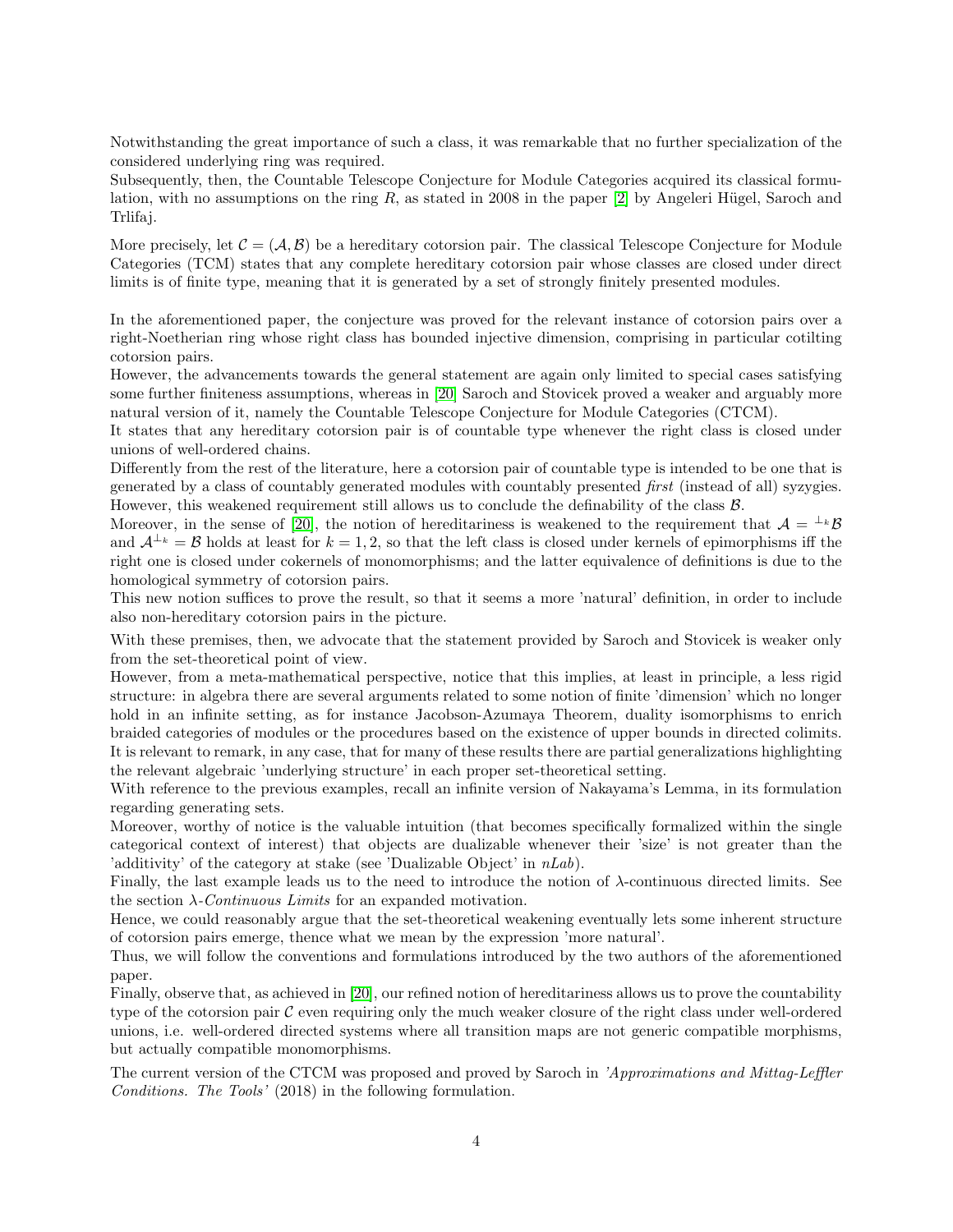Notwithstanding the great importance of such a class, it was remarkable that no further specialization of the considered underlying ring was required.
Subsequently, then, the Countable Telescope Conjecture for Module Categories acquired its classical formulation, with no assumptions on the ring $R$, as stated in 2008 in the paper [2] by Angeleri Hügel, Saroch and Trlifaj.

More precisely, let $\mathcal{C} = (\mathcal{A}, \mathcal{B})$ be a hereditary cotorsion pair. The classical Telescope Conjecture for Module Categories (TCM) states that any complete hereditary cotorsion pair whose classes are closed under direct limits is of finite type, meaning that it is generated by a set of strongly finitely presented modules.

In the aforementioned paper, the conjecture was proved for the relevant instance of cotorsion pairs over a right-Noetherian ring whose right class has bounded injective dimension, comprising in particular cotilting cotorsion pairs.
However, the advancements towards the general statement are again only limited to special cases satisfying some further finiteness assumptions, whereas in [20] Saroch and Stovicek proved a weaker and arguably more natural version of it, namely the Countable Telescope Conjecture for Module Categories (CTCM).
It states that any hereditary cotorsion pair is of countable type whenever the right class is closed under unions of well-ordered chains.
Differently from the rest of the literature, here a cotorsion pair of countable type is intended to be one that is generated by a class of countably generated modules with countably presented *first* (instead of all) syzygies. However, this weakened requirement still allows us to conclude the definability of the class $\mathcal{B}$.
Moreover, in the sense of [20], the notion of hereditariness is weakened to the requirement that $\mathcal{A} = {}^{\perp_k}\mathcal{B}$ and $\mathcal{A}^{\perp_k} = \mathcal{B}$ holds at least for $k = 1, 2$, so that the left class is closed under kernels of epimorphisms iff the right one is closed under cokernels of monomorphisms; and the latter equivalence of definitions is due to the homological symmetry of cotorsion pairs.
This new notion suffices to prove the result, so that it seems a more 'natural' definition, in order to include also non-hereditary cotorsion pairs in the picture.

With these premises, then, we advocate that the statement provided by Saroch and Stovicek is weaker only from the set-theoretical point of view.
However, from a meta-mathematical perspective, notice that this implies, at least in principle, a less rigid structure: in algebra there are several arguments related to some notion of finite 'dimension' which no longer hold in an infinite setting, as for instance Jacobson-Azumaya Theorem, duality isomorphisms to enrich braided categories of modules or the procedures based on the existence of upper bounds in directed colimits.
It is relevant to remark, in any case, that for many of these results there are partial generalizations highlighting the relevant algebraic 'underlying structure' in each proper set-theoretical setting.
With reference to the previous examples, recall an infinite version of Nakayama's Lemma, in its formulation regarding generating sets.
Moreover, worthy of notice is the valuable intuition (that becomes specifically formalized within the single categorical context of interest) that objects are dualizable whenever their 'size' is not greater than the 'additivity' of the category at stake (see 'Dualizable Object' in *nLab*).
Finally, the last example leads us to the need to introduce the notion of $\lambda$-continuous directed limits. See the section *$\lambda$-Continuous Limits* for an expanded motivation.
Hence, we could reasonably argue that the set-theoretical weakening eventually lets some inherent structure of cotorsion pairs emerge, thence what we mean by the expression 'more natural'.
Thus, we will follow the conventions and formulations introduced by the two authors of the aforementioned paper.
Finally, observe that, as achieved in [20], our refined notion of hereditariness allows us to prove the countability type of the cotorsion pair $\mathcal{C}$ even requiring only the much weaker closure of the right class under well-ordered unions, i.e. well-ordered directed systems where all transition maps are not generic compatible morphisms, but actually compatible monomorphisms.

The current version of the CTCM was proposed and proved by Saroch in *'Approximations and Mittag-Leffler Conditions. The Tools'* (2018) in the following formulation.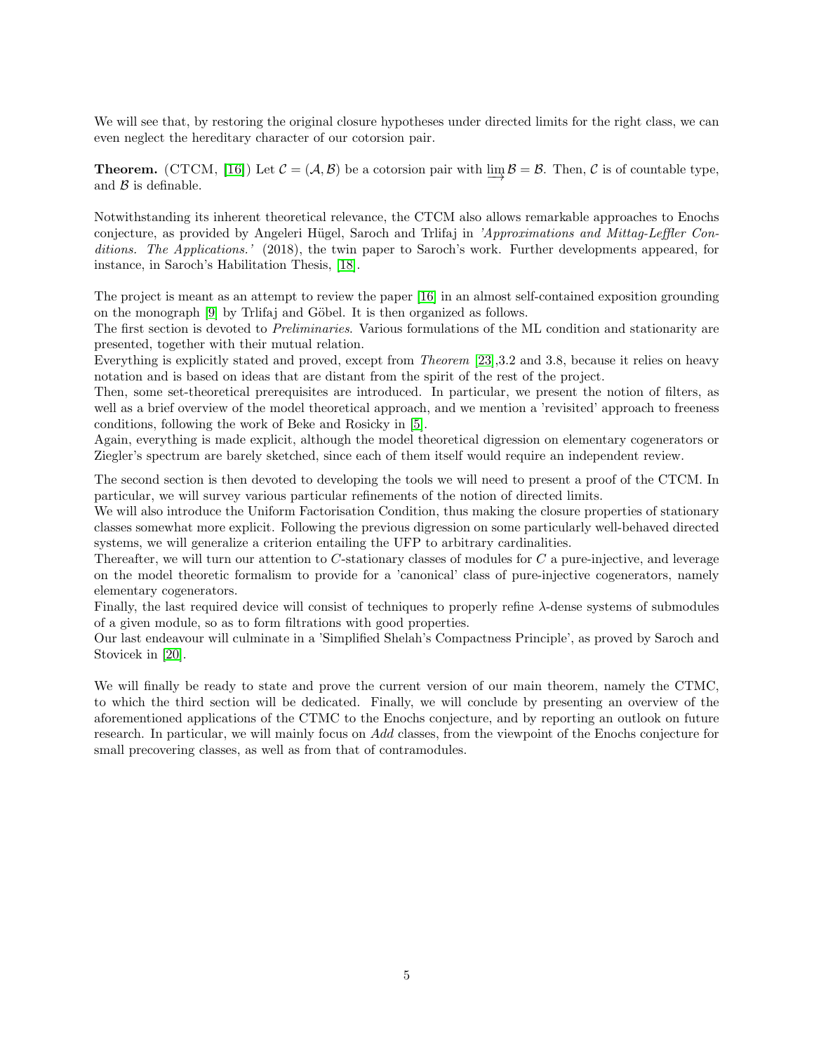We will see that, by restoring the original closure hypotheses under directed limits for the right class, we can even neglect the hereditary character of our cotorsion pair.

**Theorem.** (CTCM, [16]) Let $\mathcal{C} = (\mathcal{A}, \mathcal{B})$ be a cotorsion pair with $\varinjlim \mathcal{B} = \mathcal{B}$. Then, $\mathcal{C}$ is of countable type, and $\mathcal{B}$ is definable.

Notwithstanding its inherent theoretical relevance, the CTCM also allows remarkable approaches to Enochs conjecture, as provided by Angeleri Hügel, Saroch and Trlifaj in *'Approximations and Mittag-Leffler Conditions. The Applications.'* (2018), the twin paper to Saroch's work. Further developments appeared, for instance, in Saroch's Habilitation Thesis, [18].

The project is meant as an attempt to review the paper [16] in an almost self-contained exposition grounding on the monograph [9] by Trlifaj and Göbel. It is then organized as follows.
The first section is devoted to *Preliminaries*. Various formulations of the ML condition and stationarity are presented, together with their mutual relation.
Everything is explicitly stated and proved, except from *Theorem* [23],3.2 and 3.8, because it relies on heavy notation and is based on ideas that are distant from the spirit of the rest of the project.
Then, some set-theoretical prerequisites are introduced. In particular, we present the notion of filters, as well as a brief overview of the model theoretical approach, and we mention a 'revisited' approach to freeness conditions, following the work of Beke and Rosicky in [5].
Again, everything is made explicit, although the model theoretical digression on elementary cogenerators or Ziegler's spectrum are barely sketched, since each of them itself would require an independent review.

The second section is then devoted to developing the tools we will need to present a proof of the CTCM. In particular, we will survey various particular refinements of the notion of directed limits.
We will also introduce the Uniform Factorisation Condition, thus making the closure properties of stationary classes somewhat more explicit. Following the previous digression on some particularly well-behaved directed systems, we will generalize a criterion entailing the UFP to arbitrary cardinalities.
Thereafter, we will turn our attention to $C$-stationary classes of modules for $C$ a pure-injective, and leverage on the model theoretic formalism to provide for a 'canonical' class of pure-injective cogenerators, namely elementary cogenerators.
Finally, the last required device will consist of techniques to properly refine $\lambda$-dense systems of submodules of a given module, so as to form filtrations with good properties.
Our last endeavour will culminate in a 'Simplified Shelah's Compactness Principle', as proved by Saroch and Stovicek in [20].

We will finally be ready to state and prove the current version of our main theorem, namely the CTMC, to which the third section will be dedicated. Finally, we will conclude by presenting an overview of the aforementioned applications of the CTMC to the Enochs conjecture, and by reporting an outlook on future research. In particular, we will mainly focus on *Add* classes, from the viewpoint of the Enochs conjecture for small precovering classes, as well as from that of contramodules.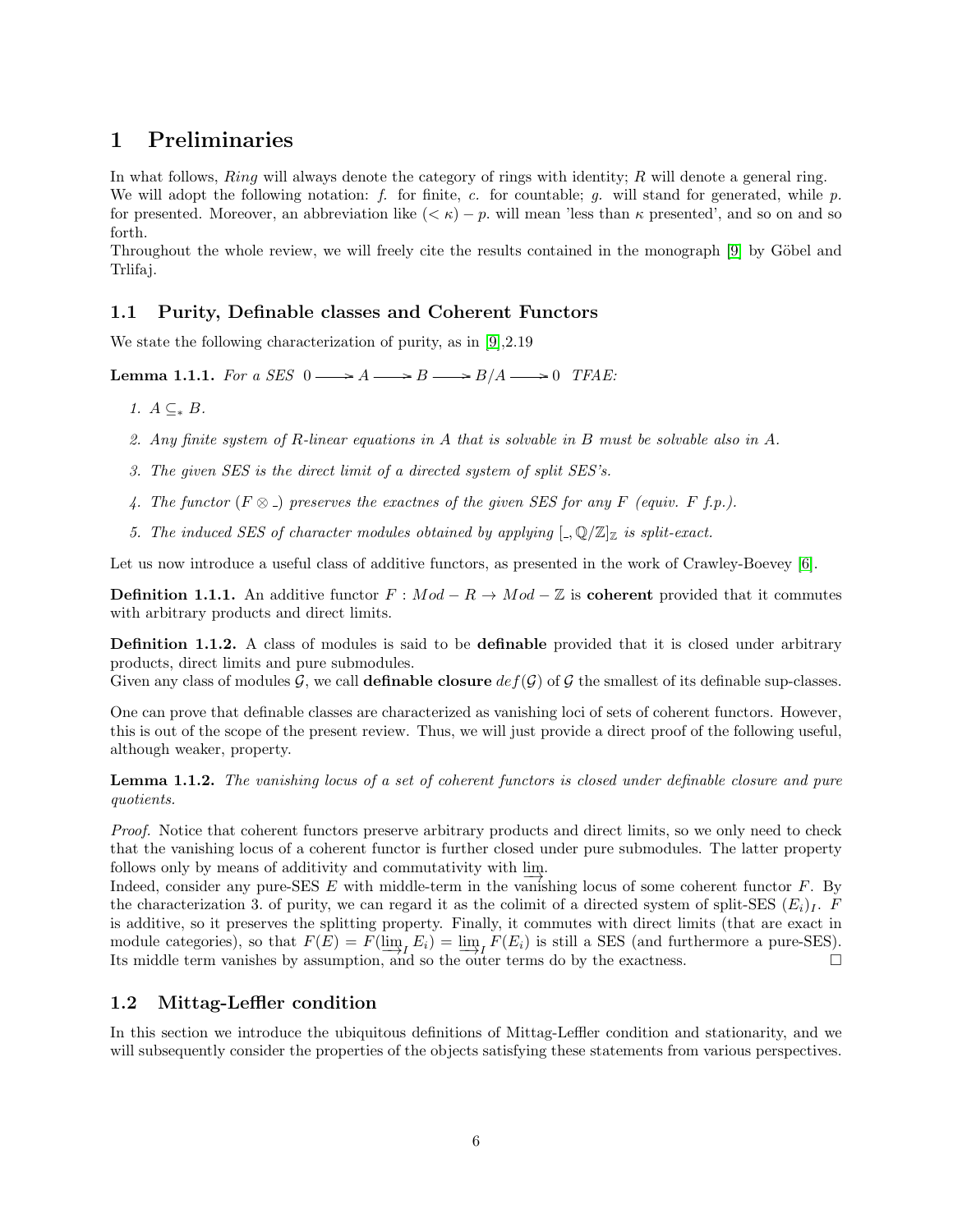# 1 Preliminaries

In what follows, *Ring* will always denote the category of rings with identity; $R$ will denote a general ring.
We will adopt the following notation: f. for finite, c. for countable; g. will stand for generated, while p. for presented. Moreover, an abbreviation like $(< \kappa) - p.$ will mean 'less than $\kappa$ presented', and so on and so forth.
Throughout the whole review, we will freely cite the results contained in the monograph [9] by Göbel and Trlifaj.

## 1.1 Purity, Definable classes and Coherent Functors

We state the following characterization of purity, as in [9],2.19

**Lemma 1.1.1.** *For a SES* $0 \longrightarrow A \longrightarrow B \longrightarrow B/A \longrightarrow 0$ *TFAE:*

1. $A \subseteq_* B$.
2. *Any finite system of R-linear equations in A that is solvable in B must be solvable also in A.*
3. *The given SES is the direct limit of a directed system of split SES's.*
4. *The functor* $(F \otimes \_)$ *preserves the exactnes of the given SES for any F (equiv. F f.p.).*
5. *The induced SES of character modules obtained by applying* $[\_, \mathbb{Q}/\mathbb{Z}]_{\mathbb{Z}}$ *is split-exact.*

Let us now introduce a useful class of additive functors, as presented in the work of Crawley-Boevey [6].

**Definition 1.1.1.** An additive functor $F : Mod - R \to Mod - \mathbb{Z}$ is **coherent** provided that it commutes with arbitrary products and direct limits.

**Definition 1.1.2.** A class of modules is said to be **definable** provided that it is closed under arbitrary products, direct limits and pure submodules.
Given any class of modules $\mathcal{G}$, we call **definable closure** $def(\mathcal{G})$ of $\mathcal{G}$ the smallest of its definable sup-classes.

One can prove that definable classes are characterized as vanishing loci of sets of coherent functors. However, this is out of the scope of the present review. Thus, we will just provide a direct proof of the following useful, although weaker, property.

**Lemma 1.1.2.** *The vanishing locus of a set of coherent functors is closed under definable closure and pure quotients.*

*Proof.* Notice that coherent functors preserve arbitrary products and direct limits, so we only need to check that the vanishing locus of a coherent functor is further closed under pure submodules. The latter property follows only by means of additivity and commutativity with $\varinjlim$.
Indeed, consider any pure-SES $E$ with middle-term in the vanishing locus of some coherent functor $F$. By the characterization 3. of purity, we can regard it as the colimit of a directed system of split-SES $(E_i)_I$. $F$ is additive, so it preserves the splitting property. Finally, it commutes with direct limits (that are exact in module categories), so that $F(E) = F(\varinjlim_I E_i) = \varinjlim_I F(E_i)$ is still a SES (and furthermore a pure-SES). Its middle term vanishes by assumption, and so the outer terms do by the exactness. $\square$

## 1.2 Mittag-Leffler condition

In this section we introduce the ubiquitous definitions of Mittag-Leffler condition and stationarity, and we will subsequently consider the properties of the objects satisfying these statements from various perspectives.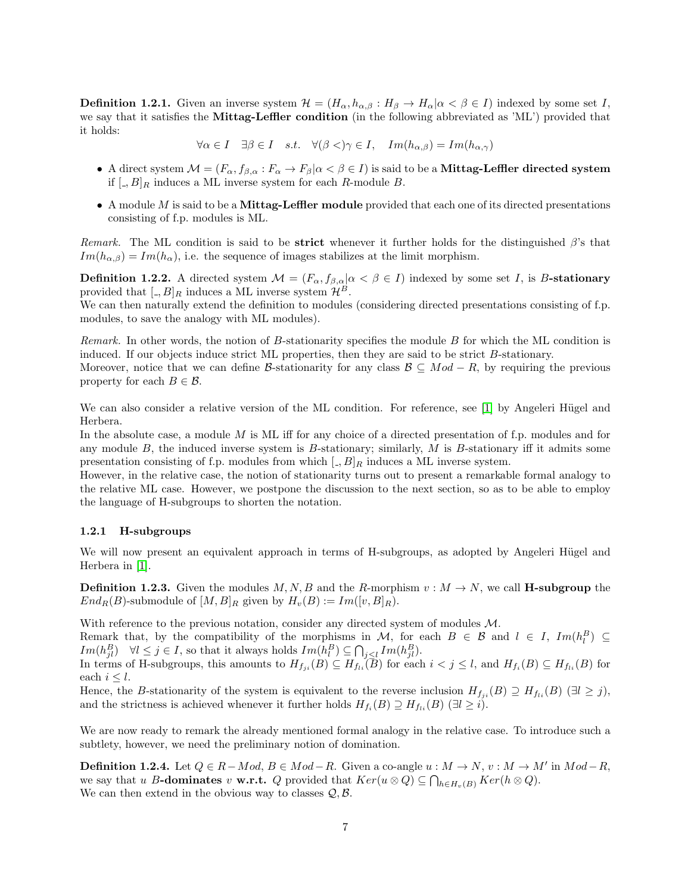**Definition 1.2.1.** Given an inverse system $\mathcal{H} = (H_\alpha, h_{\alpha,\beta} : H_\beta \to H_\alpha | \alpha < \beta \in I)$ indexed by some set $I$, we say that it satisfies the **Mittag-Leffler condition** (in the following abbreviated as 'ML') provided that it holds:

$$\forall \alpha \in I \quad \exists \beta \in I \quad s.t. \quad \forall (\beta <)\gamma \in I, \quad Im(h_{\alpha,\beta}) = Im(h_{\alpha,\gamma})$$

- A direct system $\mathcal{M} = (F_\alpha, f_{\beta,\alpha} : F_\alpha \to F_\beta | \alpha < \beta \in I)$ is said to be a **Mittag-Leffler directed system** if $[\_, B]_R$ induces a ML inverse system for each $R$-module $B$.
- A module $M$ is said to be a **Mittag-Leffler module** provided that each one of its directed presentations consisting of f.p. modules is ML.

*Remark.* The ML condition is said to be **strict** whenever it further holds for the distinguished $\beta$'s that $Im(h_{\alpha,\beta}) = Im(h_\alpha)$, i.e. the sequence of images stabilizes at the limit morphism.

**Definition 1.2.2.** A directed system $\mathcal{M} = (F_\alpha, f_{\beta,\alpha} | \alpha < \beta \in I)$ indexed by some set $I$, is **$B$-stationary** provided that $[\_, B]_R$ induces a ML inverse system $\mathcal{H}^B$.
We can then naturally extend the definition to modules (considering directed presentations consisting of f.p. modules, to save the analogy with ML modules).

*Remark.* In other words, the notion of $B$-stationarity specifies the module $B$ for which the ML condition is induced. If our objects induce strict ML properties, then they are said to be strict $B$-stationary.
Moreover, notice that we can define $\mathcal{B}$-stationarity for any class $\mathcal{B} \subseteq Mod - R$, by requiring the previous property for each $B \in \mathcal{B}$.

We can also consider a relative version of the ML condition. For reference, see [1] by Angeleri Hügel and Herbera.
In the absolute case, a module $M$ is ML iff for any choice of a directed presentation of f.p. modules and for any module $B$, the induced inverse system is $B$-stationary; similarly, $M$ is $B$-stationary iff it admits some presentation consisting of f.p. modules from which $[\_, B]_R$ induces a ML inverse system.
However, in the relative case, the notion of stationarity turns out to present a remarkable formal analogy to the relative ML case. However, we postpone the discussion to the next section, so as to be able to employ the language of H-subgroups to shorten the notation.

### 1.2.1 H-subgroups

We will now present an equivalent approach in terms of H-subgroups, as adopted by Angeleri Hügel and Herbera in [1].

**Definition 1.2.3.** Given the modules $M, N, B$ and the $R$-morphism $v : M \to N$, we call **H-subgroup** the $End_R(B)$-submodule of $[M, B]_R$ given by $H_v(B) := Im([v, B]_R)$.

With reference to the previous notation, consider any directed system of modules $\mathcal{M}$.
Remark that, by the compatibility of the morphisms in $\mathcal{M}$, for each $B \in \mathcal{B}$ and $l \in I$, $Im(h_l^B) \subseteq Im(h_{jl}^B) \quad \forall l \leq j \in I$, so that it always holds $Im(h_l^B) \subseteq \bigcap_{j \leq l} Im(h_{jl}^B)$.
In terms of H-subgroups, this amounts to $H_{f_{ji}}(B) \subseteq H_{f_{li}}(B)$ for each $i < j \leq l$, and $H_{f_i}(B) \subseteq H_{f_{li}}(B)$ for each $i \leq l$.
Hence, the $B$-stationarity of the system is equivalent to the reverse inclusion $H_{f_{ji}}(B) \supseteq H_{f_{li}}(B)$ $(\exists l \geq j)$, and the strictness is achieved whenever it further holds $H_{f_i}(B) \supseteq H_{f_{li}}(B)$ $(\exists l \geq i)$.

We are now ready to remark the already mentioned formal analogy in the relative case. To introduce such a subtlety, however, we need the preliminary notion of domination.

**Definition 1.2.4.** Let $Q \in R - Mod$, $B \in Mod - R$. Given a co-angle $u : M \to N$, $v : M \to M'$ in $Mod - R$, we say that $u$ **$B$-dominates** $v$ **w.r.t.** $Q$ provided that $Ker(u \otimes Q) \subseteq \bigcap_{h \in H_v(B)} Ker(h \otimes Q)$.
We can then extend in the obvious way to classes $\mathcal{Q}, \mathcal{B}$.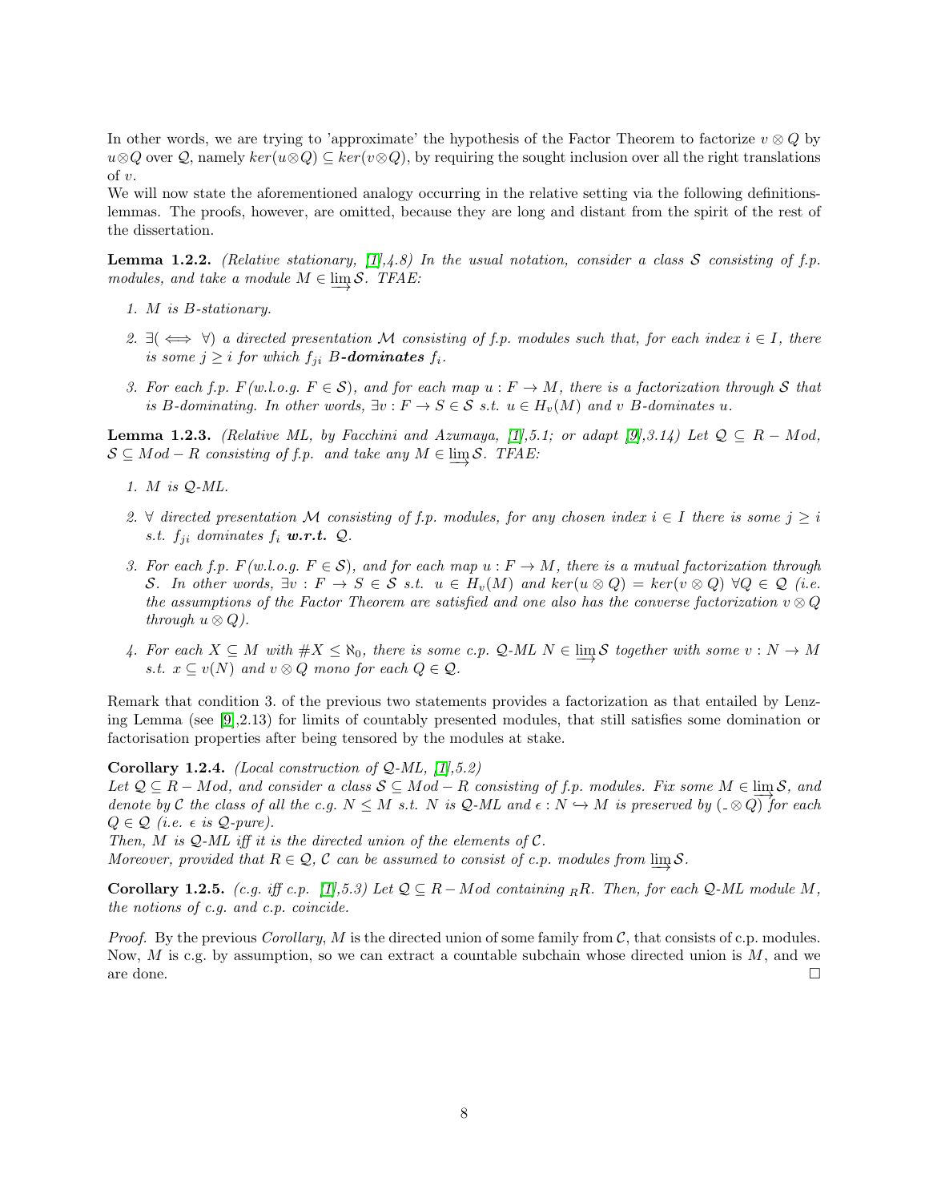In other words, we are trying to 'approximate' the hypothesis of the Factor Theorem to factorize $v \otimes Q$ by $u \otimes Q$ over $\mathcal{Q}$, namely $ker(u \otimes Q) \subseteq ker(v \otimes Q)$, by requiring the sought inclusion over all the right translations of $v$.
We will now state the aforementioned analogy occurring in the relative setting via the following definitions-lemmas. The proofs, however, are omitted, because they are long and distant from the spirit of the rest of the dissertation.

**Lemma 1.2.2.** *(Relative stationary, [1],4.8) In the usual notation, consider a class $\mathcal{S}$ consisting of f.p. modules, and take a module $M \in \varinjlim \mathcal{S}$. TFAE:*

1. *$M$ is $B$-stationary.*
2. *$\exists (\iff \forall)$ a directed presentation $\mathcal{M}$ consisting of f.p. modules such that, for each index $i \in I$, there is some $j \geq i$ for which $f_{ji}$ $B$-**dominates** $f_i$.*
3. *For each f.p. $F$(w.l.o.g. $F \in \mathcal{S}$), and for each map $u : F \to M$, there is a factorization through $\mathcal{S}$ that is $B$-dominating. In other words, $\exists v : F \to S \in \mathcal{S}$ s.t. $u \in H_v(M)$ and $v$ $B$-dominates $u$.*

**Lemma 1.2.3.** *(Relative ML, by Facchini and Azumaya, [1],5.1; or adapt [9],3.14) Let $\mathcal{Q} \subseteq R - Mod$, $\mathcal{S} \subseteq Mod - R$ consisting of f.p. and take any $M \in \varinjlim \mathcal{S}$. TFAE:*

1. *$M$ is $\mathcal{Q}$-ML.*
2. *$\forall$ directed presentation $\mathcal{M}$ consisting of f.p. modules, for any chosen index $i \in I$ there is some $j \geq i$ s.t. $f_{ji}$ dominates $f_i$ **w.r.t.** $\mathcal{Q}$.*
3. *For each f.p. $F$(w.l.o.g. $F \in \mathcal{S}$), and for each map $u : F \to M$, there is a mutual factorization through $\mathcal{S}$. In other words, $\exists v : F \to S \in \mathcal{S}$ s.t. $u \in H_v(M)$ and $ker(u \otimes Q) = ker(v \otimes Q)$ $\forall Q \in \mathcal{Q}$ (i.e. the assumptions of the Factor Theorem are satisfied and one also has the converse factorization $v \otimes Q$ through $u \otimes Q$).*
4. *For each $X \subseteq M$ with $\#X \leq \aleph_0$, there is some c.p. $\mathcal{Q}$-ML $N \in \varinjlim \mathcal{S}$ together with some $v : N \to M$ s.t. $x \subseteq v(N)$ and $v \otimes Q$ mono for each $Q \in \mathcal{Q}$.*

Remark that condition 3. of the previous two statements provides a factorization as that entailed by Lenzing Lemma (see [9],2.13) for limits of countably presented modules, that still satisfies some domination or factorisation properties after being tensored by the modules at stake.

**Corollary 1.2.4.** *(Local construction of $\mathcal{Q}$-ML, [1],5.2)*
*Let $\mathcal{Q} \subseteq R - Mod$, and consider a class $\mathcal{S} \subseteq Mod - R$ consisting of f.p. modules. Fix some $M \in \varinjlim \mathcal{S}$, and denote by $\mathcal{C}$ the class of all the c.g. $N \leq M$ s.t. $N$ is $\mathcal{Q}$-ML and $\epsilon : N \hookrightarrow M$ is preserved by $(\_ \otimes Q)$ for each $Q \in \mathcal{Q}$ (i.e. $\epsilon$ is $\mathcal{Q}$-pure).*
*Then, $M$ is $\mathcal{Q}$-ML iff it is the directed union of the elements of $\mathcal{C}$.*
*Moreover, provided that $R \in \mathcal{Q}$, $\mathcal{C}$ can be assumed to consist of c.p. modules from $\varinjlim \mathcal{S}$.*

**Corollary 1.2.5.** *(c.g. iff c.p. [1],5.3) Let $\mathcal{Q} \subseteq R - Mod$ containing ${}_RR$. Then, for each $\mathcal{Q}$-ML module $M$, the notions of c.g. and c.p. coincide.*

*Proof.* By the previous *Corollary*, $M$ is the directed union of some family from $\mathcal{C}$, that consists of c.p. modules. Now, $M$ is c.g. by assumption, so we can extract a countable subchain whose directed union is $M$, and we are done. □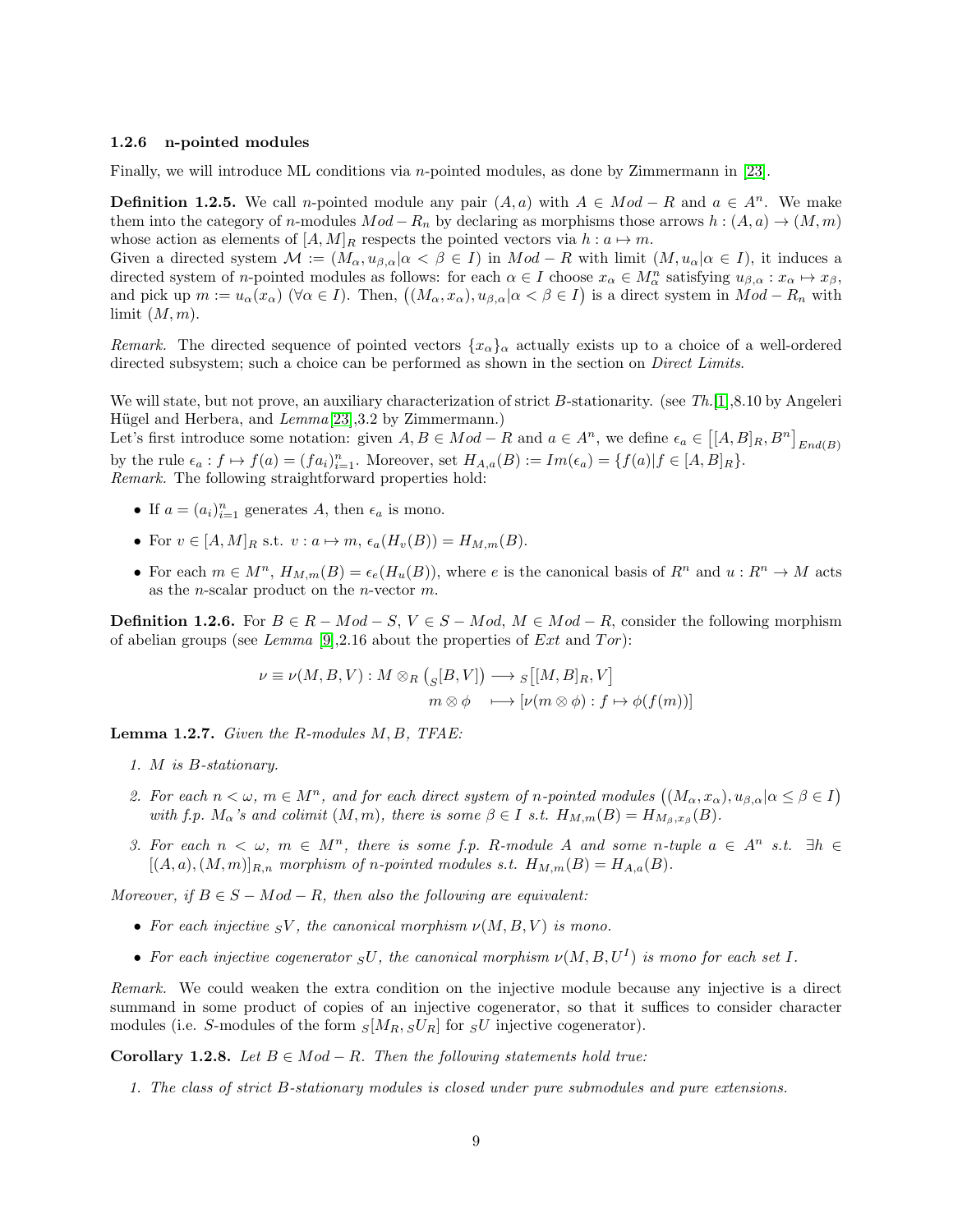#### 1.2.6 n-pointed modules

Finally, we will introduce ML conditions via $n$-pointed modules, as done by Zimmermann in [23].

**Definition 1.2.5.** We call $n$-pointed module any pair $(A, a)$ with $A \in Mod-R$ and $a \in A^n$. We make them into the category of $n$-modules $Mod-R_n$ by declaring as morphisms those arrows $h : (A, a) \to (M, m)$ whose action as elements of $[A, M]_R$ respects the pointed vectors via $h : a \mapsto m$.
Given a directed system $\mathcal{M} := (M_\alpha, u_{\beta,\alpha} | \alpha < \beta \in I)$ in $Mod-R$ with limit $(M, u_\alpha | \alpha \in I)$, it induces a directed system of $n$-pointed modules as follows: for each $\alpha \in I$ choose $x_\alpha \in M_\alpha^n$ satisfying $u_{\beta,\alpha} : x_\alpha \mapsto x_\beta$, and pick up $m := u_\alpha(x_\alpha)$ $(\forall \alpha \in I)$. Then, $\big((M_\alpha, x_\alpha), u_{\beta,\alpha} | \alpha < \beta \in I\big)$ is a direct system in $Mod-R_n$ with limit $(M, m)$.

*Remark.* The directed sequence of pointed vectors $\{x_\alpha\}_\alpha$ actually exists up to a choice of a well-ordered directed subsystem; such a choice can be performed as shown in the section on *Direct Limits*.

We will state, but not prove, an auxiliary characterization of strict $B$-stationarity. (see *Th.*[1],8.10 by Angeleri Hügel and Herbera, and *Lemma*[23],3.2 by Zimmermann.)
Let's first introduce some notation: given $A, B \in Mod-R$ and $a \in A^n$, we define $\epsilon_a \in \big[[A, B]_R, B^n\big]_{End(B)}$ by the rule $\epsilon_a : f \mapsto f(a) = (fa_i)_{i=1}^n$. Moreover, set $H_{A,a}(B) := Im(\epsilon_a) = \{f(a) | f \in [A, B]_R\}$.
*Remark.* The following straightforward properties hold:

- If $a = (a_i)_{i=1}^n$ generates $A$, then $\epsilon_a$ is mono.
- For $v \in [A, M]_R$ s.t. $v : a \mapsto m$, $\epsilon_a(H_v(B)) = H_{M,m}(B)$.
- For each $m \in M^n$, $H_{M,m}(B) = \epsilon_e(H_u(B))$, where $e$ is the canonical basis of $R^n$ and $u : R^n \to M$ acts as the $n$-scalar product on the $n$-vector $m$.

**Definition 1.2.6.** For $B \in R-Mod-S$, $V \in S-Mod$, $M \in Mod-R$, consider the following morphism of abelian groups (see *Lemma* [9],2.16 about the properties of $Ext$ and $Tor$):

$$\nu \equiv \nu(M, B, V) : M \otimes_R \big({}_S[B, V]\big) \longrightarrow {}_S\big[[M, B]_R, V\big]$$
$$m \otimes \phi \quad \longmapsto [\nu(m \otimes \phi) : f \mapsto \phi(f(m))]$$

**Lemma 1.2.7.** *Given the R-modules $M, B$, TFAE:*

1. *$M$ is $B$-stationary.*
2. *For each $n < \omega$, $m \in M^n$, and for each direct system of n-pointed modules $\big((M_\alpha, x_\alpha), u_{\beta,\alpha} | \alpha \le \beta \in I\big)$ with f.p. $M_\alpha$'s and colimit $(M, m)$, there is some $\beta \in I$ s.t. $H_{M,m}(B) = H_{M_\beta, x_\beta}(B)$.*
3. *For each $n < \omega$, $m \in M^n$, there is some f.p. R-module $A$ and some n-tuple $a \in A^n$ s.t. $\exists h \in [(A, a), (M, m)]_{R,n}$ morphism of n-pointed modules s.t. $H_{M,m}(B) = H_{A,a}(B)$.*

*Moreover, if $B \in S-Mod-R$, then also the following are equivalent:*

- *For each injective ${}_SV$, the canonical morphism $\nu(M, B, V)$ is mono.*
- *For each injective cogenerator ${}_SU$, the canonical morphism $\nu(M, B, U^I)$ is mono for each set $I$.*

*Remark.* We could weaken the extra condition on the injective module because any injective is a direct summand in some product of copies of an injective cogenerator, so that it suffices to consider character modules (i.e. $S$-modules of the form ${}_S[M_R, {}_SU_R]$ for ${}_SU$ injective cogenerator).

**Corollary 1.2.8.** *Let $B \in Mod-R$. Then the following statements hold true:*

1. *The class of strict $B$-stationary modules is closed under pure submodules and pure extensions.*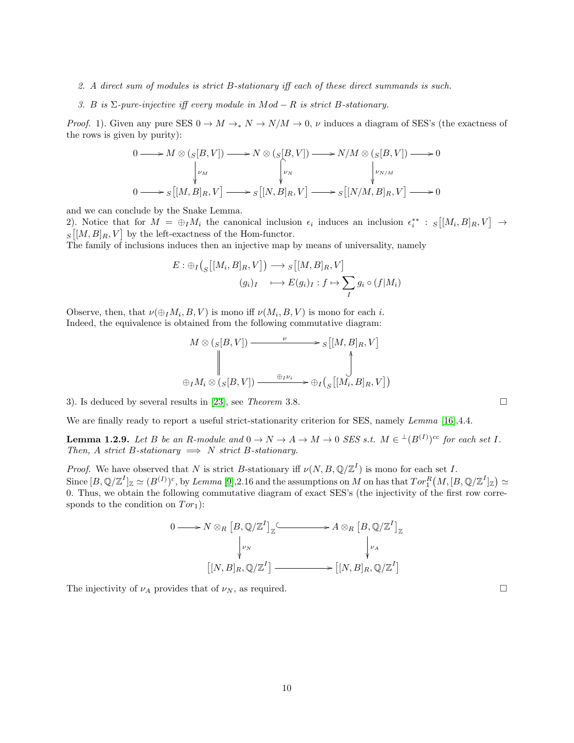2. *A direct sum of modules is strict B-stationary iff each of these direct summands is such.*

3. *B is Σ-pure-injective iff every module in $Mod-R$ is strict B-stationary.*

*Proof.* 1). Given any pure SES $0 \to M \to_* N \to N/M \to 0$, $\nu$ induces a diagram of SES's (the exactness of the rows is given by purity):

$$\begin{array}{ccccccccc}
0 & \longrightarrow & M \otimes ({}_S[B,V]) & \longrightarrow & N \otimes ({}_S[B,V]) & \longrightarrow & N/M \otimes ({}_S[B,V]) & \longrightarrow & 0 \\
 & & \downarrow{\scriptstyle \nu_M} & & \downarrow{\scriptstyle \nu_N} & & \downarrow{\scriptstyle \nu_{N/M}} & & \\
0 & \longrightarrow & {}_S\big[[M,B]_R, V\big] & \longrightarrow & {}_S\big[[N,B]_R, V\big] & \longrightarrow & {}_S\big[[N/M,B]_R, V\big] & \longrightarrow & 0
\end{array}$$

and we can conclude by the Snake Lemma.
2). Notice that for $M = \oplus_I M_i$ the canonical inclusion $\epsilon_i$ induces an inclusion $\epsilon_i^{**} : {}_S\big[[M_i, B]_R, V\big] \to {}_S\big[[M, B]_R, V\big]$ by the left-exactness of the Hom-functor.
The family of inclusions induces then an injective map by means of universality, namely

$$E : \oplus_I\big({}_S\big[[M_i, B]_R, V\big]\big) \longrightarrow {}_S\big[[M, B]_R, V\big]$$
$$(g_i)_I \longmapsto E(g_i)_I : f \mapsto \sum_I g_i \circ (f|M_i)$$

Observe, then, that $\nu(\oplus_I M_i, B, V)$ is mono iff $\nu(M_i, B, V)$ is mono for each $i$.
Indeed, the equivalence is obtained from the following commutative diagram:

$$\begin{array}{ccc}
M \otimes ({}_S[B,V]) & \xrightarrow{\quad \nu \quad} & {}_S\big[[M,B]_R, V\big] \\
\| & & \uparrow \\
\oplus_I M_i \otimes ({}_S[B,V]) & \xrightarrow{\oplus_I \nu_i} & \oplus_I\big({}_S\big[[M_i,B]_R, V\big]\big)
\end{array}$$

3). Is deduced by several results in [23], see *Theorem* 3.8. □

We are finally ready to report a useful strict-stationarity criterion for SES, namely *Lemma* [16],4.4.

**Lemma 1.2.9.** *Let B be an R-module and $0 \to N \to A \to M \to 0$ SES s.t. $M \in {}^{\perp}(B^{(I)})^{cc}$ for each set I. Then, A strict B-stationary $\implies$ N strict B-stationary.*

*Proof.* We have observed that $N$ is strict $B$-stationary iff $\nu(N, B, \mathbb{Q}/\mathbb{Z}^I)$ is mono for each set $I$.
Since $[B, \mathbb{Q}/\mathbb{Z}^I]_{\mathbb{Z}} \simeq (B^{(I)})^c$, by *Lemma* [9],2.16 and the assumptions on $M$ on has that $Tor_1^R\big(M, [B, \mathbb{Q}/\mathbb{Z}^I]_{\mathbb{Z}}\big) \simeq 0$. Thus, we obtain the following commutative diagram of exact SES's (the injectivity of the first row corresponds to the condition on $Tor_1$):

$$\begin{array}{ccccc}
0 & \longrightarrow & N \otimes_R \big[B, \mathbb{Q}/\mathbb{Z}^I\big]_{\mathbb{Z}} & \hookrightarrow & A \otimes_R \big[B, \mathbb{Q}/\mathbb{Z}^I\big]_{\mathbb{Z}} \\
 & & \downarrow{\scriptstyle \nu_N} & & \downarrow{\scriptstyle \nu_A} \\
 & & \big[[N,B]_R, \mathbb{Q}/\mathbb{Z}^I\big] & \longrightarrow & \big[[N,B]_R, \mathbb{Q}/\mathbb{Z}^I\big]
\end{array}$$

The injectivity of $\nu_A$ provides that of $\nu_N$, as required. □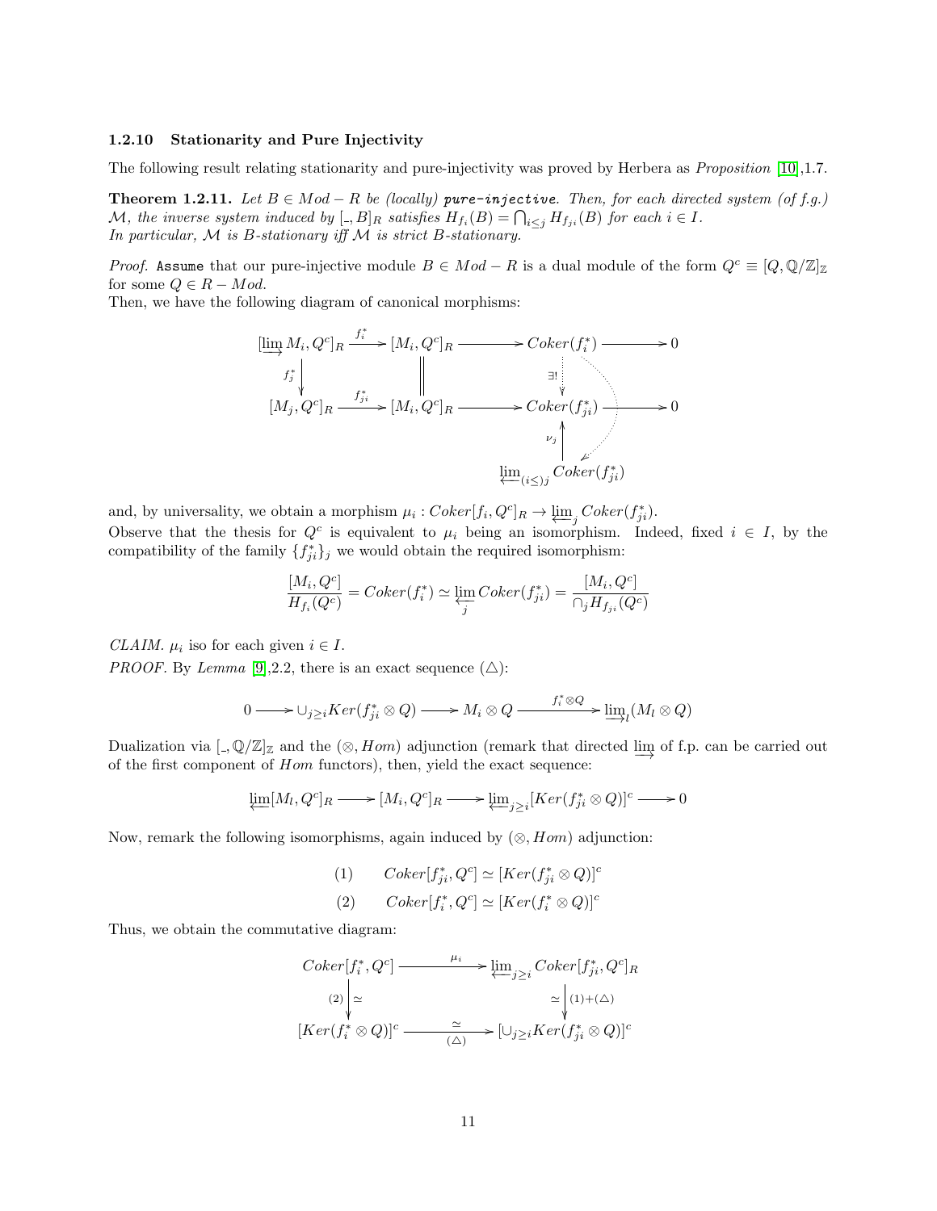### 1.2.10 Stationarity and Pure Injectivity

The following result relating stationarity and pure-injectivity was proved by Herbera as *Proposition* [10],1.7.

**Theorem 1.2.11.** *Let $B \in Mod-R$ be (locally)* ***pure-injective****. Then, for each directed system (of f.g.) $\mathcal{M}$, the inverse system induced by $[\_, B]_R$ satisfies $H_{f_i}(B) = \bigcap_{i \leq j} H_{f_{ji}}(B)$ for each $i \in I$.*
*In particular, $\mathcal{M}$ is B-stationary iff $\mathcal{M}$ is strict B-stationary.*

*Proof.* `Assume` that our pure-injective module $B \in Mod-R$ is a dual module of the form $Q^c \equiv [Q, \mathbb{Q}/\mathbb{Z}]_{\mathbb{Z}}$ for some $Q \in R-Mod$.
Then, we have the following diagram of canonical morphisms:

$$
\begin{array}{ccccccc}
[\varinjlim M_i, Q^c]_R & \xrightarrow{f_i^*} & [M_i, Q^c]_R & \longrightarrow & Coker(f_i^*) & \longrightarrow & 0 \\
\downarrow{\scriptstyle f_j^*} & & \| & & \vdots\,{\scriptstyle \exists!} & & \\
[M_j, Q^c]_R & \xrightarrow{f_{ji}^*} & [M_i, Q^c]_R & \longrightarrow & Coker(f_{ji}^*) & \longrightarrow & 0 \\
 & & & & \uparrow{\scriptstyle \nu_j} & & \\
 & & & & \varprojlim_{(i\leq)j} Coker(f_{ji}^*) & &
\end{array}
$$

and, by universality, we obtain a morphism $\mu_i : Coker[f_i, Q^c]_R \to \varprojlim_j Coker(f_{ji}^*)$.
Observe that the thesis for $Q^c$ is equivalent to $\mu_i$ being an isomorphism. Indeed, fixed $i \in I$, by the compatibility of the family $\{f_{ji}^*\}_j$ we would obtain the required isomorphism:

$$\frac{[M_i, Q^c]}{H_{f_i}(Q^c)} = Coker(f_i^*) \simeq \varprojlim_j Coker(f_{ji}^*) = \frac{[M_i, Q^c]}{\cap_j H_{f_{ji}}(Q^c)}$$

*CLAIM.* $\mu_i$ iso for each given $i \in I$.
*PROOF.* By *Lemma* [9],2.2, there is an exact sequence ($\triangle$):

$$0 \longrightarrow \cup_{j \geq i} Ker(f_{ji}^* \otimes Q) \longrightarrow M_i \otimes Q \xrightarrow{f_i^* \otimes Q} \varinjlim_l (M_l \otimes Q)$$

Dualization via $[\_, \mathbb{Q}/\mathbb{Z}]_{\mathbb{Z}}$ and the $(\otimes, Hom)$ adjunction (remark that directed $\varinjlim$ of f.p. can be carried out of the first component of $Hom$ functors), then, yield the exact sequence:

$$\varprojlim [M_l, Q^c]_R \longrightarrow [M_i, Q^c]_R \longrightarrow \varprojlim_{j \geq i} [Ker(f_{ji}^* \otimes Q)]^c \longrightarrow 0$$

Now, remark the following isomorphisms, again induced by $(\otimes, Hom)$ adjunction:

$$(1) \qquad Coker[f_{ji}^*, Q^c] \simeq [Ker(f_{ji}^* \otimes Q)]^c$$
$$(2) \qquad Coker[f_i^*, Q^c] \simeq [Ker(f_i^* \otimes Q)]^c$$

Thus, we obtain the commutative diagram:

$$
\begin{array}{ccc}
Coker[f_i^*, Q^c] & \xrightarrow{\mu_i} & \varprojlim_{j \geq i} Coker[f_{ji}^*, Q^c]_R \\
{\scriptstyle (2)}\downarrow{\scriptstyle \simeq} & & {\scriptstyle \simeq}\downarrow{\scriptstyle (1)+(\triangle)} \\
[Ker(f_i^* \otimes Q)]^c & \xrightarrow[(\triangle)]{\simeq} & [\cup_{j \geq i} Ker(f_{ji}^* \otimes Q)]^c
\end{array}
$$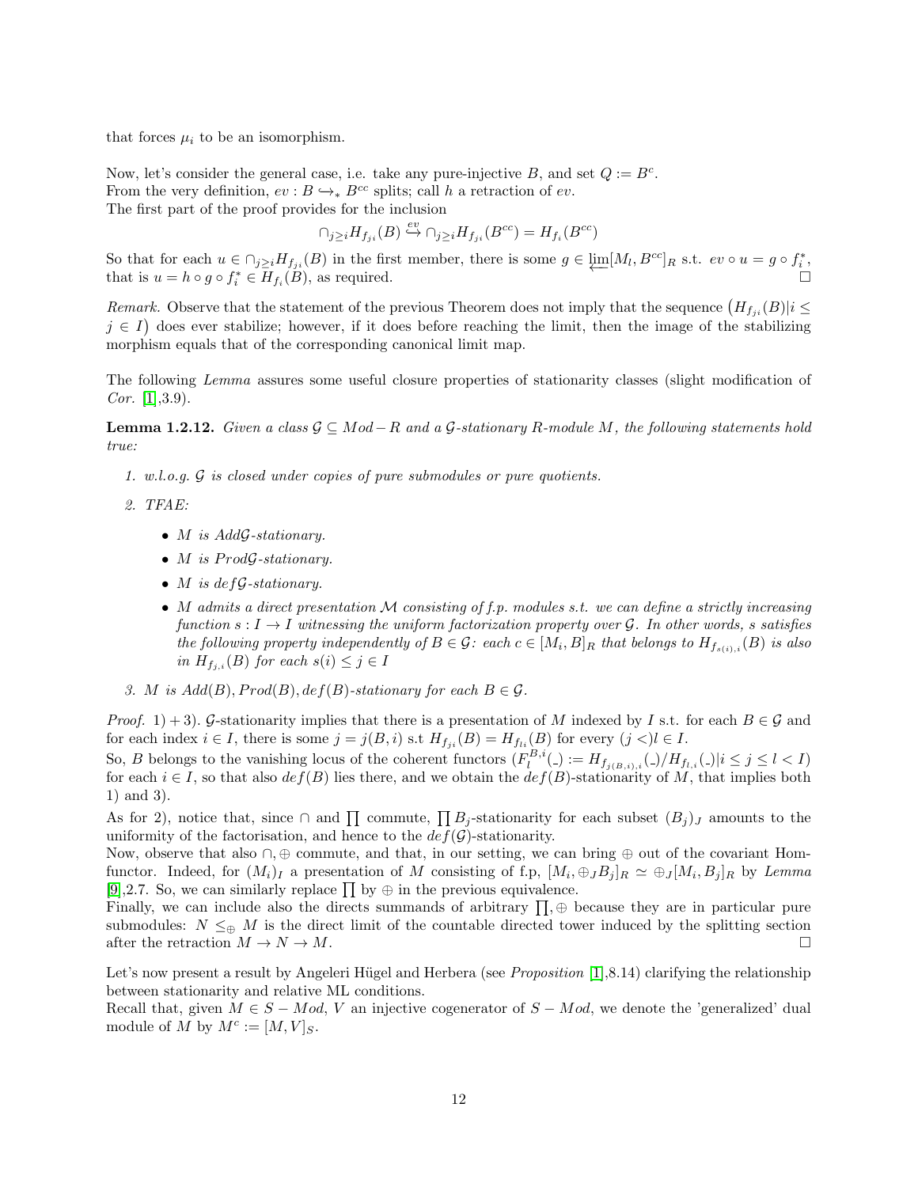that forces $\mu_i$ to be an isomorphism.

Now, let's consider the general case, i.e. take any pure-injective $B$, and set $Q := B^c$.
From the very definition, $ev : B \hookrightarrow_* B^{cc}$ splits; call $h$ a retraction of $ev$.
The first part of the proof provides for the inclusion

$$\cap_{j\geq i} H_{f_{ji}}(B) \overset{ev}{\hookrightarrow} \cap_{j\geq i} H_{f_{ji}}(B^{cc}) = H_{f_i}(B^{cc})$$

So that for each $u \in \cap_{j\geq i} H_{f_{ji}}(B)$ in the first member, there is some $g \in \varprojlim [M_l, B^{cc}]_R$ s.t. $ev \circ u = g \circ f_i^*$, that is $u = h \circ g \circ f_i^* \in H_{f_i}(B)$, as required. □

*Remark.* Observe that the statement of the previous Theorem does not imply that the sequence $\big(H_{f_{ji}}(B) | i \leq j \in I\big)$ does ever stabilize; however, if it does before reaching the limit, then the image of the stabilizing morphism equals that of the corresponding canonical limit map.

The following *Lemma* assures some useful closure properties of stationarity classes (slight modification of *Cor.* [1],3.9).

**Lemma 1.2.12.** *Given a class $\mathcal{G} \subseteq Mod-R$ and a $\mathcal{G}$-stationary $R$-module $M$, the following statements hold true:*

1. *w.l.o.g. $\mathcal{G}$ is closed under copies of pure submodules or pure quotients.*
2. *TFAE:*
   - *$M$ is $Add\mathcal{G}$-stationary.*
   - *$M$ is $Prod\mathcal{G}$-stationary.*
   - *$M$ is $def\mathcal{G}$-stationary.*
   - *$M$ admits a direct presentation $\mathcal{M}$ consisting of f.p. modules s.t. we can define a strictly increasing function $s : I \to I$ witnessing the uniform factorization property over $\mathcal{G}$. In other words, $s$ satisfies the following property independently of $B \in \mathcal{G}$: each $c \in [M_i, B]_R$ that belongs to $H_{f_{s(i),i}}(B)$ is also in $H_{f_{j,i}}(B)$ for each $s(i) \leq j \in I$*
3. *$M$ is $Add(B), Prod(B), def(B)$-stationary for each $B \in \mathcal{G}$.*

*Proof.* 1) + 3). $\mathcal{G}$-stationarity implies that there is a presentation of $M$ indexed by $I$ s.t. for each $B \in \mathcal{G}$ and for each index $i \in I$, there is some $j = j(B, i)$ s.t $H_{f_{ji}}(B) = H_{f_{li}}(B)$ for every $(j <)l \in I$.
So, $B$ belongs to the vanishing locus of the coherent functors $(F_l^{B,i}(\_) := H_{f_{j(B,i),i}}(\_)/H_{f_{l,i}}(\_) | i \leq j \leq l < I)$ for each $i \in I$, so that also $def(B)$ lies there, and we obtain the $def(B)$-stationarity of $M$, that implies both 1) and 3).
As for 2), notice that, since $\cap$ and $\prod$ commute, $\prod B_j$-stationarity for each subset $(B_j)_J$ amounts to the uniformity of the factorisation, and hence to the $def(\mathcal{G})$-stationarity.
Now, observe that also $\cap, \oplus$ commute, and that, in our setting, we can bring $\oplus$ out of the covariant Hom-functor. Indeed, for $(M_i)_I$ a presentation of $M$ consisting of f.p, $[M_i, \oplus_J B_j]_R \simeq \oplus_J [M_i, B_j]_R$ by *Lemma* [9],2.7. So, we can similarly replace $\prod$ by $\oplus$ in the previous equivalence.
Finally, we can include also the directs summands of arbitrary $\prod, \oplus$ because they are in particular pure submodules: $N \leq_\oplus M$ is the direct limit of the countable directed tower induced by the splitting section after the retraction $M \to N \to M$. □

Let's now present a result by Angeleri Hügel and Herbera (see *Proposition* [1],8.14) clarifying the relationship between stationarity and relative ML conditions.
Recall that, given $M \in S-Mod$, $V$ an injective cogenerator of $S-Mod$, we denote the 'generalized' dual module of $M$ by $M^c := [M, V]_S$.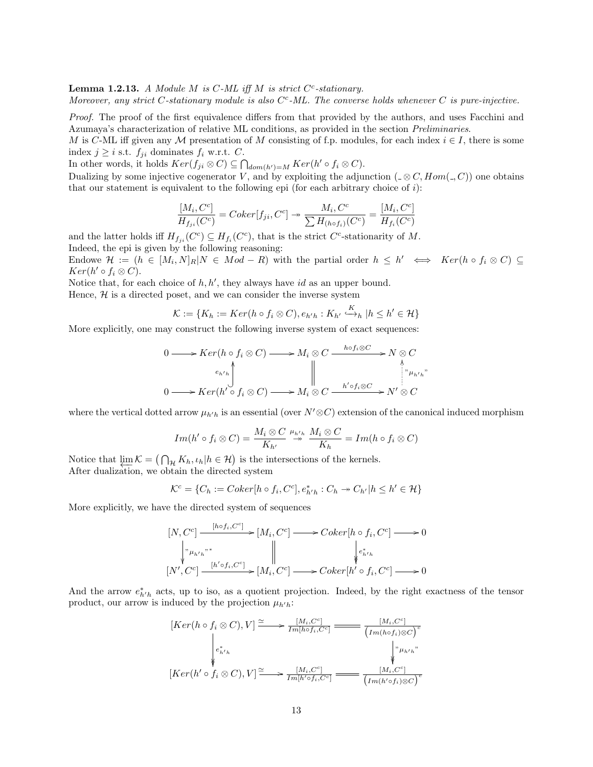**Lemma 1.2.13.** *A Module $M$ is $C$-ML iff $M$ is strict $C^c$-stationary.*
*Moreover, any strict $C$-stationary module is also $C^c$-ML. The converse holds whenever $C$ is pure-injective.*

*Proof.* The proof of the first equivalence differs from that provided by the authors, and uses Facchini and Azumaya's characterization of relative ML conditions, as provided in the section *Preliminaries*.
$M$ is $C$-ML iff given any $\mathcal{M}$ presentation of $M$ consisting of f.p. modules, for each index $i \in I$, there is some index $j \geq i$ s.t. $f_{ji}$ dominates $f_i$ w.r.t. $C$.
In other words, it holds $Ker(f_{ji} \otimes C) \subseteq \bigcap_{dom(h')=M} Ker(h' \circ f_i \otimes C)$.
Dualizing by some injective cogenerator $V$, and by exploiting the adjunction $(\_ \otimes C, Hom(\_, C))$ one obtains that our statement is equivalent to the following epi (for each arbitrary choice of $i$):

$$\frac{[M_i, C^c]}{H_{f_{ji}}(C^c)} = Coker[f_{ji}, C^c] \twoheadrightarrow \frac{M_i, C^c}{\sum H_{(h \circ f_i)}(C^c)} = \frac{[M_i, C^c]}{H_{f_i}(C^c)}$$

and the latter holds iff $H_{f_{ji}}(C^c) \subseteq H_{f_i}(C^c)$, that is the strict $C^c$-stationarity of $M$.
Indeed, the epi is given by the following reasoning:
Endowe $\mathcal{H} := (h \in [M_i, N]_R | N \in Mod-R)$ with the partial order $h \leq h' \iff Ker(h \circ f_i \otimes C) \subseteq Ker(h' \circ f_i \otimes C)$.
Notice that, for each choice of $h, h'$, they always have $id$ as an upper bound.
Hence, $\mathcal{H}$ is a directed poset, and we can consider the inverse system

$$\mathcal{K} := \{K_h := Ker(h \circ f_i \otimes C), e_{h'h} : K_{h'} \overset{K}{\hookrightarrow}_h | h \leq h' \in \mathcal{H}\}$$

More explicitly, one may construct the following inverse system of exact sequences:

$$\begin{array}{ccccccc}
0 & \longrightarrow & Ker(h \circ f_i \otimes C) & \longrightarrow & M_i \otimes C & \xrightarrow{h \circ f_i \otimes C} & N \otimes C \\
 & & \uparrow{\scriptstyle e_{h'h}} & & \| & & \vdots\uparrow{\scriptstyle "\mu_{h'h}"} \\
0 & \longrightarrow & Ker(h' \circ f_i \otimes C) & \longrightarrow & M_i \otimes C & \xrightarrow{h' \circ f_i \otimes C} & N' \otimes C
\end{array}$$

where the vertical dotted arrow $\mu_{h'h}$ is an essential (over $N' \otimes C$) extension of the canonical induced morphism

$$Im(h' \circ f_i \otimes C) = \frac{M_i \otimes C}{K_{h'}} \overset{\mu_{h'h}}{\twoheadrightarrow} \frac{M_i \otimes C}{K_h} = Im(h \circ f_i \otimes C)$$

Notice that $\varprojlim \mathcal{K} = \left( \bigcap_{\mathcal{H}} K_h, \iota_h | h \in \mathcal{H} \right)$ is the intersections of the kernels.
After dualization, we obtain the directed system

$$\mathcal{K}^c = \{C_h := Coker[h \circ f_i, C^c], e^*_{h'h} : C_h \twoheadrightarrow C_{h'} | h \leq h' \in \mathcal{H}\}$$

More explicitly, we have the directed system of sequences

$$\begin{array}{ccccccc}
[N, C^c] & \xrightarrow{[h \circ f_i, C^c]} & [M_i, C^c] & \longrightarrow & Coker[h \circ f_i, C^c] & \longrightarrow & 0 \\
\downarrow{\scriptstyle "\mu_{h'h}"^*} & & \| & & \downarrow{\scriptstyle e^*_{h'h}} & & \\
[N', C^c] & \xrightarrow{[h' \circ f_i, C^c]} & [M_i, C^c] & \longrightarrow & Coker[h' \circ f_i, C^c] & \longrightarrow & 0
\end{array}$$

And the arrow $e^*_{h'h}$ acts, up to iso, as a quotient projection. Indeed, by the right exactness of the tensor product, our arrow is induced by the projection $\mu_{h'h}$:

$$\begin{array}{ccccc}
[Ker(h \circ f_i \otimes C), V] & \xrightarrow{\simeq} & \frac{[M_i, C^c]}{Im[h \circ f_i, C^c]} & = & \frac{[M_i, C^c]}{\left(Im(h \circ f_i) \otimes C\right)^c} \\
\downarrow{\scriptstyle e^*_{h'h}} & & & & \downarrow{\scriptstyle "\mu_{h'h}"} \\
[Ker(h' \circ f_i \otimes C), V] & \xrightarrow{\simeq} & \frac{[M_i, C^c]}{Im[h' \circ f_i, C^c]} & = & \frac{[M_i, C^c]}{\left(Im(h' \circ f_i) \otimes C\right)^c}
\end{array}$$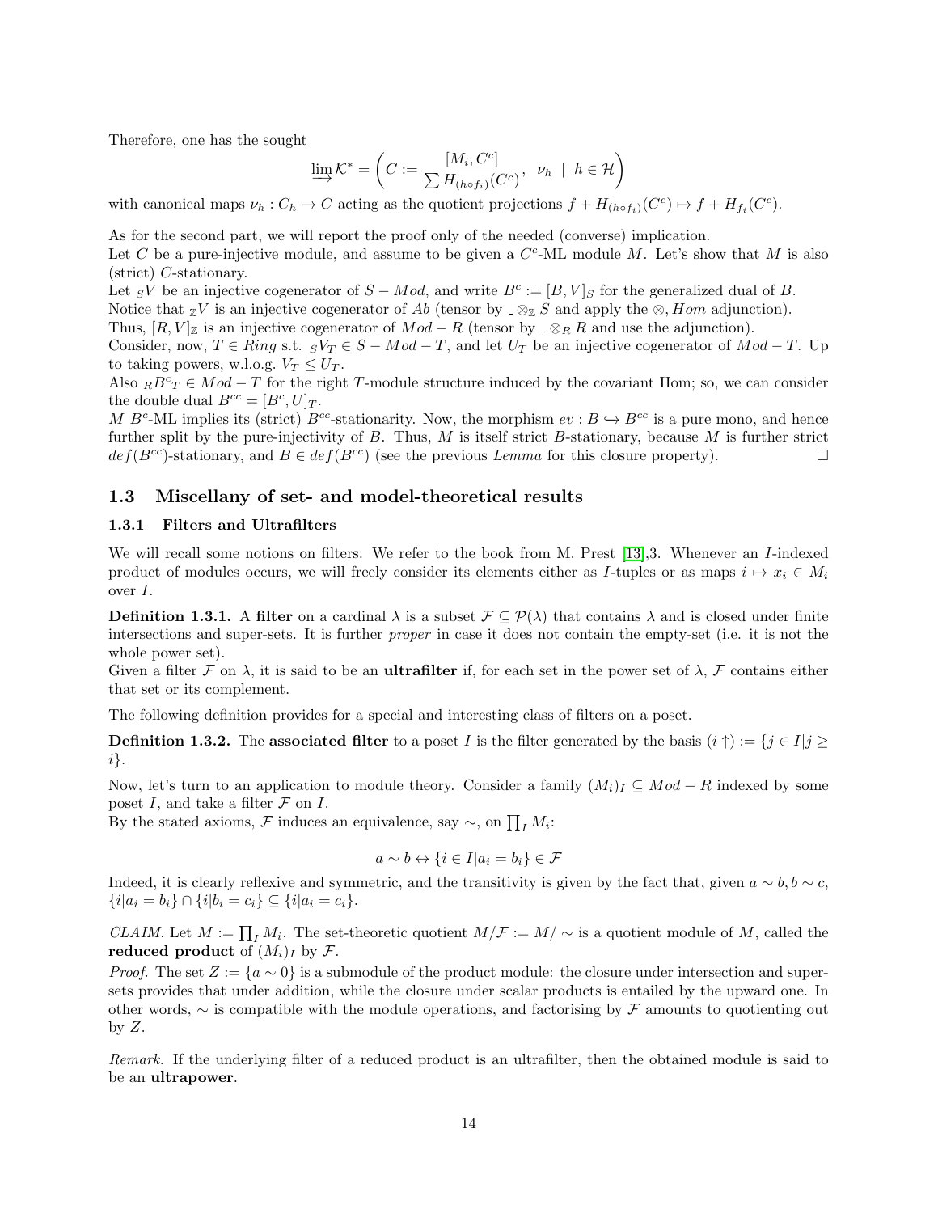Therefore, one has the sought

$$\varinjlim \mathcal{K}^* = \left( C := \frac{[M_i, C^c]}{\sum H_{(h \circ f_i)}(C^c)},\;\; \nu_h \;\mid\; h \in \mathcal{H} \right)$$

with canonical maps $\nu_h : C_h \to C$ acting as the quotient projections $f + H_{(h \circ f_i)}(C^c) \mapsto f + H_{f_i}(C^c)$.

As for the second part, we will report the proof only of the needed (converse) implication.
Let $C$ be a pure-injective module, and assume to be given a $C^c$-ML module $M$. Let's show that $M$ is also (strict) $C$-stationary.
Let ${}_SV$ be an injective cogenerator of $S - Mod$, and write $B^c := [B, V]_S$ for the generalized dual of $B$.
Notice that ${}_{\mathbb{Z}}V$ is an injective cogenerator of $Ab$ (tensor by $\_ \otimes_{\mathbb{Z}} S$ and apply the $\otimes, Hom$ adjunction).
Thus, $[R, V]_{\mathbb{Z}}$ is an injective cogenerator of $Mod - R$ (tensor by $\_ \otimes_R R$ and use the adjunction).
Consider, now, $T \in Ring$ s.t. ${}_SV_T \in S - Mod - T$, and let $U_T$ be an injective cogenerator of $Mod - T$. Up to taking powers, w.l.o.g. $V_T \leq U_T$.
Also ${}_RB^c{}_T \in Mod - T$ for the right $T$-module structure induced by the covariant Hom; so, we can consider the double dual $B^{cc} = [B^c, U]_T$.
$M$ $B^c$-ML implies its (strict) $B^{cc}$-stationarity. Now, the morphism $ev : B \hookrightarrow B^{cc}$ is a pure mono, and hence further split by the pure-injectivity of $B$. Thus, $M$ is itself strict $B$-stationary, because $M$ is further strict $def(B^{cc})$-stationary, and $B \in def(B^{cc})$ (see the previous *Lemma* for this closure property). □

## 1.3 Miscellany of set- and model-theoretical results

### 1.3.1 Filters and Ultrafilters

We will recall some notions on filters. We refer to the book from M. Prest [13],3. Whenever an $I$-indexed product of modules occurs, we will freely consider its elements either as $I$-tuples or as maps $i \mapsto x_i \in M_i$ over $I$.

**Definition 1.3.1.** A **filter** on a cardinal $\lambda$ is a subset $\mathcal{F} \subseteq \mathcal{P}(\lambda)$ that contains $\lambda$ and is closed under finite intersections and super-sets. It is further *proper* in case it does not contain the empty-set (i.e. it is not the whole power set).
Given a filter $\mathcal{F}$ on $\lambda$, it is said to be an **ultrafilter** if, for each set in the power set of $\lambda$, $\mathcal{F}$ contains either that set or its complement.

The following definition provides for a special and interesting class of filters on a poset.

**Definition 1.3.2.** The **associated filter** to a poset $I$ is the filter generated by the basis $(i \uparrow) := \{j \in I | j \geq i\}$.

Now, let's turn to an application to module theory. Consider a family $(M_i)_I \subseteq Mod - R$ indexed by some poset $I$, and take a filter $\mathcal{F}$ on $I$.
By the stated axioms, $\mathcal{F}$ induces an equivalence, say $\sim$, on $\prod_I M_i$:

$$a \sim b \leftrightarrow \{i \in I | a_i = b_i\} \in \mathcal{F}$$

Indeed, it is clearly reflexive and symmetric, and the transitivity is given by the fact that, given $a \sim b, b \sim c$, $\{i | a_i = b_i\} \cap \{i | b_i = c_i\} \subseteq \{i | a_i = c_i\}$.

*CLAIM.* Let $M := \prod_I M_i$. The set-theoretic quotient $M/\mathcal{F} := M/\sim$ is a quotient module of $M$, called the **reduced product** of $(M_i)_I$ by $\mathcal{F}$.

*Proof.* The set $Z := \{a \sim 0\}$ is a submodule of the product module: the closure under intersection and super-sets provides that under addition, while the closure under scalar products is entailed by the upward one. In other words, $\sim$ is compatible with the module operations, and factorising by $\mathcal{F}$ amounts to quotienting out by $Z$.

*Remark.* If the underlying filter of a reduced product is an ultrafilter, then the obtained module is said to be an **ultrapower**.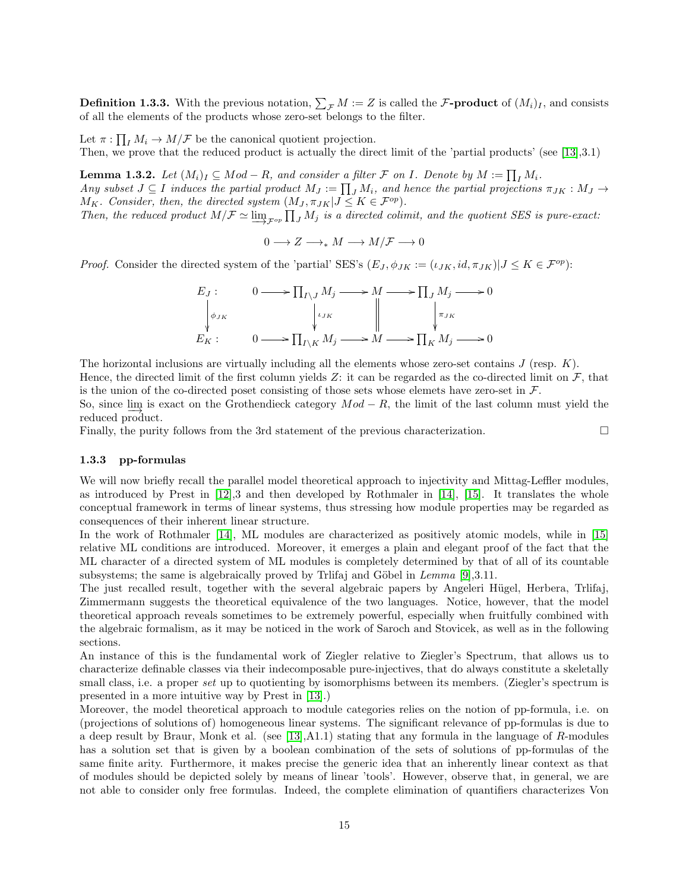**Definition 1.3.3.** With the previous notation, $\sum_{\mathcal{F}} M := Z$ is called the **$\mathcal{F}$-product** of $(M_i)_I$, and consists of all the elements of the products whose zero-set belongs to the filter.

Let $\pi : \prod_I M_i \to M/\mathcal{F}$ be the canonical quotient projection.
Then, we prove that the reduced product is actually the direct limit of the 'partial products' (see [13],3.1)

**Lemma 1.3.2.** *Let $(M_i)_I \subseteq Mod-R$, and consider a filter $\mathcal{F}$ on $I$. Denote by $M := \prod_I M_i$. Any subset $J \subseteq I$ induces the partial product $M_J := \prod_J M_i$, and hence the partial projections $\pi_{JK} : M_J \to M_K$. Consider, then, the directed system $(M_J, \pi_{JK} | J \leq K \in \mathcal{F}^{op})$. Then, the reduced product $M/\mathcal{F} \simeq \varinjlim_{\mathcal{F}^{op}} \prod_J M_j$ is a directed colimit, and the quotient SES is pure-exact:*

$$0 \longrightarrow Z \longrightarrow_* M \longrightarrow M/\mathcal{F} \longrightarrow 0$$

*Proof.* Consider the directed system of the 'partial' SES's $(E_J, \phi_{JK} := (\iota_{JK}, id, \pi_{JK}) | J \leq K \in \mathcal{F}^{op})$:

$$\begin{array}{ccccccccccc}
E_J : & & 0 & \longrightarrow & \prod_{I \setminus J} M_j & \longrightarrow & M & \longrightarrow & \prod_J M_j & \longrightarrow & 0 \\
\downarrow{\scriptstyle \phi_{JK}} & & & & \downarrow{\scriptstyle \iota_{JK}} & & \| & & \downarrow{\scriptstyle \pi_{JK}} & & \\
E_K : & & 0 & \longrightarrow & \prod_{I \setminus K} M_j & \longrightarrow & M & \longrightarrow & \prod_K M_j & \longrightarrow & 0
\end{array}$$

The horizontal inclusions are virtually including all the elements whose zero-set contains $J$ (resp. $K$).
Hence, the directed limit of the first column yields $Z$: it can be regarded as the co-directed limit on $\mathcal{F}$, that is the union of the co-directed poset consisting of those sets whose elemets have zero-set in $\mathcal{F}$.
So, since $\varinjlim$ is exact on the Grothendieck category $Mod-R$, the limit of the last column must yield the reduced product.
Finally, the purity follows from the 3rd statement of the previous characterization. $\square$

### 1.3.3 pp-formulas

We will now briefly recall the parallel model theoretical approach to injectivity and Mittag-Leffler modules, as introduced by Prest in [12],3 and then developed by Rothmaler in [14], [15]. It translates the whole conceptual framework in terms of linear systems, thus stressing how module properties may be regarded as consequences of their inherent linear structure.
In the work of Rothmaler [14], ML modules are characterized as positively atomic models, while in [15] relative ML conditions are introduced. Moreover, it emerges a plain and elegant proof of the fact that the ML character of a directed system of ML modules is completely determined by that of all of its countable subsystems; the same is algebraically proved by Trlifaj and Göbel in *Lemma* [9],3.11.
The just recalled result, together with the several algebraic papers by Angeleri Hügel, Herbera, Trlifaj, Zimmermann suggests the theoretical equivalence of the two languages. Notice, however, that the model theoretical approach reveals sometimes to be extremely powerful, especially when fruitfully combined with the algebraic formalism, as it may be noticed in the work of Saroch and Stovicek, as well as in the following sections.
An instance of this is the fundamental work of Ziegler relative to Ziegler's Spectrum, that allows us to characterize definable classes via their indecomposable pure-injectives, that do always constitute a skeletally small class, i.e. a proper *set* up to quotienting by isomorphisms between its members. (Ziegler's spectrum is presented in a more intuitive way by Prest in [13].)
Moreover, the model theoretical approach to module categories relies on the notion of pp-formula, i.e. on (projections of solutions of) homogeneous linear systems. The significant relevance of pp-formulas is due to a deep result by Braur, Monk et al. (see [13],A1.1) stating that any formula in the language of $R$-modules has a solution set that is given by a boolean combination of the sets of solutions of pp-formulas of the same finite arity. Furthermore, it makes precise the generic idea that an inherently linear context as that of modules should be depicted solely by means of linear 'tools'. However, observe that, in general, we are not able to consider only free formulas. Indeed, the complete elimination of quantifiers characterizes Von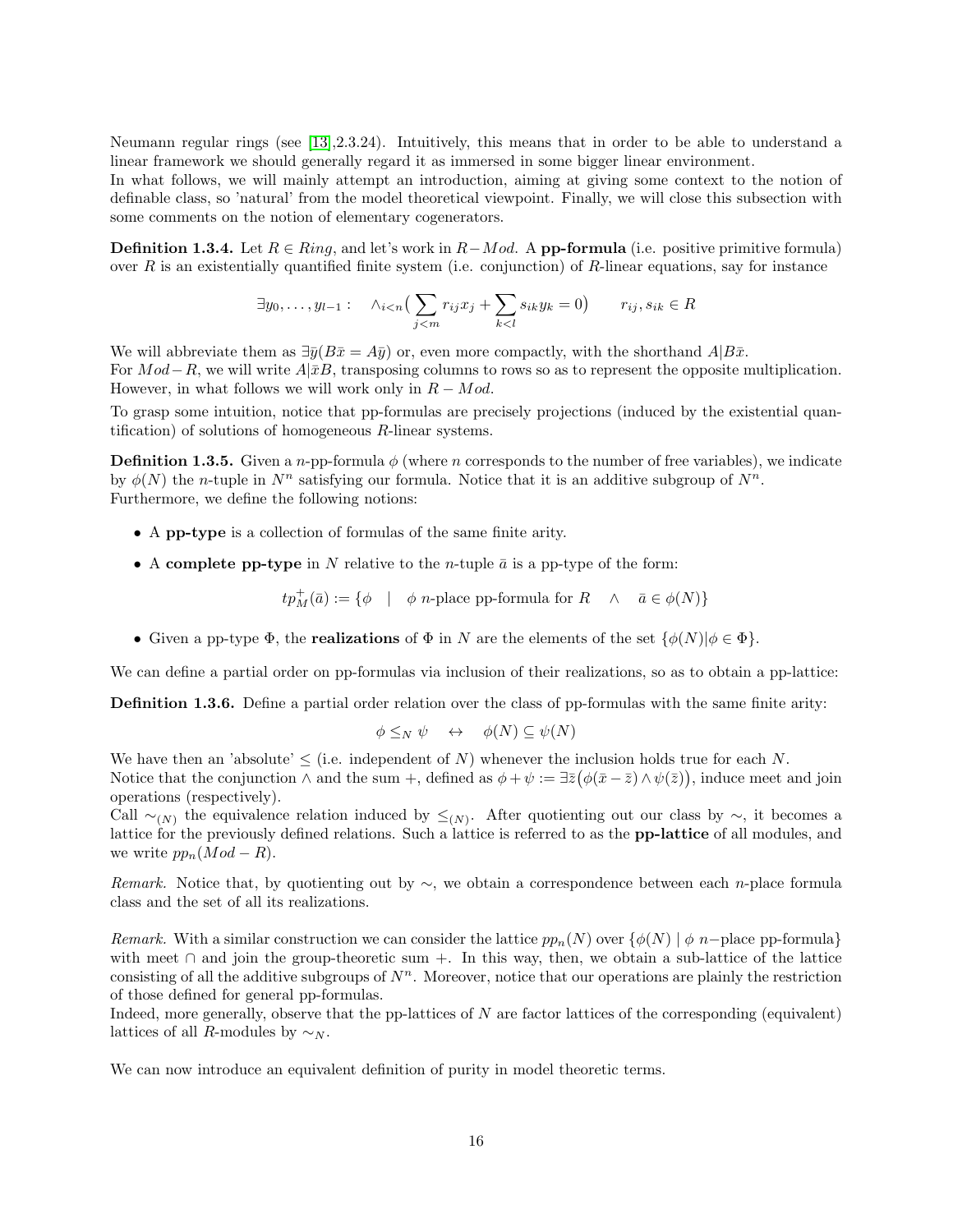Neumann regular rings (see [13],2.3.24). Intuitively, this means that in order to be able to understand a linear framework we should generally regard it as immersed in some bigger linear environment.
In what follows, we will mainly attempt an introduction, aiming at giving some context to the notion of definable class, so 'natural' from the model theoretical viewpoint. Finally, we will close this subsection with some comments on the notion of elementary cogenerators.

**Definition 1.3.4.** Let $R \in Ring$, and let's work in $R-Mod$. A **pp-formula** (i.e. positive primitive formula) over $R$ is an existentially quantified finite system (i.e. conjunction) of $R$-linear equations, say for instance

$$\exists y_0, \dots, y_{l-1} : \quad \wedge_{i<n}\big(\sum_{j<m} r_{ij}x_j + \sum_{k<l} s_{ik}y_k = 0\big) \qquad r_{ij}, s_{ik} \in R$$

We will abbreviate them as $\exists \bar{y}(B\bar{x} = A\bar{y})$ or, even more compactly, with the shorthand $A|B\bar{x}$.
For $Mod-R$, we will write $A|\bar{x}B$, transposing columns to rows so as to represent the opposite multiplication. However, in what follows we will work only in $R-Mod$.

To grasp some intuition, notice that pp-formulas are precisely projections (induced by the existential quantification) of solutions of homogeneous $R$-linear systems.

**Definition 1.3.5.** Given a $n$-pp-formula $\phi$ (where $n$ corresponds to the number of free variables), we indicate by $\phi(N)$ the $n$-tuple in $N^n$ satisfying our formula. Notice that it is an additive subgroup of $N^n$.
Furthermore, we define the following notions:

- A **pp-type** is a collection of formulas of the same finite arity.
- A **complete pp-type** in $N$ relative to the $n$-tuple $\bar{a}$ is a pp-type of the form:

$$tp^+_M(\bar{a}) := \{\phi \quad | \quad \phi \text{ } n\text{-place pp-formula for } R \quad \wedge \quad \bar{a} \in \phi(N)\}$$

- Given a pp-type $\Phi$, the **realizations** of $\Phi$ in $N$ are the elements of the set $\{\phi(N) | \phi \in \Phi\}$.

We can define a partial order on pp-formulas via inclusion of their realizations, so as to obtain a pp-lattice:

**Definition 1.3.6.** Define a partial order relation over the class of pp-formulas with the same finite arity:

$$\phi \leq_N \psi \quad \leftrightarrow \quad \phi(N) \subseteq \psi(N)$$

We have then an 'absolute' $\leq$ (i.e. independent of $N$) whenever the inclusion holds true for each $N$.
Notice that the conjunction $\wedge$ and the sum $+$, defined as $\phi + \psi := \exists \bar{z}\big(\phi(\bar{x} - \bar{z}) \wedge \psi(\bar{z})\big)$, induce meet and join operations (respectively).
Call $\sim_{(N)}$ the equivalence relation induced by $\leq_{(N)}$. After quotienting out our class by $\sim$, it becomes a lattice for the previously defined relations. Such a lattice is referred to as the **pp-lattice** of all modules, and we write $pp_n(Mod-R)$.

*Remark.* Notice that, by quotienting out by $\sim$, we obtain a correspondence between each $n$-place formula class and the set of all its realizations.

*Remark.* With a similar construction we can consider the lattice $pp_n(N)$ over $\{\phi(N) \mid \phi \text{ } n\text{-place pp-formula}\}$ with meet $\cap$ and join the group-theoretic sum $+$. In this way, then, we obtain a sub-lattice of the lattice consisting of all the additive subgroups of $N^n$. Moreover, notice that our operations are plainly the restriction of those defined for general pp-formulas.
Indeed, more generally, observe that the pp-lattices of $N$ are factor lattices of the corresponding (equivalent) lattices of all $R$-modules by $\sim_N$.

We can now introduce an equivalent definition of purity in model theoretic terms.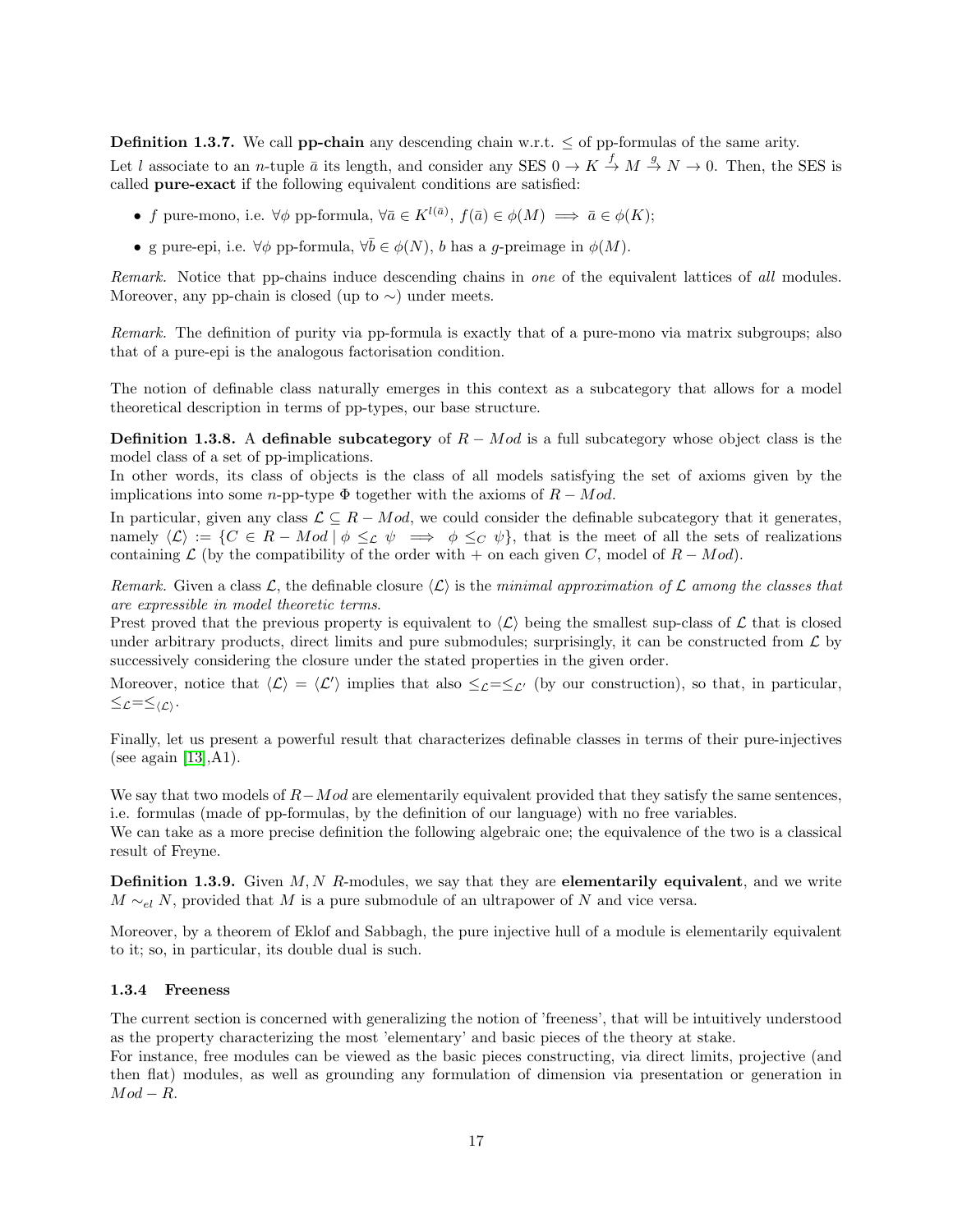**Definition 1.3.7.** We call **pp-chain** any descending chain w.r.t. $\leq$ of pp-formulas of the same arity.

Let $l$ associate to an $n$-tuple $\bar{a}$ its length, and consider any SES $0 \to K \xrightarrow{f} M \xrightarrow{g} N \to 0$. Then, the SES is called **pure-exact** if the following equivalent conditions are satisfied:

- $f$ pure-mono, i.e. $\forall \phi$ pp-formula, $\forall \bar{a} \in K^{l(\bar{a})}$, $f(\bar{a}) \in \phi(M) \implies \bar{a} \in \phi(K)$;
- g pure-epi, i.e. $\forall \phi$ pp-formula, $\forall \bar{b} \in \phi(N)$, $b$ has a $g$-preimage in $\phi(M)$.

*Remark.* Notice that pp-chains induce descending chains in *one* of the equivalent lattices of *all* modules. Moreover, any pp-chain is closed (up to $\sim$) under meets.

*Remark.* The definition of purity via pp-formula is exactly that of a pure-mono via matrix subgroups; also that of a pure-epi is the analogous factorisation condition.

The notion of definable class naturally emerges in this context as a subcategory that allows for a model theoretical description in terms of pp-types, our base structure.

**Definition 1.3.8.** A **definable subcategory** of $R - Mod$ is a full subcategory whose object class is the model class of a set of pp-implications.
In other words, its class of objects is the class of all models satisfying the set of axioms given by the implications into some $n$-pp-type $\Phi$ together with the axioms of $R - Mod$.

In particular, given any class $\mathcal{L} \subseteq R - Mod$, we could consider the definable subcategory that it generates, namely $\langle \mathcal{L} \rangle := \{C \in R - Mod \mid \phi \leq_{\mathcal{L}} \psi \implies \phi \leq_C \psi\}$, that is the meet of all the sets of realizations containing $\mathcal{L}$ (by the compatibility of the order with $+$ on each given $C$, model of $R - Mod$).

*Remark.* Given a class $\mathcal{L}$, the definable closure $\langle \mathcal{L} \rangle$ is the *minimal approximation of $\mathcal{L}$ among the classes that are expressible in model theoretic terms*.
Prest proved that the previous property is equivalent to $\langle \mathcal{L} \rangle$ being the smallest sup-class of $\mathcal{L}$ that is closed under arbitrary products, direct limits and pure submodules; surprisingly, it can be constructed from $\mathcal{L}$ by successively considering the closure under the stated properties in the given order.

Moreover, notice that $\langle \mathcal{L} \rangle = \langle \mathcal{L}' \rangle$ implies that also $\leq_{\mathcal{L}} = \leq_{\mathcal{L}'}$ (by our construction), so that, in particular, $\leq_{\mathcal{L}} = \leq_{\langle \mathcal{L} \rangle}$.

Finally, let us present a powerful result that characterizes definable classes in terms of their pure-injectives (see again [13],A1).

We say that two models of $R - Mod$ are elementarily equivalent provided that they satisfy the same sentences, i.e. formulas (made of pp-formulas, by the definition of our language) with no free variables.
We can take as a more precise definition the following algebraic one; the equivalence of the two is a classical result of Freyne.

**Definition 1.3.9.** Given $M, N$ $R$-modules, we say that they are **elementarily equivalent**, and we write $M \sim_{el} N$, provided that $M$ is a pure submodule of an ultrapower of $N$ and vice versa.

Moreover, by a theorem of Eklof and Sabbagh, the pure injective hull of a module is elementarily equivalent to it; so, in particular, its double dual is such.

### 1.3.4 Freeness

The current section is concerned with generalizing the notion of 'freeness', that will be intuitively understood as the property characterizing the most 'elementary' and basic pieces of the theory at stake.
For instance, free modules can be viewed as the basic pieces constructing, via direct limits, projective (and then flat) modules, as well as grounding any formulation of dimension via presentation or generation in $Mod - R$.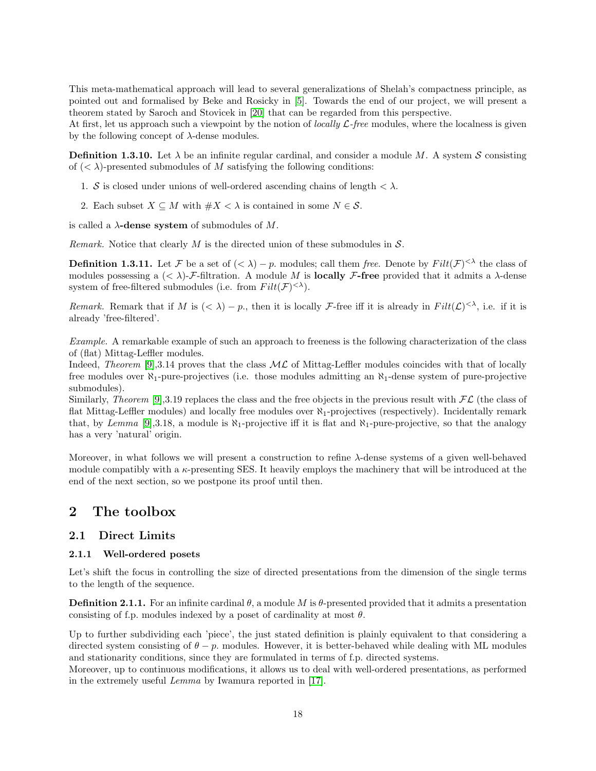This meta-mathematical approach will lead to several generalizations of Shelah's compactness principle, as pointed out and formalised by Beke and Rosicky in [5]. Towards the end of our project, we will present a theorem stated by Saroch and Stovicek in [20] that can be regarded from this perspective.
At first, let us approach such a viewpoint by the notion of *locally $\mathcal{L}$-free* modules, where the localness is given by the following concept of $\lambda$-dense modules.

**Definition 1.3.10.** Let $\lambda$ be an infinite regular cardinal, and consider a module $M$. A system $\mathcal{S}$ consisting of $(<\lambda)$-presented submodules of $M$ satisfying the following conditions:

1. $\mathcal{S}$ is closed under unions of well-ordered ascending chains of length $< \lambda$.
2. Each subset $X \subseteq M$ with $\#X < \lambda$ is contained in some $N \in \mathcal{S}$.

is called a **$\lambda$-dense system** of submodules of $M$.

*Remark.* Notice that clearly $M$ is the directed union of these submodules in $\mathcal{S}$.

**Definition 1.3.11.** Let $\mathcal{F}$ be a set of $(<\lambda)-p.$ modules; call them *free*. Denote by $Filt(\mathcal{F})^{<\lambda}$ the class of modules possessing a $(<\lambda)$-$\mathcal{F}$-filtration. A module $M$ is **locally $\mathcal{F}$-free** provided that it admits a $\lambda$-dense system of free-filtered submodules (i.e. from $Filt(\mathcal{F})^{<\lambda}$).

*Remark.* Remark that if $M$ is $(<\lambda)-p.$, then it is locally $\mathcal{F}$-free iff it is already in $Filt(\mathcal{L})^{<\lambda}$, i.e. if it is already 'free-filtered'.

*Example.* A remarkable example of such an approach to freeness is the following characterization of the class of (flat) Mittag-Leffler modules.
Indeed, *Theorem* [9],3.14 proves that the class $\mathcal{ML}$ of Mittag-Leffler modules coincides with that of locally free modules over $\aleph_1$-pure-projectives (i.e. those modules admitting an $\aleph_1$-dense system of pure-projective submodules).
Similarly, *Theorem* [9],3.19 replaces the class and the free objects in the previous result with $\mathcal{FL}$ (the class of flat Mittag-Leffler modules) and locally free modules over $\aleph_1$-projectives (respectively). Incidentally remark that, by *Lemma* [9],3.18, a module is $\aleph_1$-projective iff it is flat and $\aleph_1$-pure-projective, so that the analogy has a very 'natural' origin.

Moreover, in what follows we will present a construction to refine $\lambda$-dense systems of a given well-behaved module compatibly with a $\kappa$-presenting SES. It heavily employs the machinery that will be introduced at the end of the next section, so we postpone its proof until then.

# 2 The toolbox

## 2.1 Direct Limits

### 2.1.1 Well-ordered posets

Let's shift the focus in controlling the size of directed presentations from the dimension of the single terms to the length of the sequence.

**Definition 2.1.1.** For an infinite cardinal $\theta$, a module $M$ is $\theta$-presented provided that it admits a presentation consisting of f.p. modules indexed by a poset of cardinality at most $\theta$.

Up to further subdividing each 'piece', the just stated definition is plainly equivalent to that considering a directed system consisting of $\theta-p.$ modules. However, it is better-behaved while dealing with ML modules and stationarity conditions, since they are formulated in terms of f.p. directed systems.
Moreover, up to continuous modifications, it allows us to deal with well-ordered presentations, as performed in the extremely useful *Lemma* by Iwamura reported in [17].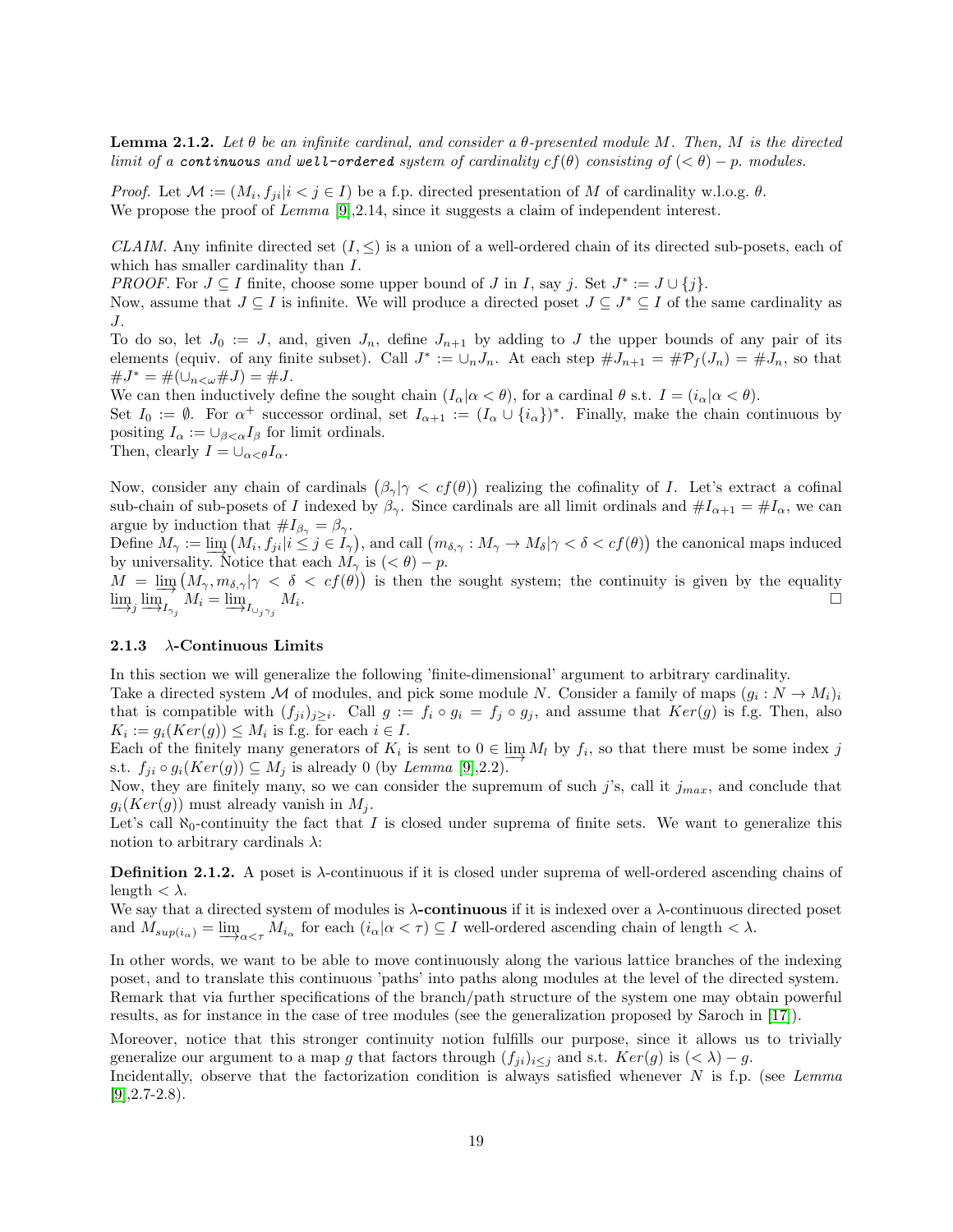**Lemma 2.1.2.** *Let $\theta$ be an infinite cardinal, and consider a $\theta$-presented module $M$. Then, $M$ is the directed limit of a* `continuous` *and* `well-ordered` *system of cardinality $cf(\theta)$ consisting of $(<\theta)-p.$ modules.*

*Proof.* Let $\mathcal{M} := (M_i, f_{ji}|i < j \in I)$ be a f.p. directed presentation of $M$ of cardinality w.l.o.g. $\theta$.
We propose the proof of *Lemma* [9],2.14, since it suggests a claim of independent interest.

*CLAIM.* Any infinite directed set $(I, \leq)$ is a union of a well-ordered chain of its directed sub-posets, each of which has smaller cardinality than $I$.
*PROOF.* For $J \subseteq I$ finite, choose some upper bound of $J$ in $I$, say $j$. Set $J^* := J \cup \{j\}$.
Now, assume that $J \subseteq I$ is infinite. We will produce a directed poset $J \subseteq J^* \subseteq I$ of the same cardinality as $J$.
To do so, let $J_0 := J$, and, given $J_n$, define $J_{n+1}$ by adding to $J$ the upper bounds of any pair of its elements (equiv. of any finite subset). Call $J^* := \cup_n J_n$. At each step $\#J_{n+1} = \#\mathcal{P}_f(J_n) = \#J_n$, so that $\#J^* = \#(\cup_{n<\omega}\#J) = \#J$.
We can then inductively define the sought chain $(I_\alpha|\alpha < \theta)$, for a cardinal $\theta$ s.t. $I = (i_\alpha|\alpha < \theta)$.
Set $I_0 := \emptyset$. For $\alpha^+$ successor ordinal, set $I_{\alpha+1} := (I_\alpha \cup \{i_\alpha\})^*$. Finally, make the chain continuous by positing $I_\alpha := \cup_{\beta<\alpha} I_\beta$ for limit ordinals.
Then, clearly $I = \cup_{\alpha<\theta} I_\alpha$.

Now, consider any chain of cardinals $\big(\beta_\gamma|\gamma < cf(\theta)\big)$ realizing the cofinality of $I$. Let's extract a cofinal sub-chain of sub-posets of $I$ indexed by $\beta_\gamma$. Since cardinals are all limit ordinals and $\#I_{\alpha+1} = \#I_\alpha$, we can argue by induction that $\#I_{\beta_\gamma} = \beta_\gamma$.
Define $M_\gamma := \varinjlim\big(M_i, f_{ji}|i \leq j \in I_\gamma\big)$, and call $\big(m_{\delta,\gamma} : M_\gamma \to M_\delta|\gamma < \delta < cf(\theta)\big)$ the canonical maps induced by universality. Notice that each $M_\gamma$ is $(<\theta)-p$.
$M = \varinjlim\big(M_\gamma, m_{\delta,\gamma}|\gamma < \delta < cf(\theta)\big)$ is then the sought system; the continuity is given by the equality $\varinjlim_j \varinjlim_{I_{\gamma_j}} M_i = \varinjlim_{I_{\cup_j \gamma_j}} M_i$. $\square$

### 2.1.3 $\lambda$-Continuous Limits

In this section we will generalize the following 'finite-dimensional' argument to arbitrary cardinality.
Take a directed system $\mathcal{M}$ of modules, and pick some module $N$. Consider a family of maps $(g_i : N \to M_i)_i$ that is compatible with $(f_{ji})_{j\geq i}$. Call $g := f_i \circ g_i = f_j \circ g_j$, and assume that $Ker(g)$ is f.g. Then, also $K_i := g_i(Ker(g)) \leq M_i$ is f.g. for each $i \in I$.
Each of the finitely many generators of $K_i$ is sent to $0 \in \varinjlim M_l$ by $f_i$, so that there must be some index $j$ s.t. $f_{ji} \circ g_i(Ker(g)) \subseteq M_j$ is already 0 (by *Lemma* [9],2.2).
Now, they are finitely many, so we can consider the supremum of such $j$'s, call it $j_{max}$, and conclude that $g_i(Ker(g))$ must already vanish in $M_j$.
Let's call $\aleph_0$-continuity the fact that $I$ is closed under suprema of finite sets. We want to generalize this notion to arbitrary cardinals $\lambda$:

**Definition 2.1.2.** A poset is $\lambda$-continuous if it is closed under suprema of well-ordered ascending chains of length $< \lambda$.
We say that a directed system of modules is **$\lambda$-continuous** if it is indexed over a $\lambda$-continuous directed poset and $M_{sup(i_\alpha)} = \varinjlim_{\alpha<\tau} M_{i_\alpha}$ for each $(i_\alpha|\alpha < \tau) \subseteq I$ well-ordered ascending chain of length $< \lambda$.

In other words, we want to be able to move continuously along the various lattice branches of the indexing poset, and to translate this continuous 'paths' into paths along modules at the level of the directed system. Remark that via further specifications of the branch/path structure of the system one may obtain powerful results, as for instance in the case of tree modules (see the generalization proposed by Saroch in [17]).

Moreover, notice that this stronger continuity notion fulfills our purpose, since it allows us to trivially generalize our argument to a map $g$ that factors through $(f_{ji})_{i\leq j}$ and s.t. $Ker(g)$ is $(<\lambda)-g$.
Incidentally, observe that the factorization condition is always satisfied whenever $N$ is f.p. (see *Lemma* [9],2.7-2.8).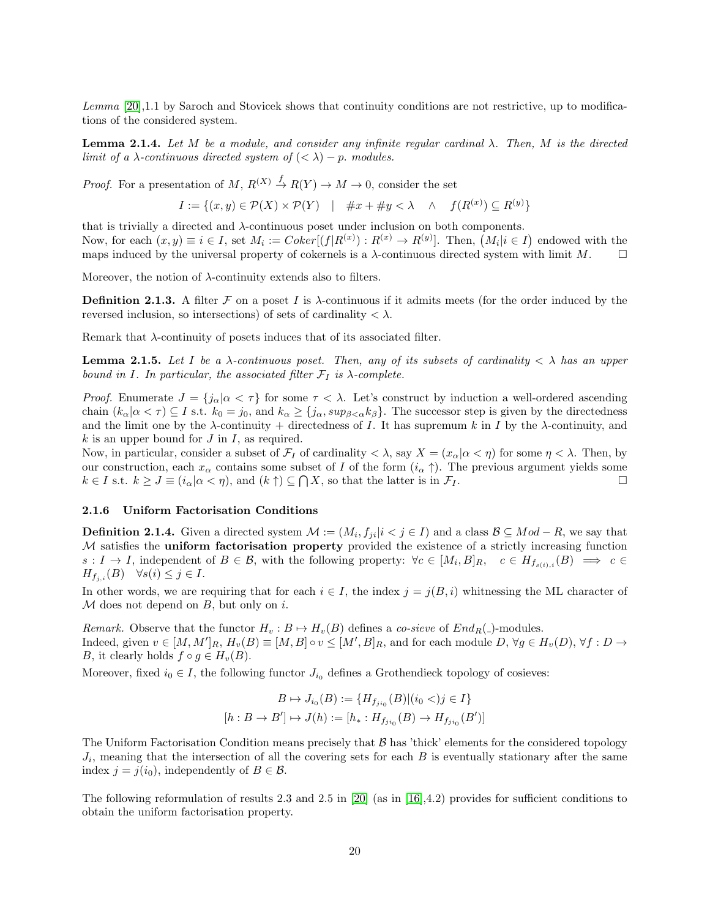*Lemma* [20],1.1 by Saroch and Stovicek shows that continuity conditions are not restrictive, up to modifications of the considered system.

**Lemma 2.1.4.** *Let $M$ be a module, and consider any infinite regular cardinal $\lambda$. Then, $M$ is the directed limit of a $\lambda$-continuous directed system of $(<\lambda)-p.$ modules.*

*Proof.* For a presentation of $M$, $R^{(X)} \xrightarrow{f} R(Y) \to M \to 0$, consider the set

$$I := \{(x,y) \in \mathcal{P}(X) \times \mathcal{P}(Y) \quad | \quad \#x + \#y < \lambda \quad \wedge \quad f(R^{(x)}) \subseteq R^{(y)}\}$$

that is trivially a directed and $\lambda$-continuous poset under inclusion on both components.
Now, for each $(x,y) \equiv i \in I$, set $M_i := Coker[(f|R^{(x)}) : R^{(x)} \to R^{(y)}]$. Then, $\big(M_i|i \in I\big)$ endowed with the maps induced by the universal property of cokernels is a $\lambda$-continuous directed system with limit $M$. $\square$

Moreover, the notion of $\lambda$-continuity extends also to filters.

**Definition 2.1.3.** A filter $\mathcal{F}$ on a poset $I$ is $\lambda$-continuous if it admits meets (for the order induced by the reversed inclusion, so intersections) of sets of cardinality $<\lambda$.

Remark that $\lambda$-continuity of posets induces that of its associated filter.

**Lemma 2.1.5.** *Let $I$ be a $\lambda$-continuous poset. Then, any of its subsets of cardinality $<\lambda$ has an upper bound in $I$. In particular, the associated filter $\mathcal{F}_I$ is $\lambda$-complete.*

*Proof.* Enumerate $J = \{j_\alpha|\alpha < \tau\}$ for some $\tau < \lambda$. Let's construct by induction a well-ordered ascending chain $(k_\alpha|\alpha < \tau) \subseteq I$ s.t. $k_0 = j_0$, and $k_\alpha \geq \{j_\alpha, sup_{\beta<\alpha}k_\beta\}$. The successor step is given by the directedness and the limit one by the $\lambda$-continuity + directedness of $I$. It has supremum $k$ in $I$ by the $\lambda$-continuity, and $k$ is an upper bound for $J$ in $I$, as required.
Now, in particular, consider a subset of $\mathcal{F}_I$ of cardinality $<\lambda$, say $X = (x_\alpha|\alpha < \eta)$ for some $\eta < \lambda$. Then, by our construction, each $x_\alpha$ contains some subset of $I$ of the form $(i_\alpha \uparrow)$. The previous argument yields some $k \in I$ s.t. $k \geq J \equiv (i_\alpha|\alpha < \eta)$, and $(k \uparrow) \subseteq \bigcap X$, so that the latter is in $\mathcal{F}_I$. $\square$

#### 2.1.6 Uniform Factorisation Conditions

**Definition 2.1.4.** Given a directed system $\mathcal{M} := (M_i, f_{ji}|i < j \in I)$ and a class $\mathcal{B} \subseteq Mod-R$, we say that $\mathcal{M}$ satisfies the **uniform factorisation property** provided the existence of a strictly increasing function $s : I \to I$, independent of $B \in \mathcal{B}$, with the following property: $\forall c \in [M_i, B]_R, \quad c \in H_{f_{s(i),i}}(B) \implies c \in H_{f_{j,i}}(B) \quad \forall s(i) \leq j \in I$.
In other words, we are requiring that for each $i \in I$, the index $j = j(B,i)$ whitnessing the ML character of $\mathcal{M}$ does not depend on $B$, but only on $i$.

*Remark.* Observe that the functor $H_v : B \mapsto H_v(B)$ defines a *co-sieve* of $End_R(\_)$-modules.
Indeed, given $v \in [M, M']_R$, $H_v(B) \equiv [M,B] \circ v \leq [M', B]_R$, and for each module $D$, $\forall g \in H_v(D)$, $\forall f : D \to B$, it clearly holds $f \circ g \in H_v(B)$.

Moreover, fixed $i_0 \in I$, the following functor $J_{i_0}$ defines a Grothendieck topology of cosieves:

$$B \mapsto J_{i_0}(B) := \{H_{f_{ji_0}}(B)|(i_0 <)j \in I\}$$
$$[h : B \to B'] \mapsto J(h) := [h_* : H_{f_{ji_0}}(B) \to H_{f_{ji_0}}(B')]$$

The Uniform Factorisation Condition means precisely that $\mathcal{B}$ has 'thick' elements for the considered topology $J_i$, meaning that the intersection of all the covering sets for each $B$ is eventually stationary after the same index $j = j(i_0)$, independently of $B \in \mathcal{B}$.

The following reformulation of results 2.3 and 2.5 in [20] (as in [16],4.2) provides for sufficient conditions to obtain the uniform factorisation property.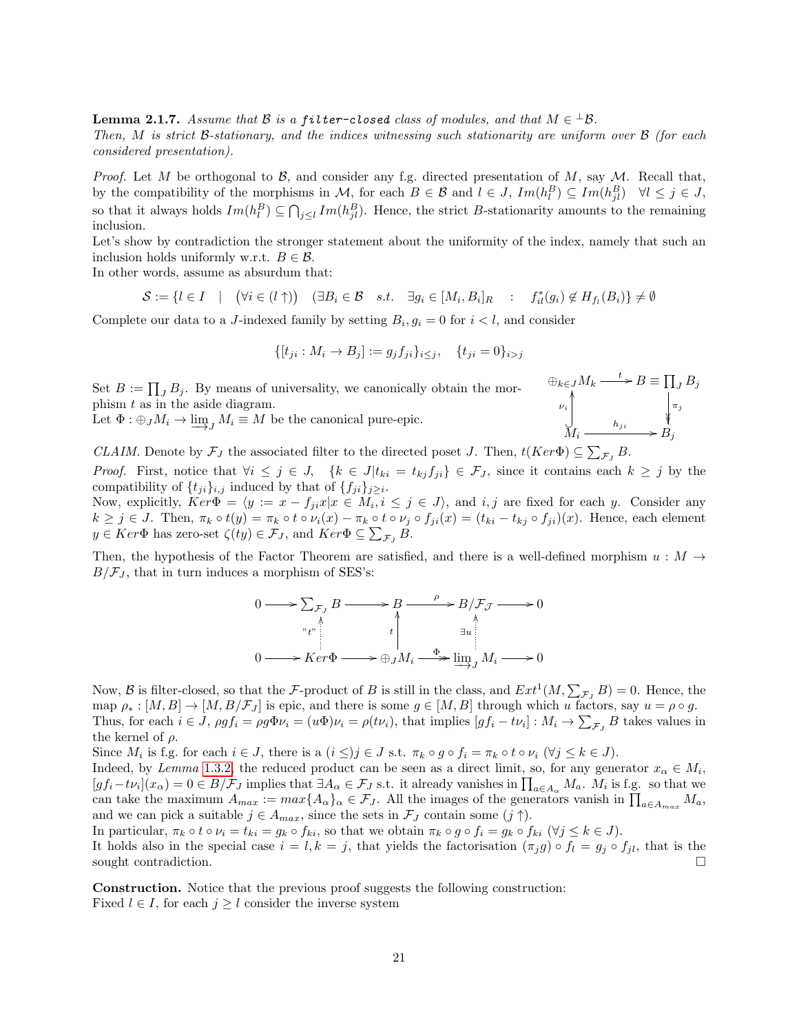**Lemma 2.1.7.** *Assume that $\mathcal{B}$ is a* `filter-closed` *class of modules, and that $M \in {}^{\perp}\mathcal{B}$.*
*Then, $M$ is strict $\mathcal{B}$-stationary, and the indices witnessing such stationarity are uniform over $\mathcal{B}$ (for each considered presentation).*

*Proof.* Let $M$ be orthogonal to $\mathcal{B}$, and consider any f.g. directed presentation of $M$, say $\mathcal{M}$. Recall that, by the compatibility of the morphisms in $\mathcal{M}$, for each $B \in \mathcal{B}$ and $l \in J$, $Im(h_l^B) \subseteq Im(h_{jl}^B) \quad \forall l \leq j \in J$, so that it always holds $Im(h_l^B) \subseteq \bigcap_{j \leq l} Im(h_{jl}^B)$. Hence, the strict $B$-stationarity amounts to the remaining inclusion.
Let's show by contradiction the stronger statement about the uniformity of the index, namely that such an inclusion holds uniformly w.r.t. $B \in \mathcal{B}$.
In other words, assume as absurdum that:

$$\mathcal{S} := \{l \in I \quad | \quad (\forall i \in (l \uparrow)) \quad (\exists B_i \in \mathcal{B} \quad s.t. \quad \exists g_i \in [M_i, B_i]_R \quad : \quad f_{il}^*(g_i) \notin H_{f_l}(B_i)\} \neq \emptyset$$

Complete our data to a $J$-indexed family by setting $B_i, g_i = 0$ for $i < l$, and consider

$$\{[t_{ji} : M_i \to B_j] := g_j f_{ji}\}_{i \leq j}, \quad \{t_{ji} = 0\}_{i > j}$$

Set $B := \prod_J B_j$. By means of universality, we canonically obtain the morphism $t$ as in the aside diagram.
Let $\Phi : \oplus_J M_i \to \varinjlim_J M_i \equiv M$ be the canonical pure-epic.

$$\begin{array}{ccc} \oplus_{k \in J} M_k & \xrightarrow{t} & B \equiv \prod_J B_j \\ \nu_i \uparrow & & \downarrow \pi_j \\ M_i & \xrightarrow{h_{ji}} & B_j \end{array}$$

*CLAIM.* Denote by $\mathcal{F}_J$ the associated filter to the directed poset $J$. Then, $t(Ker\Phi) \subseteq \sum_{\mathcal{F}_J} B$.
*Proof.* First, notice that $\forall i \leq j \in J, \quad \{k \in J | t_{ki} = t_{kj} f_{ji}\} \in \mathcal{F}_J$, since it contains each $k \geq j$ by the compatibility of $\{t_{ji}\}_{i,j}$ induced by that of $\{f_{ji}\}_{j \geq i}$.
Now, explicitly, $Ker\Phi = \langle y := x - f_{ji}x | x \in M_i, i \leq j \in J \rangle$, and $i, j$ are fixed for each $y$. Consider any $k \geq j \in J$. Then, $\pi_k \circ t(y) = \pi_k \circ t \circ \nu_i(x) - \pi_k \circ t \circ \nu_j \circ f_{ji}(x) = (t_{ki} - t_{kj} \circ f_{ji})(x)$. Hence, each element $y \in Ker\Phi$ has zero-set $\zeta(ty) \in \mathcal{F}_J$, and $Ker\Phi \subseteq \sum_{\mathcal{F}_J} B$.

Then, the hypothesis of the Factor Theorem are satisfied, and there is a well-defined morphism $u : M \to B/\mathcal{F}_J$, that in turn induces a morphism of SES's:

$$\begin{array}{ccccccccc} 0 & \to & \sum_{\mathcal{F}_J} B & \to & B & \xrightarrow{\rho} & B/\mathcal{F}_J & \to & 0 \\ & & \uparrow \text{"}t\text{"} & & \uparrow t & & \uparrow \exists u & & \\ 0 & \to & Ker\Phi & \to & \oplus_J M_i & \xrightarrow{\Phi} & \varinjlim_J M_i & \to & 0 \end{array}$$

Now, $\mathcal{B}$ is filter-closed, so that the $\mathcal{F}$-product of $B$ is still in the class, and $Ext^1(M, \sum_{\mathcal{F}_J} B) = 0$. Hence, the map $\rho_* : [M, B] \to [M, B/\mathcal{F}_J]$ is epic, and there is some $g \in [M, B]$ through which $u$ factors, say $u = \rho \circ g$.
Thus, for each $i \in J$, $\rho g f_i = \rho g \Phi \nu_i = (u\Phi)\nu_i = \rho(t\nu_i)$, that implies $[gf_i - t\nu_i] : M_i \to \sum_{\mathcal{F}_J} B$ takes values in the kernel of $\rho$.
Since $M_i$ is f.g. for each $i \in J$, there is a $(i \leq) j \in J$ s.t. $\pi_k \circ g \circ f_i = \pi_k \circ t \circ \nu_i \; (\forall j \leq k \in J)$.
Indeed, by *Lemma* 1.3.2, the reduced product can be seen as a direct limit, so, for any generator $x_\alpha \in M_i$, $[gf_i - t\nu_i](x_\alpha) = 0 \in B/\mathcal{F}_J$ implies that $\exists A_\alpha \in \mathcal{F}_J$ s.t. it already vanishes in $\prod_{a \in A_\alpha} M_a$. $M_i$ is f.g. so that we can take the maximum $A_{max} := max\{A_\alpha\}_\alpha \in \mathcal{F}_J$. All the images of the generators vanish in $\prod_{a \in A_{max}} M_a$, and we can pick a suitable $j \in A_{max}$, since the sets in $\mathcal{F}_J$ contain some $(j \uparrow)$.
In particular, $\pi_k \circ t \circ \nu_i = t_{ki} = g_k \circ f_{ki}$, so that we obtain $\pi_k \circ g \circ f_i = g_k \circ f_{ki} \; (\forall j \leq k \in J)$.
It holds also in the special case $i = l, k = j$, that yields the factorisation $(\pi_j g) \circ f_l = g_j \circ f_{jl}$, that is the sought contradiction. $\square$

**Construction.** Notice that the previous proof suggests the following construction:
Fixed $l \in I$, for each $j \geq l$ consider the inverse system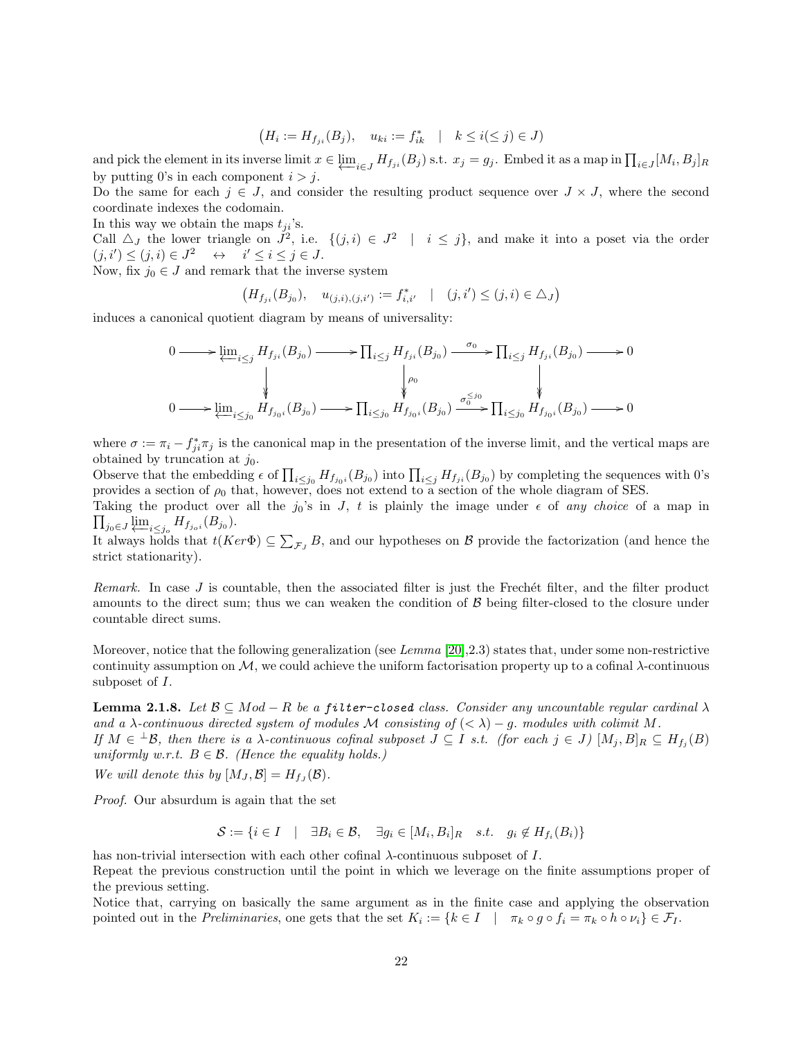$$\left(H_i := H_{f_{ji}}(B_j), \quad u_{ki} := f^*_{ik} \quad | \quad k \leq i (\leq j) \in J\right)$$

and pick the element in its inverse limit $x \in \varprojlim_{i \in J} H_{f_{ji}}(B_j)$ s.t. $x_j = g_j$. Embed it as a map in $\prod_{i \in J}[M_i, B_j]_R$ by putting 0's in each component $i > j$.
Do the same for each $j \in J$, and consider the resulting product sequence over $J \times J$, where the second coordinate indexes the codomain.
In this way we obtain the maps $t_{ji}$'s.
Call $\triangle_J$ the lower triangle on $J^2$, i.e. $\{(j,i) \in J^2 \quad | \quad i \leq j\}$, and make it into a poset via the order $(j,i') \leq (j,i) \in J^2 \quad \leftrightarrow \quad i' \leq i \leq j \in J$.
Now, fix $j_0 \in J$ and remark that the inverse system

$$\left(H_{f_{ji}}(B_{j_0}), \quad u_{(j,i),(j,i')} := f^*_{i,i'} \quad | \quad (j,i') \leq (j,i) \in \triangle_J\right)$$

induces a canonical quotient diagram by means of universality:

$$\begin{array}{ccccccccc}
0 & \longrightarrow & \varprojlim_{i \leq j} H_{f_{ji}}(B_{j_0}) & \longrightarrow & \prod_{i \leq j} H_{f_{ji}}(B_{j_0}) & \xrightarrow{\sigma_0} & \prod_{i \leq j} H_{f_{ji}}(B_{j_0}) & \longrightarrow & 0 \\
 & & \downarrow & & \downarrow \rho_0 & & \downarrow & & \\
0 & \longrightarrow & \varprojlim_{i \leq j_0} H_{f_{j_0 i}}(B_{j_0}) & \longrightarrow & \prod_{i \leq j_0} H_{f_{j_0 i}}(B_{j_0}) & \xrightarrow{\sigma_0^{\leq j_0}} & \prod_{i \leq j_0} H_{f_{j_0 i}}(B_{j_0}) & \longrightarrow & 0
\end{array}$$

where $\sigma := \pi_i - f^*_{ji}\pi_j$ is the canonical map in the presentation of the inverse limit, and the vertical maps are obtained by truncation at $j_0$.
Observe that the embedding $\epsilon$ of $\prod_{i \leq j_0} H_{f_{j_0 i}}(B_{j_0})$ into $\prod_{i \leq j} H_{f_{ji}}(B_{j_0})$ by completing the sequences with 0's provides a section of $\rho_0$ that, however, does not extend to a section of the whole diagram of SES.
Taking the product over all the $j_0$'s in $J$, $t$ is plainly the image under $\epsilon$ of *any choice* of a map in $\prod_{j_0 \in J} \varprojlim_{i \leq j_o} H_{f_{j_o i}}(B_{j_0})$.
It always holds that $t(Ker\Phi) \subseteq \sum_{\mathcal{F}_J} B$, and our hypotheses on $\mathcal{B}$ provide the factorization (and hence the strict stationarity).

*Remark.* In case $J$ is countable, then the associated filter is just the Frechét filter, and the filter product amounts to the direct sum; thus we can weaken the condition of $\mathcal{B}$ being filter-closed to the closure under countable direct sums.

Moreover, notice that the following generalization (see *Lemma* [20],2.3) states that, under some non-restrictive continuity assumption on $\mathcal{M}$, we could achieve the uniform factorisation property up to a cofinal $\lambda$-continuous subposet of $I$.

**Lemma 2.1.8.** *Let $\mathcal{B} \subseteq Mod-R$ be a* `filter-closed` *class. Consider any uncountable regular cardinal $\lambda$ and a $\lambda$-continuous directed system of modules $\mathcal{M}$ consisting of $(<\lambda)-g.$ modules with colimit $M$.*
*If $M \in {}^{\perp}\mathcal{B}$, then there is a $\lambda$-continuous cofinal subposet $J \subseteq I$ s.t. (for each $j \in J$) $[M_j, B]_R \subseteq H_{f_j}(B)$ uniformly w.r.t. $B \in \mathcal{B}$. (Hence the equality holds.)*
*We will denote this by $[M_J, \mathcal{B}] = H_{f_J}(\mathcal{B})$.*

*Proof.* Our absurdum is again that the set

$$\mathcal{S} := \{i \in I \quad | \quad \exists B_i \in \mathcal{B}, \quad \exists g_i \in [M_i, B_i]_R \quad s.t. \quad g_i \notin H_{f_i}(B_i)\}$$

has non-trivial intersection with each other cofinal $\lambda$-continuous subposet of $I$.
Repeat the previous construction until the point in which we leverage on the finite assumptions proper of the previous setting.
Notice that, carrying on basically the same argument as in the finite case and applying the observation pointed out in the *Preliminaries*, one gets that the set $K_i := \{k \in I \quad | \quad \pi_k \circ g \circ f_i = \pi_k \circ h \circ \nu_i\} \in \mathcal{F}_I$.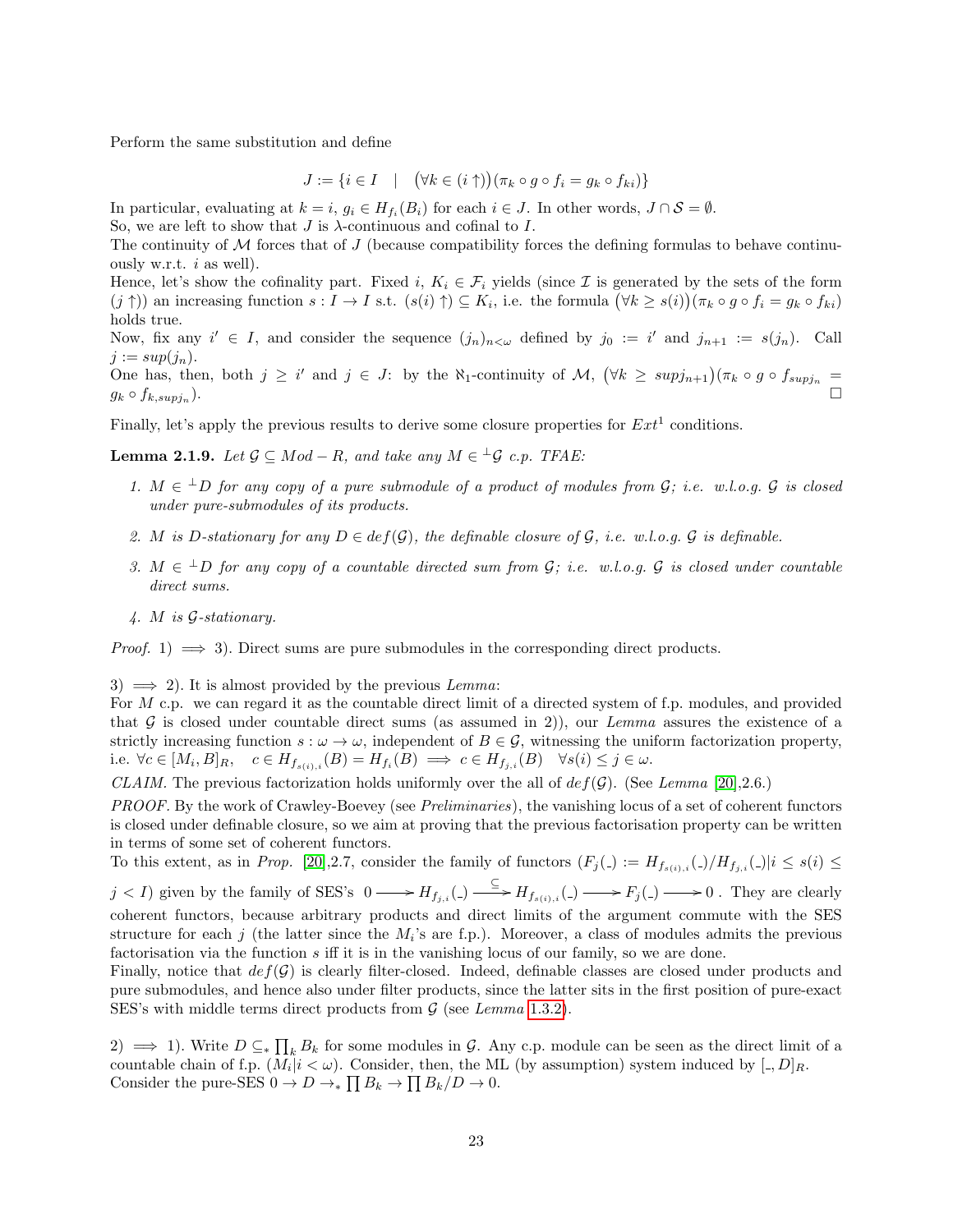Perform the same substitution and define

$$J := \{i \in I \quad | \quad \big(\forall k \in (i\uparrow)\big)(\pi_k \circ g \circ f_i = g_k \circ f_{ki})\}$$

In particular, evaluating at $k = i$, $g_i \in H_{f_i}(B_i)$ for each $i \in J$. In other words, $J \cap \mathcal{S} = \emptyset$.
So, we are left to show that $J$ is $\lambda$-continuous and cofinal to $I$.
The continuity of $\mathcal{M}$ forces that of $J$ (because compatibility forces the defining formulas to behave continuously w.r.t. $i$ as well).
Hence, let's show the cofinality part. Fixed $i$, $K_i \in \mathcal{F}_i$ yields (since $\mathcal{I}$ is generated by the sets of the form $(j\uparrow)$) an increasing function $s : I \to I$ s.t. $(s(i)\uparrow) \subseteq K_i$, i.e. the formula $\big(\forall k \geq s(i)\big)(\pi_k \circ g \circ f_i = g_k \circ f_{ki})$ holds true.
Now, fix any $i' \in I$, and consider the sequence $(j_n)_{n<\omega}$ defined by $j_0 := i'$ and $j_{n+1} := s(j_n)$. Call $j := sup(j_n)$.
One has, then, both $j \geq i'$ and $j \in J$: by the $\aleph_1$-continuity of $\mathcal{M}$, $\big(\forall k \geq supj_{n+1}\big)(\pi_k \circ g \circ f_{supj_n} = g_k \circ f_{k,supj_n})$. $\square$

Finally, let's apply the previous results to derive some closure properties for $Ext^1$ conditions.

**Lemma 2.1.9.** *Let $\mathcal{G} \subseteq Mod-R$, and take any $M \in {}^{\perp}\mathcal{G}$ c.p. TFAE:*

1. *$M \in {}^{\perp}D$ for any copy of a pure submodule of a product of modules from $\mathcal{G}$; i.e. w.l.o.g. $\mathcal{G}$ is closed under pure-submodules of its products.*
2. *$M$ is $D$-stationary for any $D \in def(\mathcal{G})$, the definable closure of $\mathcal{G}$, i.e. w.l.o.g. $\mathcal{G}$ is definable.*
3. *$M \in {}^{\perp}D$ for any copy of a countable directed sum from $\mathcal{G}$; i.e. w.l.o.g. $\mathcal{G}$ is closed under countable direct sums.*
4. *$M$ is $\mathcal{G}$-stationary.*

*Proof.* 1) $\implies$ 3). Direct sums are pure submodules in the corresponding direct products.

3) $\implies$ 2). It is almost provided by the previous *Lemma*:
For $M$ c.p. we can regard it as the countable direct limit of a directed system of f.p. modules, and provided that $\mathcal{G}$ is closed under countable direct sums (as assumed in 2)), our *Lemma* assures the existence of a strictly increasing function $s : \omega \to \omega$, independent of $B \in \mathcal{G}$, witnessing the uniform factorization property, i.e. $\forall c \in [M_i, B]_R, \quad c \in H_{f_{s(i),i}}(B) = H_{f_i}(B) \implies c \in H_{f_{j,i}}(B) \quad \forall s(i) \leq j \in \omega$.
*CLAIM.* The previous factorization holds uniformly over the all of $def(\mathcal{G})$. (See *Lemma* [20],2.6.)
*PROOF.* By the work of Crawley-Boevey (see *Preliminaries*), the vanishing locus of a set of coherent functors is closed under definable closure, so we aim at proving that the previous factorisation property can be written in terms of some set of coherent functors.
To this extent, as in *Prop.* [20],2.7, consider the family of functors $(F_j(\_) := H_{f_{s(i),i}}(\_)/H_{f_{j,i}}(\_) | i \leq s(i) \leq j < I)$ given by the family of SES's $0 \longrightarrow H_{f_{j,i}}(\_) \xrightarrow{\subseteq} H_{f_{s(i),i}}(\_) \longrightarrow F_j(\_) \longrightarrow 0$. They are clearly coherent functors, because arbitrary products and direct limits of the argument commute with the SES structure for each $j$ (the latter since the $M_i$'s are f.p.). Moreover, a class of modules admits the previous factorisation via the function $s$ iff it is in the vanishing locus of our family, so we are done.
Finally, notice that $def(\mathcal{G})$ is clearly filter-closed. Indeed, definable classes are closed under products and pure submodules, and hence also under filter products, since the latter sits in the first position of pure-exact SES's with middle terms direct products from $\mathcal{G}$ (see *Lemma* 1.3.2).

2) $\implies$ 1). Write $D \subseteq_* \prod_k B_k$ for some modules in $\mathcal{G}$. Any c.p. module can be seen as the direct limit of a countable chain of f.p. $(M_i | i < \omega)$. Consider, then, the ML (by assumption) system induced by $[\_, D]_R$. Consider the pure-SES $0 \to D \to_* \prod B_k \to \prod B_k/D \to 0$.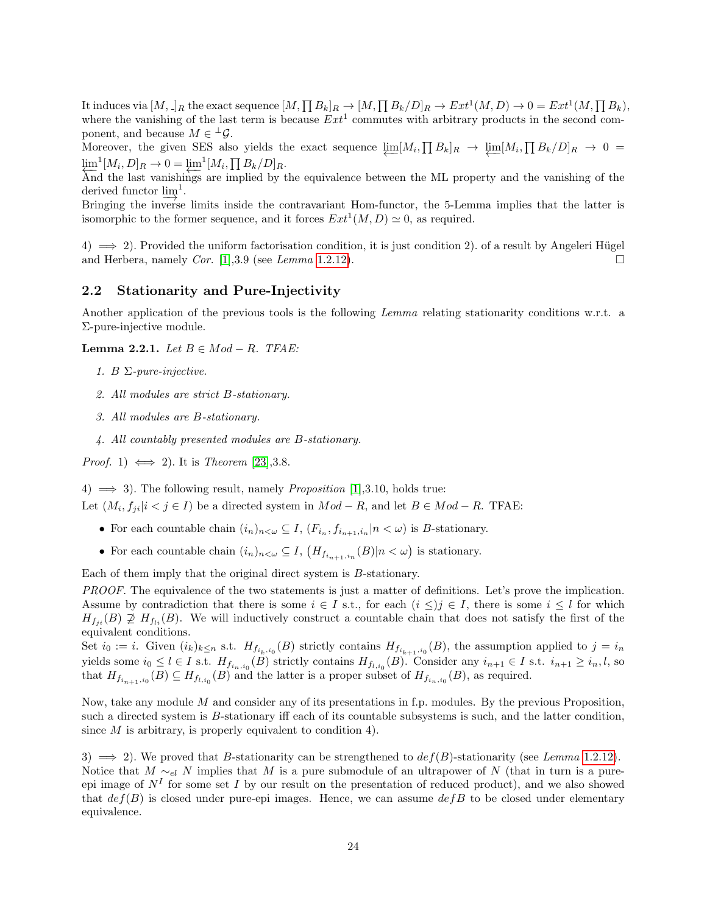It induces via $[M, \_]_R$ the exact sequence $[M, \prod B_k]_R \to [M, \prod B_k/D]_R \to Ext^1(M, D) \to 0 = Ext^1(M, \prod B_k)$, where the vanishing of the last term is because $Ext^1$ commutes with arbitrary products in the second component, and because $M \in {}^{\perp}\mathcal{G}$.

Moreover, the given SES also yields the exact sequence $\varprojlim[M_i, \prod B_k]_R \to \varprojlim[M_i, \prod B_k/D]_R \to 0 = \varprojlim^1[M_i, D]_R \to 0 = \varprojlim^1[M_i, \prod B_k/D]_R$.

And the last vanishings are implied by the equivalence between the ML property and the vanishing of the derived functor $\varinjlim^1$.

Bringing the inverse limits inside the contravariant Hom-functor, the 5-Lemma implies that the latter is isomorphic to the former sequence, and it forces $Ext^1(M, D) \simeq 0$, as required.

4) $\implies$ 2). Provided the uniform factorisation condition, it is just condition 2). of a result by Angeleri Hügel and Herbera, namely *Cor.* [1],3.9 (see *Lemma* 1.2.12). □

## 2.2 Stationarity and Pure-Injectivity

Another application of the previous tools is the following *Lemma* relating stationarity conditions w.r.t. a $\Sigma$-pure-injective module.

**Lemma 2.2.1.** *Let $B \in Mod - R$. TFAE:*

1. *$B$ $\Sigma$-pure-injective.*
2. *All modules are strict $B$-stationary.*
3. *All modules are $B$-stationary.*
4. *All countably presented modules are $B$-stationary.*

*Proof.* 1) $\iff$ 2). It is *Theorem* [23],3.8.

4) $\implies$ 3). The following result, namely *Proposition* [1],3.10, holds true:

Let $(M_i, f_{ji} | i < j \in I)$ be a directed system in $Mod - R$, and let $B \in Mod - R$. TFAE:

- For each countable chain $(i_n)_{n<\omega} \subseteq I$, $(F_{i_n}, f_{i_{n+1}, i_n} | n < \omega)$ is $B$-stationary.
- For each countable chain $(i_n)_{n<\omega} \subseteq I$, $\left(H_{f_{i_{n+1}, i_n}}(B) | n < \omega\right)$ is stationary.

Each of them imply that the original direct system is $B$-stationary.

*PROOF.* The equivalence of the two statements is just a matter of definitions. Let's prove the implication. Assume by contradiction that there is some $i \in I$ s.t., for each $(i \leq) j \in I$, there is some $i \leq l$ for which $H_{f_{ji}}(B) \not\supseteq H_{f_{li}}(B)$. We will inductively construct a countable chain that does not satisfy the first of the equivalent conditions.

Set $i_0 := i$. Given $(i_k)_{k \leq n}$ s.t. $H_{f_{i_k, i_0}}(B)$ strictly contains $H_{f_{i_{k+1}, i_0}}(B)$, the assumption applied to $j = i_n$ yields some $i_0 \leq l \in I$ s.t. $H_{f_{i_n, i_0}}(B)$ strictly contains $H_{f_{l, i_0}}(B)$. Consider any $i_{n+1} \in I$ s.t. $i_{n+1} \geq i_n, l$, so that $H_{f_{i_{n+1}, i_0}}(B) \subseteq H_{f_{l, i_0}}(B)$ and the latter is a proper subset of $H_{f_{i_n, i_0}}(B)$, as required.

Now, take any module $M$ and consider any of its presentations in f.p. modules. By the previous Proposition, such a directed system is $B$-stationary iff each of its countable subsystems is such, and the latter condition, since $M$ is arbitrary, is properly equivalent to condition 4).

3) $\implies$ 2). We proved that $B$-stationarity can be strengthened to $def(B)$-stationarity (see *Lemma* 1.2.12). Notice that $M \sim_{el} N$ implies that $M$ is a pure submodule of an ultrapower of $N$ (that in turn is a pure-epi image of $N^I$ for some set $I$ by our result on the presentation of reduced product), and we also showed that $def(B)$ is closed under pure-epi images. Hence, we can assume $def B$ to be closed under elementary equivalence.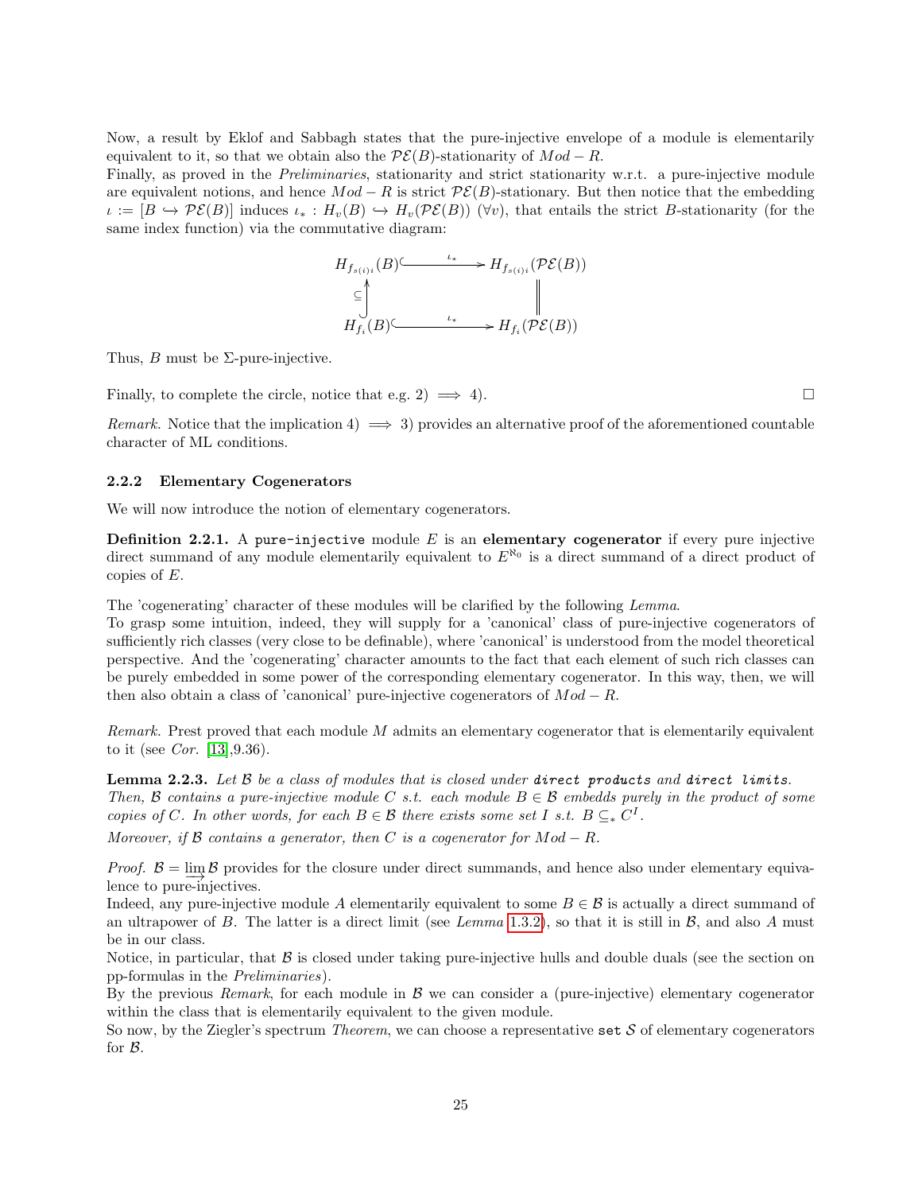Now, a result by Eklof and Sabbagh states that the pure-injective envelope of a module is elementarily equivalent to it, so that we obtain also the $\mathcal{PE}(B)$-stationarity of $Mod-R$.
Finally, as proved in the *Preliminaries*, stationarity and strict stationarity w.r.t. a pure-injective module are equivalent notions, and hence $Mod-R$ is strict $\mathcal{PE}(B)$-stationary. But then notice that the embedding $\iota := [B \hookrightarrow \mathcal{PE}(B)]$ induces $\iota_* : H_v(B) \hookrightarrow H_v(\mathcal{PE}(B))$ $(\forall v)$, that entails the strict $B$-stationarity (for the same index function) via the commutative diagram:

$$\begin{array}{ccc}
H_{f_{s(i)i}}(B) & \xhookrightarrow{\iota_*} & H_{f_{s(i)i}}(\mathcal{PE}(B)) \\
\subseteq \uparrow & & \| \\
H_{f_i}(B) & \xhookrightarrow{\iota_*} & H_{f_i}(\mathcal{PE}(B))
\end{array}$$

Thus, $B$ must be $\Sigma$-pure-injective.

Finally, to complete the circle, notice that e.g. 2) $\implies$ 4). □

*Remark.* Notice that the implication 4) $\implies$ 3) provides an alternative proof of the aforementioned countable character of ML conditions.

### 2.2.2 Elementary Cogenerators

We will now introduce the notion of elementary cogenerators.

**Definition 2.2.1.** A `pure-injective` module $E$ is an **elementary cogenerator** if every pure injective direct summand of any module elementarily equivalent to $E^{\aleph_0}$ is a direct summand of a direct product of copies of $E$.

The 'cogenerating' character of these modules will be clarified by the following *Lemma*.
To grasp some intuition, indeed, they will supply for a 'canonical' class of pure-injective cogenerators of sufficiently rich classes (very close to be definable), where 'canonical' is understood from the model theoretical perspective. And the 'cogenerating' character amounts to the fact that each element of such rich classes can be purely embedded in some power of the corresponding elementary cogenerator. In this way, then, we will then also obtain a class of 'canonical' pure-injective cogenerators of $Mod-R$.

*Remark.* Prest proved that each module $M$ admits an elementary cogenerator that is elementarily equivalent to it (see *Cor.* [13],9.36).

**Lemma 2.2.3.** *Let $\mathcal{B}$ be a class of modules that is closed under* ***direct products*** *and* ***direct limits****. Then, $\mathcal{B}$ contains a pure-injective module $C$ s.t. each module $B \in \mathcal{B}$ embedds purely in the product of some copies of $C$. In other words, for each $B \in \mathcal{B}$ there exists some set $I$ s.t. $B \subseteq_* C^I$.*
*Moreover, if $\mathcal{B}$ contains a generator, then $C$ is a cogenerator for $Mod-R$.*

*Proof.* $\mathcal{B} = \varinjlim \mathcal{B}$ provides for the closure under direct summands, and hence also under elementary equivalence to pure-injectives.
Indeed, any pure-injective module $A$ elementarily equivalent to some $B \in \mathcal{B}$ is actually a direct summand of an ultrapower of $B$. The latter is a direct limit (see *Lemma* 1.3.2), so that it is still in $\mathcal{B}$, and also $A$ must be in our class.
Notice, in particular, that $\mathcal{B}$ is closed under taking pure-injective hulls and double duals (see the section on pp-formulas in the *Preliminaries*).
By the previous *Remark*, for each module in $\mathcal{B}$ we can consider a (pure-injective) elementary cogenerator within the class that is elementarily equivalent to the given module.
So now, by the Ziegler's spectrum *Theorem*, we can choose a representative `set` $\mathcal{S}$ of elementary cogenerators for $\mathcal{B}$.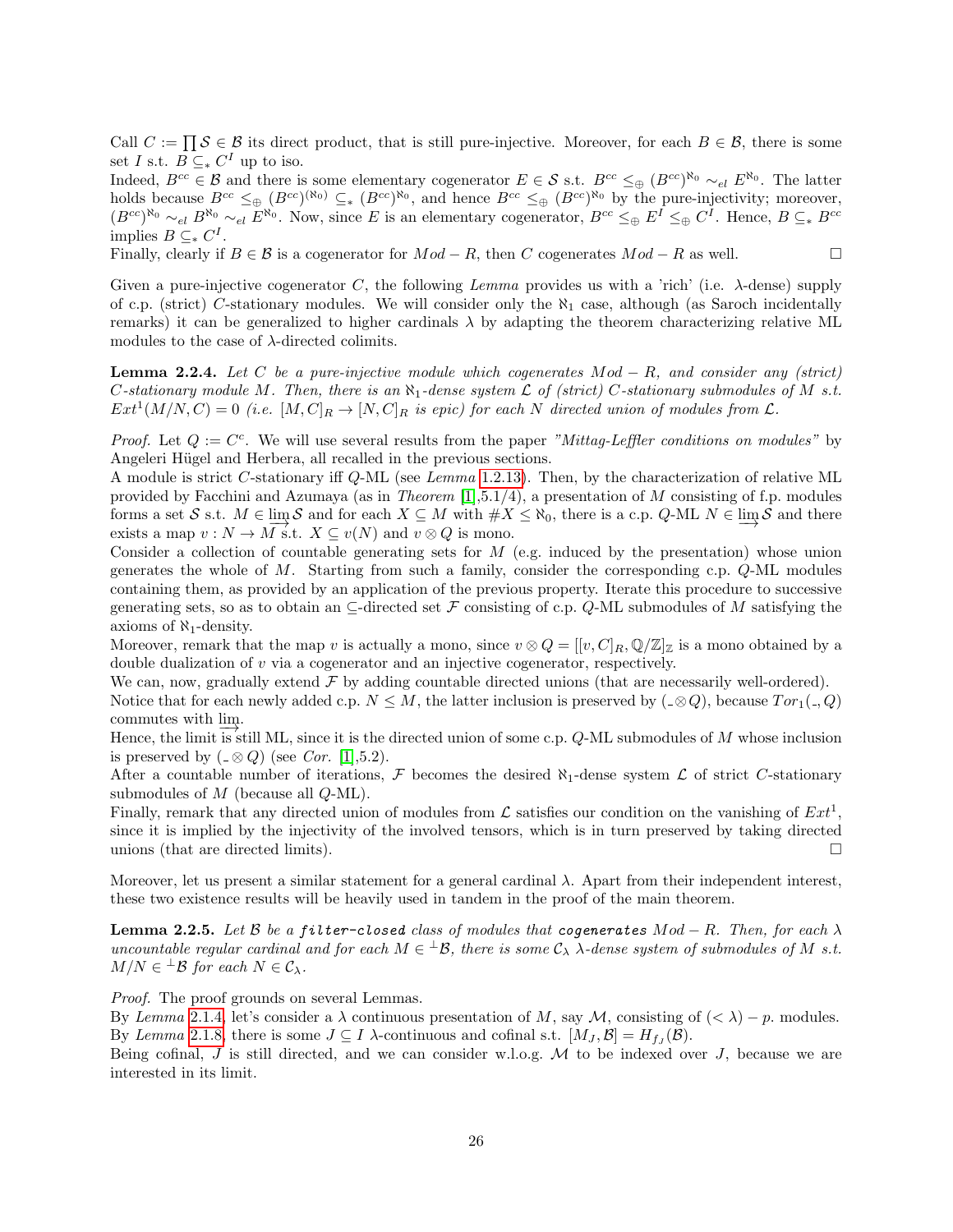Call $C := \prod \mathcal{S} \in \mathcal{B}$ its direct product, that is still pure-injective. Moreover, for each $B \in \mathcal{B}$, there is some set $I$ s.t. $B \subseteq_* C^I$ up to iso.
Indeed, $B^{cc} \in \mathcal{B}$ and there is some elementary cogenerator $E \in \mathcal{S}$ s.t. $B^{cc} \leq_\oplus (B^{cc})^{\aleph_0} \sim_{el} E^{\aleph_0}$. The latter holds because $B^{cc} \leq_\oplus (B^{cc})^{(\aleph_0)} \subseteq_* (B^{cc})^{\aleph_0}$, and hence $B^{cc} \leq_\oplus (B^{cc})^{\aleph_0}$ by the pure-injectivity; moreover, $(B^{cc})^{\aleph_0} \sim_{el} B^{\aleph_0} \sim_{el} E^{\aleph_0}$. Now, since $E$ is an elementary cogenerator, $B^{cc} \leq_\oplus E^I \leq_\oplus C^I$. Hence, $B \subseteq_* B^{cc}$ implies $B \subseteq_* C^I$.
Finally, clearly if $B \in \mathcal{B}$ is a cogenerator for $Mod - R$, then $C$ cogenerates $Mod - R$ as well. $\square$

Given a pure-injective cogenerator $C$, the following *Lemma* provides us with a 'rich' (i.e. $\lambda$-dense) supply of c.p. (strict) $C$-stationary modules. We will consider only the $\aleph_1$ case, although (as Saroch incidentally remarks) it can be generalized to higher cardinals $\lambda$ by adapting the theorem characterizing relative ML modules to the case of $\lambda$-directed colimits.

**Lemma 2.2.4.** *Let $C$ be a pure-injective module which cogenerates $Mod - R$, and consider any (strict) $C$-stationary module $M$. Then, there is an $\aleph_1$-dense system $\mathcal{L}$ of (strict) $C$-stationary submodules of $M$ s.t. $Ext^1(M/N, C) = 0$ (i.e. $[M, C]_R \to [N, C]_R$ is epic) for each $N$ directed union of modules from $\mathcal{L}$.*

*Proof.* Let $Q := C^c$. We will use several results from the paper *"Mittag-Leffler conditions on modules"* by Angeleri Hügel and Herbera, all recalled in the previous sections.
A module is strict $C$-stationary iff $Q$-ML (see *Lemma* 1.2.13). Then, by the characterization of relative ML provided by Facchini and Azumaya (as in *Theorem* [1],5.1/4), a presentation of $M$ consisting of f.p. modules forms a set $\mathcal{S}$ s.t. $M \in \varinjlim \mathcal{S}$ and for each $X \subseteq M$ with $\#X \leq \aleph_0$, there is a c.p. $Q$-ML $N \in \varinjlim \mathcal{S}$ and there exists a map $v : N \to M$ s.t. $X \subseteq v(N)$ and $v \otimes Q$ is mono.
Consider a collection of countable generating sets for $M$ (e.g. induced by the presentation) whose union generates the whole of $M$. Starting from such a family, consider the corresponding c.p. $Q$-ML modules containing them, as provided by an application of the previous property. Iterate this procedure to successive generating sets, so as to obtain an $\subseteq$-directed set $\mathcal{F}$ consisting of c.p. $Q$-ML submodules of $M$ satisfying the axioms of $\aleph_1$-density.
Moreover, remark that the map $v$ is actually a mono, since $v \otimes Q = [[v, C]_R, \mathbb{Q}/\mathbb{Z}]_\mathbb{Z}$ is a mono obtained by a double dualization of $v$ via a cogenerator and an injective cogenerator, respectively.
We can, now, gradually extend $\mathcal{F}$ by adding countable directed unions (that are necessarily well-ordered).
Notice that for each newly added c.p. $N \leq M$, the latter inclusion is preserved by $(\_ \otimes Q)$, because $Tor_1(\_, Q)$ commutes with $\varinjlim$.
Hence, the limit is still ML, since it is the directed union of some c.p. $Q$-ML submodules of $M$ whose inclusion is preserved by $(\_ \otimes Q)$ (see *Cor.* [1],5.2).
After a countable number of iterations, $\mathcal{F}$ becomes the desired $\aleph_1$-dense system $\mathcal{L}$ of strict $C$-stationary submodules of $M$ (because all $Q$-ML).
Finally, remark that any directed union of modules from $\mathcal{L}$ satisfies our condition on the vanishing of $Ext^1$, since it is implied by the injectivity of the involved tensors, which is in turn preserved by taking directed unions (that are directed limits). $\square$

Moreover, let us present a similar statement for a general cardinal $\lambda$. Apart from their independent interest, these two existence results will be heavily used in tandem in the proof of the main theorem.

**Lemma 2.2.5.** *Let $\mathcal{B}$ be a* `filter-closed` *class of modules that* `cogenerates` *$Mod - R$. Then, for each $\lambda$ uncountable regular cardinal and for each $M \in {}^\perp\mathcal{B}$, there is some $\mathcal{C}_\lambda$ $\lambda$-dense system of submodules of $M$ s.t. $M/N \in {}^\perp\mathcal{B}$ for each $N \in \mathcal{C}_\lambda$.*

*Proof.* The proof grounds on several Lemmas.
By *Lemma* 2.1.4, let's consider a $\lambda$ continuous presentation of $M$, say $\mathcal{M}$, consisting of $(< \lambda) - p.$ modules.
By *Lemma* 2.1.8, there is some $J \subseteq I$ $\lambda$-continuous and cofinal s.t. $[M_J, \mathcal{B}] = H_{f_J}(\mathcal{B})$.
Being cofinal, $J$ is still directed, and we can consider w.l.o.g. $\mathcal{M}$ to be indexed over $J$, because we are interested in its limit.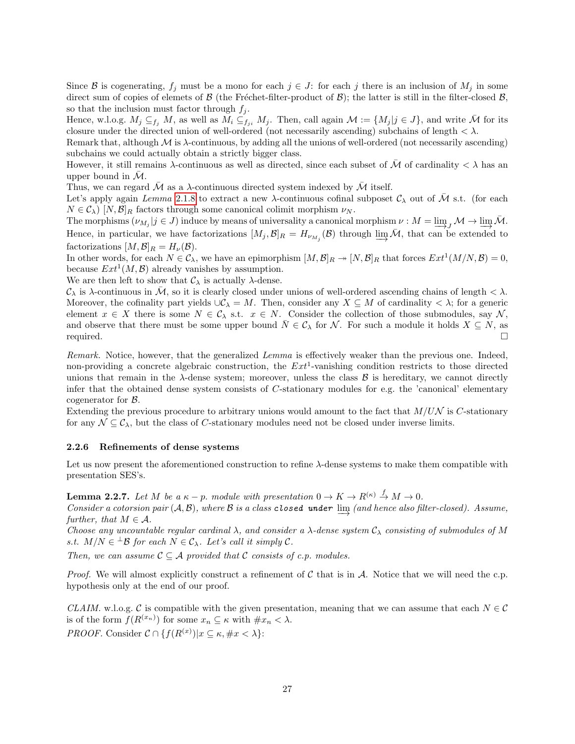Since $\mathcal{B}$ is cogenerating, $f_j$ must be a mono for each $j \in J$: for each $j$ there is an inclusion of $M_j$ in some direct sum of copies of elemets of $\mathcal{B}$ (the Fréchet-filter-product of $\mathcal{B}$); the latter is still in the filter-closed $\mathcal{B}$, so that the inclusion must factor through $f_j$.
Hence, w.l.o.g. $M_j \subseteq_{f_j} M$, as well as $M_i \subseteq_{f_{ji}} M_j$. Then, call again $\mathcal{M} := \{M_j | j \in J\}$, and write $\bar{\mathcal{M}}$ for its closure under the directed union of well-ordered (not necessarily ascending) subchains of length $< \lambda$.
Remark that, although $\mathcal{M}$ is $\lambda$-continuous, by adding all the unions of well-ordered (not necessarily ascending) subchains we could actually obtain a strictly bigger class.
However, it still remains $\lambda$-continuous as well as directed, since each subset of $\bar{\mathcal{M}}$ of cardinality $< \lambda$ has an upper bound in $\bar{\mathcal{M}}$.
Thus, we can regard $\bar{\mathcal{M}}$ as a $\lambda$-continuous directed system indexed by $\bar{\mathcal{M}}$ itself.
Let's apply again *Lemma* 2.1.8 to extract a new $\lambda$-continuous cofinal subposet $\mathcal{C}_\lambda$ out of $\bar{\mathcal{M}}$ s.t. (for each $N \in \mathcal{C}_\lambda$) $[N, \mathcal{B}]_R$ factors through some canonical colimit morphism $\nu_N$.
The morphisms $(\nu_{M_j} | j \in J)$ induce by means of universality a canonical morphism $\nu : M = \varinjlim_J \mathcal{M} \to \varinjlim \bar{\mathcal{M}}$. Hence, in particular, we have factorizations $[M_j, \mathcal{B}]_R = H_{\nu_{M_j}}(\mathcal{B})$ through $\varinjlim \bar{\mathcal{M}}$, that can be extended to factorizations $[M, \mathcal{B}]_R = H_\nu(\mathcal{B})$.
In other words, for each $N \in \mathcal{C}_\lambda$, we have an epimorphism $[M, \mathcal{B}]_R \twoheadrightarrow [N, \mathcal{B}]_R$ that forces $Ext^1(M/N, \mathcal{B}) = 0$, because $Ext^1(M, \mathcal{B})$ already vanishes by assumption.
We are then left to show that $\mathcal{C}_\lambda$ is actually $\lambda$-dense.
$\mathcal{C}_\lambda$ is $\lambda$-continuous in $\bar{\mathcal{M}}$, so it is clearly closed under unions of well-ordered ascending chains of length $< \lambda$. Moreover, the cofinality part yields $\cup \mathcal{C}_\lambda = M$. Then, consider any $X \subseteq M$ of cardinality $< \lambda$; for a generic element $x \in X$ there is some $N \in \mathcal{C}_\lambda$ s.t. $x \in N$. Consider the collection of those submodules, say $\mathcal{N}$, and observe that there must be some upper bound $\bar{N} \in \mathcal{C}_\lambda$ for $\mathcal{N}$. For such a module it holds $X \subseteq N$, as required. □

*Remark.* Notice, however, that the generalized *Lemma* is effectively weaker than the previous one. Indeed, non-providing a concrete algebraic construction, the $Ext^1$-vanishing condition restricts to those directed unions that remain in the $\lambda$-dense system; moreover, unless the class $\mathcal{B}$ is hereditary, we cannot directly infer that the obtained dense system consists of $C$-stationary modules for e.g. the 'canonical' elementary cogenerator for $\mathcal{B}$.
Extending the previous procedure to arbitrary unions would amount to the fact that $M/U\mathcal{N}$ is $C$-stationary for any $\mathcal{N} \subseteq \mathcal{C}_\lambda$, but the class of $C$-stationary modules need not be closed under inverse limits.

#### 2.2.6 Refinements of dense systems

Let us now present the aforementioned construction to refine $\lambda$-dense systems to make them compatible with presentation SES's.

**Lemma 2.2.7.** *Let $M$ be a $\kappa - p.$ module with presentation $0 \to K \to R^{(\kappa)} \xrightarrow{f} M \to 0$.*
*Consider a cotorsion pair $(\mathcal{A}, \mathcal{B})$, where $\mathcal{B}$ is a class `closed under` $\varinjlim$ (and hence also filter-closed). Assume, further, that $M \in \mathcal{A}$.*
*Choose any uncountable regular cardinal $\lambda$, and consider a $\lambda$-dense system $\mathcal{C}_\lambda$ consisting of submodules of $M$ s.t. $M/N \in {}^\perp\mathcal{B}$ for each $N \in \mathcal{C}_\lambda$. Let's call it simply $\mathcal{C}$.*
*Then, we can assume $\mathcal{C} \subseteq \mathcal{A}$ provided that $\mathcal{C}$ consists of c.p. modules.*

*Proof.* We will almost explicitly construct a refinement of $\mathcal{C}$ that is in $\mathcal{A}$. Notice that we will need the c.p. hypothesis only at the end of our proof.

*CLAIM.* w.l.o.g. $\mathcal{C}$ is compatible with the given presentation, meaning that we can assume that each $N \in \mathcal{C}$ is of the form $f(R^{(x_n)})$ for some $x_n \subseteq \kappa$ with $\#x_n < \lambda$.
*PROOF.* Consider $\mathcal{C} \cap \{f(R^{(x)}) | x \subseteq \kappa, \#x < \lambda\}$: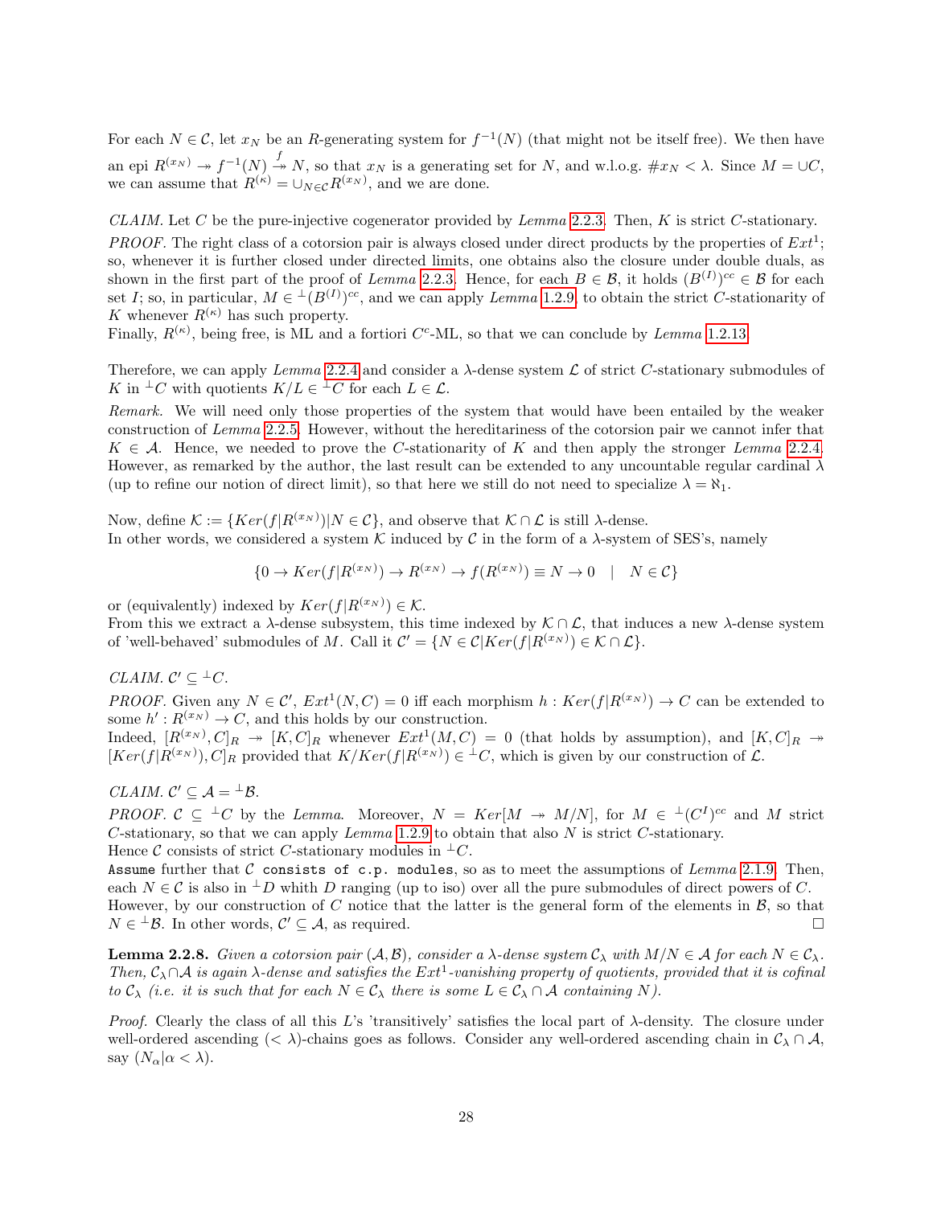For each $N \in \mathcal{C}$, let $x_N$ be an $R$-generating system for $f^{-1}(N)$ (that might not be itself free). We then have an epi $R^{(x_N)} \twoheadrightarrow f^{-1}(N) \overset{f}{\twoheadrightarrow} N$, so that $x_N$ is a generating set for $N$, and w.l.o.g. $\# x_N < \lambda$. Since $M = \cup C$, we can assume that $R^{(\kappa)} = \cup_{N \in \mathcal{C}} R^{(x_N)}$, and we are done.

*CLAIM.* Let $C$ be the pure-injective cogenerator provided by *Lemma* 2.2.3. Then, $K$ is strict $C$-stationary.

*PROOF.* The right class of a cotorsion pair is always closed under direct products by the properties of $Ext^1$; so, whenever it is further closed under directed limits, one obtains also the closure under double duals, as shown in the first part of the proof of *Lemma* 2.2.3. Hence, for each $B \in \mathcal{B}$, it holds $(B^{(I)})^{cc} \in \mathcal{B}$ for each set $I$; so, in particular, $M \in {}^{\perp}(B^{(I)})^{cc}$, and we can apply *Lemma* 1.2.9 to obtain the strict $C$-stationarity of $K$ whenever $R^{(\kappa)}$ has such property.

Finally, $R^{(\kappa)}$, being free, is ML and a fortiori $C^c$-ML, so that we can conclude by *Lemma* 1.2.13.

Therefore, we can apply *Lemma* 2.2.4 and consider a $\lambda$-dense system $\mathcal{L}$ of strict $C$-stationary submodules of $K$ in ${}^{\perp}C$ with quotients $K/L \in {}^{\perp}C$ for each $L \in \mathcal{L}$.

*Remark.* We will need only those properties of the system that would have been entailed by the weaker construction of *Lemma* 2.2.5. However, without the hereditariness of the cotorsion pair we cannot infer that $K \in \mathcal{A}$. Hence, we needed to prove the $C$-stationarity of $K$ and then apply the stronger *Lemma* 2.2.4. However, as remarked by the author, the last result can be extended to any uncountable regular cardinal $\lambda$ (up to refine our notion of direct limit), so that here we still do not need to specialize $\lambda = \aleph_1$.

Now, define $\mathcal{K} := \{Ker(f|R^{(x_N)}) | N \in \mathcal{C}\}$, and observe that $\mathcal{K} \cap \mathcal{L}$ is still $\lambda$-dense.

In other words, we considered a system $\mathcal{K}$ induced by $\mathcal{C}$ in the form of a $\lambda$-system of SES's, namely

$$\{0 \to Ker(f|R^{(x_N)}) \to R^{(x_N)} \to f(R^{(x_N)}) \equiv N \to 0 \quad | \quad N \in \mathcal{C}\}$$

or (equivalently) indexed by $Ker(f|R^{(x_N)}) \in \mathcal{K}$.

From this we extract a $\lambda$-dense subsystem, this time indexed by $\mathcal{K} \cap \mathcal{L}$, that induces a new $\lambda$-dense system of 'well-behaved' submodules of $M$. Call it $\mathcal{C}' = \{N \in \mathcal{C} | Ker(f|R^{(x_N)}) \in \mathcal{K} \cap \mathcal{L}\}$.

*CLAIM.* $\mathcal{C}' \subseteq {}^{\perp}C$.

*PROOF.* Given any $N \in \mathcal{C}'$, $Ext^1(N, C) = 0$ iff each morphism $h : Ker(f|R^{(x_N)}) \to C$ can be extended to some $h' : R^{(x_N)} \to C$, and this holds by our construction.

Indeed, $[R^{(x_N)}, C]_R \twoheadrightarrow [K, C]_R$ whenever $Ext^1(M, C) = 0$ (that holds by assumption), and $[K, C]_R \twoheadrightarrow [Ker(f|R^{(x_N)}), C]_R$ provided that $K/Ker(f|R^{(x_N)}) \in {}^{\perp}C$, which is given by our construction of $\mathcal{L}$.

*CLAIM.* $\mathcal{C}' \subseteq \mathcal{A} = {}^{\perp}\mathcal{B}$.

*PROOF.* $\mathcal{C} \subseteq {}^{\perp}C$ by the *Lemma*. Moreover, $N = Ker[M \twoheadrightarrow M/N]$, for $M \in {}^{\perp}(C^I)^{cc}$ and $M$ strict $C$-stationary, so that we can apply *Lemma* 1.2.9 to obtain that also $N$ is strict $C$-stationary.

Hence $\mathcal{C}$ consists of strict $C$-stationary modules in ${}^{\perp}C$.

`Assume` further that $\mathcal{C}$ `consists of c.p. modules`, so as to meet the assumptions of *Lemma* 2.1.9. Then, each $N \in \mathcal{C}$ is also in ${}^{\perp}D$ whith $D$ ranging (up to iso) over all the pure submodules of direct powers of $C$. However, by our construction of $C$ notice that the latter is the general form of the elements in $\mathcal{B}$, so that $N \in {}^{\perp}\mathcal{B}$. In other words, $\mathcal{C}' \subseteq \mathcal{A}$, as required. □

**Lemma 2.2.8.** *Given a cotorsion pair $(\mathcal{A}, \mathcal{B})$, consider a $\lambda$-dense system $\mathcal{C}_\lambda$ with $M/N \in \mathcal{A}$ for each $N \in \mathcal{C}_\lambda$. Then, $\mathcal{C}_\lambda \cap \mathcal{A}$ is again $\lambda$-dense and satisfies the $Ext^1$-vanishing property of quotients, provided that it is cofinal to $\mathcal{C}_\lambda$ (i.e. it is such that for each $N \in \mathcal{C}_\lambda$ there is some $L \in \mathcal{C}_\lambda \cap \mathcal{A}$ containing $N$).*

*Proof.* Clearly the class of all this $L$'s 'transitively' satisfies the local part of $\lambda$-density. The closure under well-ordered ascending ($< \lambda$)-chains goes as follows. Consider any well-ordered ascending chain in $\mathcal{C}_\lambda \cap \mathcal{A}$, say $(N_\alpha | \alpha < \lambda)$.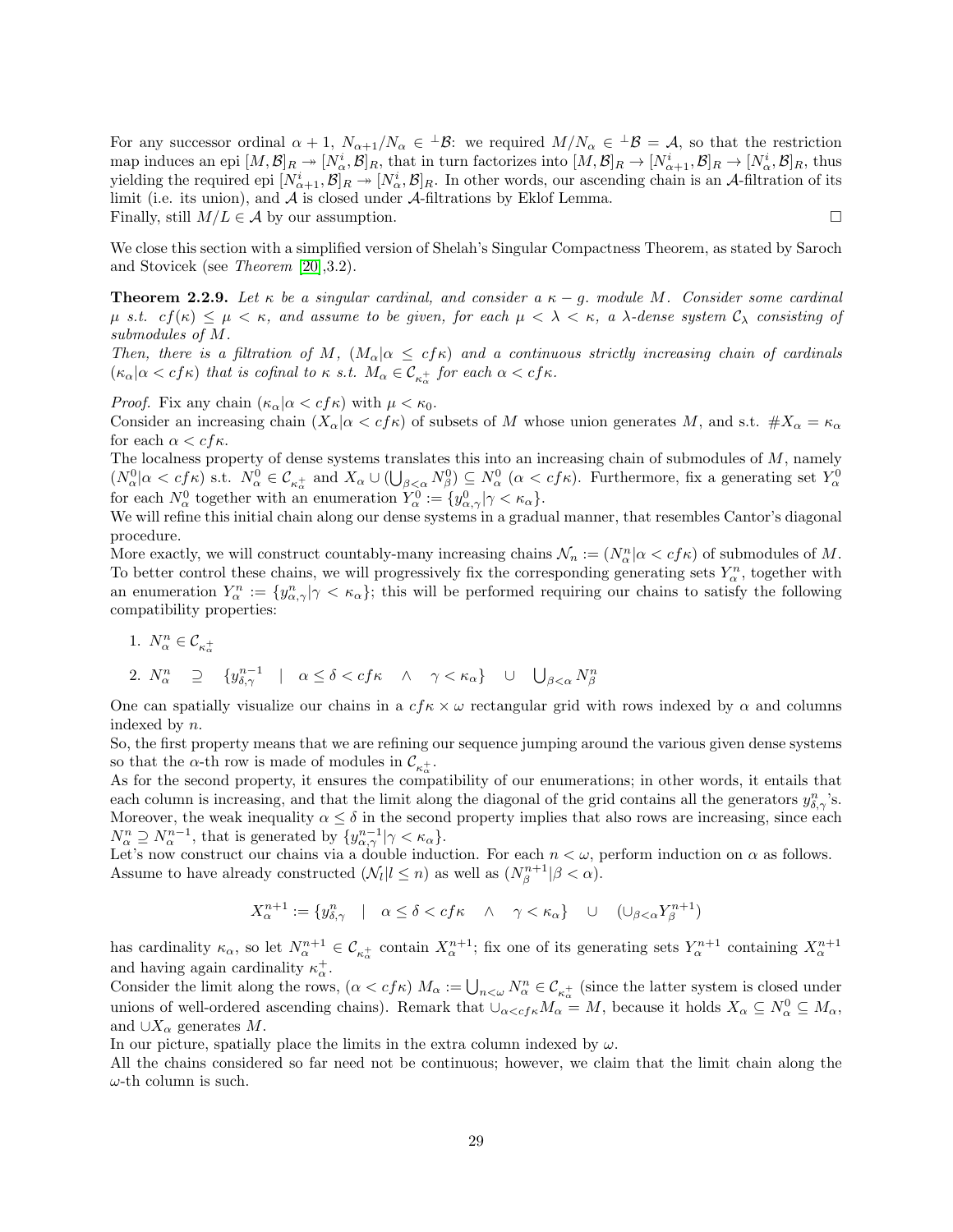For any successor ordinal $\alpha+1$, $N_{\alpha+1}/N_\alpha \in {}^\perp\mathcal{B}$: we required $M/N_\alpha \in {}^\perp\mathcal{B} = \mathcal{A}$, so that the restriction map induces an epi $[M,\mathcal{B}]_R \twoheadrightarrow [N^i_\alpha,\mathcal{B}]_R$, that in turn factorizes into $[M,\mathcal{B}]_R \to [N^i_{\alpha+1},\mathcal{B}]_R \to [N^i_\alpha,\mathcal{B}]_R$, thus yielding the required epi $[N^i_{\alpha+1},\mathcal{B}]_R \twoheadrightarrow [N^i_\alpha,\mathcal{B}]_R$. In other words, our ascending chain is an $\mathcal{A}$-filtration of its limit (i.e. its union), and $\mathcal{A}$ is closed under $\mathcal{A}$-filtrations by Eklof Lemma.
Finally, still $M/L \in \mathcal{A}$ by our assumption. □

We close this section with a simplified version of Shelah's Singular Compactness Theorem, as stated by Saroch and Stovicek (see *Theorem* [20],3.2).

**Theorem 2.2.9.** *Let $\kappa$ be a singular cardinal, and consider a $\kappa-g$. module $M$. Consider some cardinal $\mu$ s.t. $cf(\kappa) \leq \mu < \kappa$, and assume to be given, for each $\mu < \lambda < \kappa$, a $\lambda$-dense system $\mathcal{C}_\lambda$ consisting of submodules of $M$.*
*Then, there is a filtration of $M$, $(M_\alpha|\alpha \leq cf\kappa)$ and a continuous strictly increasing chain of cardinals $(\kappa_\alpha|\alpha < cf\kappa)$ that is cofinal to $\kappa$ s.t. $M_\alpha \in \mathcal{C}_{\kappa_\alpha^+}$ for each $\alpha < cf\kappa$.*

*Proof.* Fix any chain $(\kappa_\alpha|\alpha < cf\kappa)$ with $\mu < \kappa_0$.
Consider an increasing chain $(X_\alpha|\alpha < cf\kappa)$ of subsets of $M$ whose union generates $M$, and s.t. $\#X_\alpha = \kappa_\alpha$ for each $\alpha < cf\kappa$.
The localness property of dense systems translates this into an increasing chain of submodules of $M$, namely $(N^0_\alpha|\alpha < cf\kappa)$ s.t. $N^0_\alpha \in \mathcal{C}_{\kappa_\alpha^+}$ and $X_\alpha \cup (\bigcup_{\beta<\alpha} N^0_\beta) \subseteq N^0_\alpha$ $(\alpha < cf\kappa)$. Furthermore, fix a generating set $Y^0_\alpha$ for each $N^0_\alpha$ together with an enumeration $Y^0_\alpha := \{y^0_{\alpha,\gamma}|\gamma < \kappa_\alpha\}$.
We will refine this initial chain along our dense systems in a gradual manner, that resembles Cantor's diagonal procedure.
More exactly, we will construct countably-many increasing chains $\mathcal{N}_n := (N^n_\alpha|\alpha < cf\kappa)$ of submodules of $M$. To better control these chains, we will progressively fix the corresponding generating sets $Y^n_\alpha$, together with an enumeration $Y^n_\alpha := \{y^n_{\alpha,\gamma}|\gamma < \kappa_\alpha\}$; this will be performed requiring our chains to satisfy the following compatibility properties:

1. $N^n_\alpha \in \mathcal{C}_{\kappa_\alpha^+}$
2. $N^n_\alpha \supseteq \{y^{n-1}_{\delta,\gamma} \mid \alpha \leq \delta < cf\kappa \;\wedge\; \gamma < \kappa_\alpha\} \cup \bigcup_{\beta<\alpha} N^n_\beta$

One can spatially visualize our chains in a $cf\kappa \times \omega$ rectangular grid with rows indexed by $\alpha$ and columns indexed by $n$.
So, the first property means that we are refining our sequence jumping around the various given dense systems so that the $\alpha$-th row is made of modules in $\mathcal{C}_{\kappa_\alpha^+}$.
As for the second property, it ensures the compatibility of our enumerations; in other words, it entails that each column is increasing, and that the limit along the diagonal of the grid contains all the generators $y^n_{\delta,\gamma}$'s. Moreover, the weak inequality $\alpha \leq \delta$ in the second property implies that also rows are increasing, since each $N^n_\alpha \supseteq N^{n-1}_\alpha$, that is generated by $\{y^{n-1}_{\alpha,\gamma}|\gamma < \kappa_\alpha\}$.
Let's now construct our chains via a double induction. For each $n < \omega$, perform induction on $\alpha$ as follows. Assume to have already constructed $(\mathcal{N}_l|l \leq n)$ as well as $(N^{n+1}_\beta|\beta < \alpha)$.

$$X^{n+1}_\alpha := \{y^n_{\delta,\gamma} \mid \alpha \leq \delta < cf\kappa \;\wedge\; \gamma < \kappa_\alpha\} \cup (\cup_{\beta<\alpha} Y^{n+1}_\beta)$$

has cardinality $\kappa_\alpha$, so let $N^{n+1}_\alpha \in \mathcal{C}_{\kappa_\alpha^+}$ contain $X^{n+1}_\alpha$; fix one of its generating sets $Y^{n+1}_\alpha$ containing $X^{n+1}_\alpha$ and having again cardinality $\kappa_\alpha^+$.
Consider the limit along the rows, $(\alpha < cf\kappa)$ $M_\alpha := \bigcup_{n<\omega} N^n_\alpha \in \mathcal{C}_{\kappa_\alpha^+}$ (since the latter system is closed under unions of well-ordered ascending chains). Remark that $\cup_{\alpha<cf\kappa} M_\alpha = M$, because it holds $X_\alpha \subseteq N^0_\alpha \subseteq M_\alpha$, and $\cup X_\alpha$ generates $M$.
In our picture, spatially place the limits in the extra column indexed by $\omega$.
All the chains considered so far need not be continuous; however, we claim that the limit chain along the $\omega$-th column is such.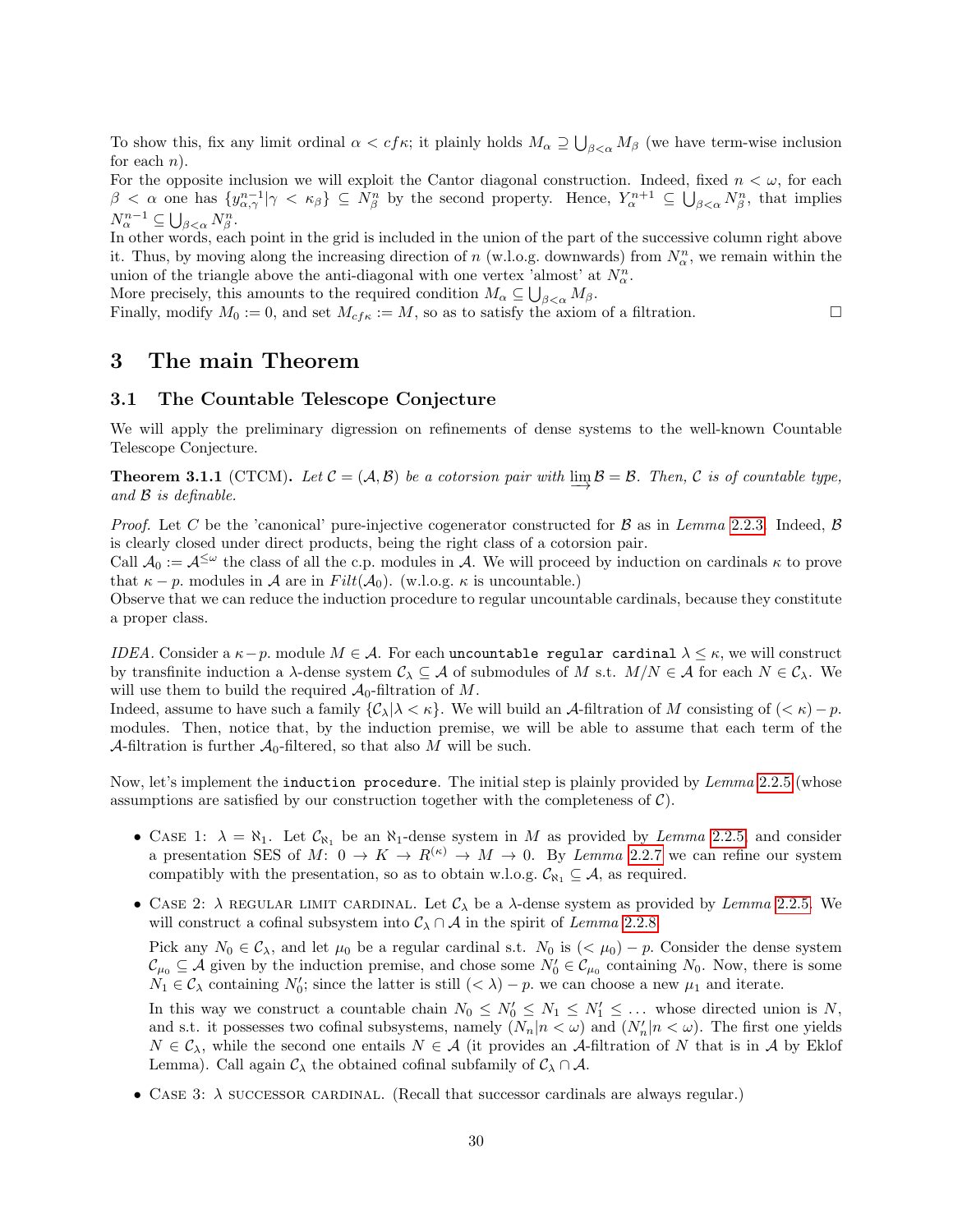To show this, fix any limit ordinal $\alpha < cf\kappa$; it plainly holds $M_\alpha \supseteq \bigcup_{\beta<\alpha} M_\beta$ (we have term-wise inclusion for each $n$).
For the opposite inclusion we will exploit the Cantor diagonal construction. Indeed, fixed $n < \omega$, for each $\beta < \alpha$ one has $\{y^{n-1}_{\alpha,\gamma} | \gamma < \kappa_\beta\} \subseteq N^n_\beta$ by the second property. Hence, $Y^{n+1}_\alpha \subseteq \bigcup_{\beta<\alpha} N^n_\beta$, that implies $N^{n-1}_\alpha \subseteq \bigcup_{\beta<\alpha} N^n_\beta$.
In other words, each point in the grid is included in the union of the part of the successive column right above it. Thus, by moving along the increasing direction of $n$ (w.l.o.g. downwards) from $N^n_\alpha$, we remain within the union of the triangle above the anti-diagonal with one vertex 'almost' at $N^n_\alpha$.
More precisely, this amounts to the required condition $M_\alpha \subseteq \bigcup_{\beta<\alpha} M_\beta$.
Finally, modify $M_0 := 0$, and set $M_{cf\kappa} := M$, so as to satisfy the axiom of a filtration. □

# 3 The main Theorem

## 3.1 The Countable Telescope Conjecture

We will apply the preliminary digression on refinements of dense systems to the well-known Countable Telescope Conjecture.

**Theorem 3.1.1** (CTCM)**.** *Let $\mathcal{C} = (\mathcal{A}, \mathcal{B})$ be a cotorsion pair with $\varinjlim \mathcal{B} = \mathcal{B}$. Then, $\mathcal{C}$ is of countable type, and $\mathcal{B}$ is definable.*

*Proof.* Let $C$ be the 'canonical' pure-injective cogenerator constructed for $\mathcal{B}$ as in *Lemma* 2.2.3. Indeed, $\mathcal{B}$ is clearly closed under direct products, being the right class of a cotorsion pair.
Call $\mathcal{A}_0 := \mathcal{A}^{\leq\omega}$ the class of all the c.p. modules in $\mathcal{A}$. We will proceed by induction on cardinals $\kappa$ to prove that $\kappa - p.$ modules in $\mathcal{A}$ are in $Filt(\mathcal{A}_0)$. (w.l.o.g. $\kappa$ is uncountable.)
Observe that we can reduce the induction procedure to regular uncountable cardinals, because they constitute a proper class.

*IDEA.* Consider a $\kappa - p.$ module $M \in \mathcal{A}$. For each `uncountable regular cardinal` $\lambda \leq \kappa$, we will construct by transfinite induction a $\lambda$-dense system $\mathcal{C}_\lambda \subseteq \mathcal{A}$ of submodules of $M$ s.t. $M/N \in \mathcal{A}$ for each $N \in \mathcal{C}_\lambda$. We will use them to build the required $\mathcal{A}_0$-filtration of $M$.
Indeed, assume to have such a family $\{\mathcal{C}_\lambda | \lambda < \kappa\}$. We will build an $\mathcal{A}$-filtration of $M$ consisting of $(< \kappa) - p.$ modules. Then, notice that, by the induction premise, we will be able to assume that each term of the $\mathcal{A}$-filtration is further $\mathcal{A}_0$-filtered, so that also $M$ will be such.

Now, let's implement the `induction procedure`. The initial step is plainly provided by *Lemma* 2.2.5 (whose assumptions are satisfied by our construction together with the completeness of $\mathcal{C}$).

- Case 1: $\lambda = \aleph_1$. Let $\mathcal{C}_{\aleph_1}$ be an $\aleph_1$-dense system in $M$ as provided by *Lemma* 2.2.5 and consider a presentation SES of $M$: $0 \to K \to R^{(\kappa)} \to M \to 0$. By *Lemma* 2.2.7 we can refine our system compatibly with the presentation, so as to obtain w.l.o.g. $\mathcal{C}_{\aleph_1} \subseteq \mathcal{A}$, as required.
- Case 2: $\lambda$ regular limit cardinal. Let $\mathcal{C}_\lambda$ be a $\lambda$-dense system as provided by *Lemma* 2.2.5. We will construct a cofinal subsystem into $\mathcal{C}_\lambda \cap \mathcal{A}$ in the spirit of *Lemma* 2.2.8.

  Pick any $N_0 \in \mathcal{C}_\lambda$, and let $\mu_0$ be a regular cardinal s.t. $N_0$ is $(< \mu_0) - p.$ Consider the dense system $\mathcal{C}_{\mu_0} \subseteq \mathcal{A}$ given by the induction premise, and chose some $N'_0 \in \mathcal{C}_{\mu_0}$ containing $N_0$. Now, there is some $N_1 \in \mathcal{C}_\lambda$ containing $N'_0$; since the latter is still $(< \lambda) - p.$ we can choose a new $\mu_1$ and iterate.

  In this way we construct a countable chain $N_0 \leq N'_0 \leq N_1 \leq N'_1 \leq \dots$ whose directed union is $N$, and s.t. it possesses two cofinal subsystems, namely $(N_n | n < \omega)$ and $(N'_n | n < \omega)$. The first one yields $N \in \mathcal{C}_\lambda$, while the second one entails $N \in \mathcal{A}$ (it provides an $\mathcal{A}$-filtration of $N$ that is in $\mathcal{A}$ by Eklof Lemma). Call again $\mathcal{C}_\lambda$ the obtained cofinal subfamily of $\mathcal{C}_\lambda \cap \mathcal{A}$.
- Case 3: $\lambda$ successor cardinal. (Recall that successor cardinals are always regular.)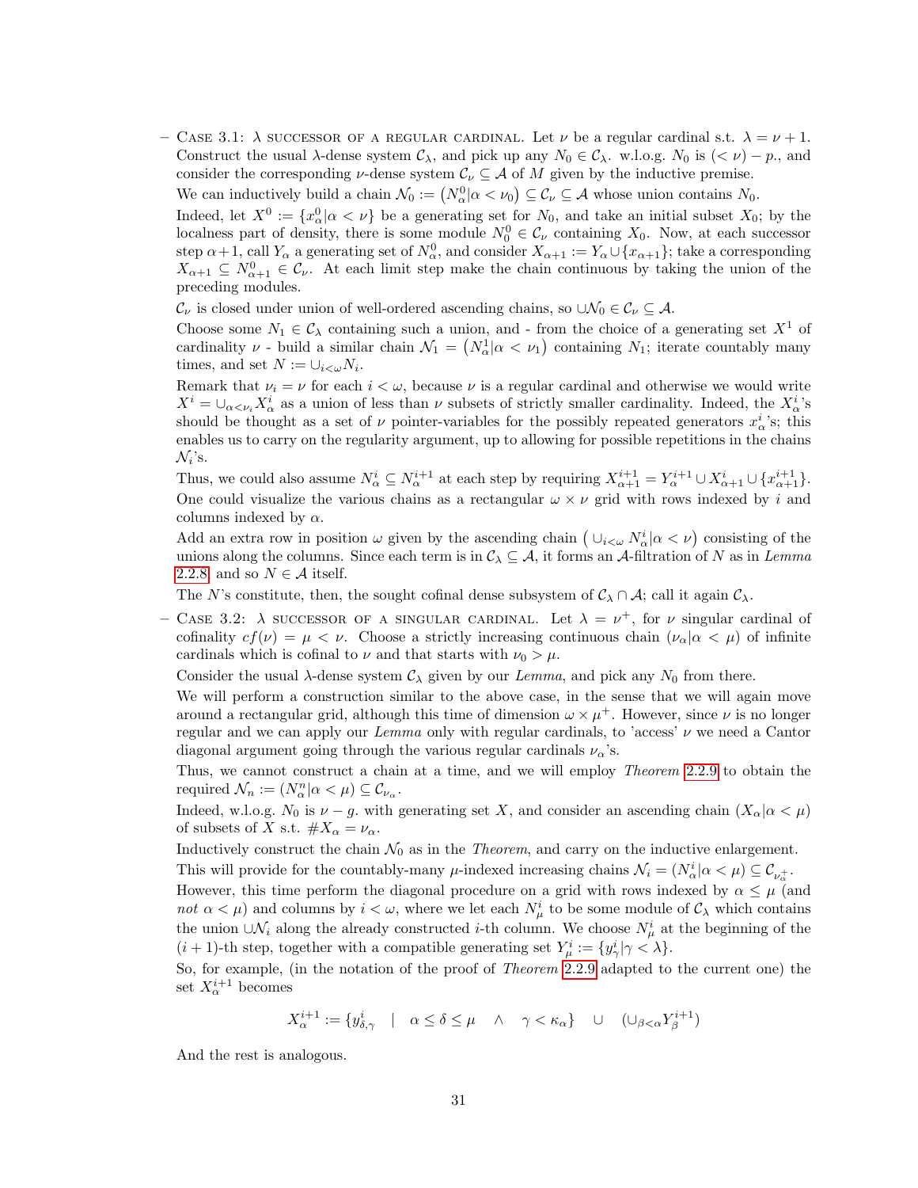- Case 3.1: $\lambda$ successor of a regular cardinal. Let $\nu$ be a regular cardinal s.t. $\lambda = \nu + 1$. Construct the usual $\lambda$-dense system $\mathcal{C}_\lambda$, and pick up any $N_0 \in \mathcal{C}_\lambda$. w.l.o.g. $N_0$ is $(< \nu) - p.$, and consider the corresponding $\nu$-dense system $\mathcal{C}_\nu \subseteq \mathcal{A}$ of $M$ given by the inductive premise.

  We can inductively build a chain $\mathcal{N}_0 := \big(N^0_\alpha | \alpha < \nu_0\big) \subseteq \mathcal{C}_\nu \subseteq \mathcal{A}$ whose union contains $N_0$.

  Indeed, let $X^0 := \{x^0_\alpha | \alpha < \nu\}$ be a generating set for $N_0$, and take an initial subset $X_0$; by the localness part of density, there is some module $N^0_0 \in \mathcal{C}_\nu$ containing $X_0$. Now, at each successor step $\alpha+1$, call $Y_\alpha$ a generating set of $N^0_\alpha$, and consider $X_{\alpha+1} := Y_\alpha \cup \{x_{\alpha+1}\}$; take a corresponding $X_{\alpha+1} \subseteq N^0_{\alpha+1} \in \mathcal{C}_\nu$. At each limit step make the chain continuous by taking the union of the preceding modules.

  $\mathcal{C}_\nu$ is closed under union of well-ordered ascending chains, so $\cup \mathcal{N}_0 \in \mathcal{C}_\nu \subseteq \mathcal{A}$.

  Choose some $N_1 \in \mathcal{C}_\lambda$ containing such a union, and - from the choice of a generating set $X^1$ of cardinality $\nu$ - build a similar chain $\mathcal{N}_1 = \big(N^1_\alpha | \alpha < \nu_1\big)$ containing $N_1$; iterate countably many times, and set $N := \cup_{i<\omega} N_i$.

  Remark that $\nu_i = \nu$ for each $i < \omega$, because $\nu$ is a regular cardinal and otherwise we would write $X^i = \cup_{\alpha<\nu_i} X^i_\alpha$ as a union of less than $\nu$ subsets of strictly smaller cardinality. Indeed, the $X^i_\alpha$'s should be thought as a set of $\nu$ pointer-variables for the possibly repeated generators $x^i_\alpha$'s; this enables us to carry on the regularity argument, up to allowing for possible repetitions in the chains $\mathcal{N}_i$'s.

  Thus, we could also assume $N^i_\alpha \subseteq N^{i+1}_\alpha$ at each step by requiring $X^{i+1}_{\alpha+1} = Y^{i+1}_\alpha \cup X^i_{\alpha+1} \cup \{x^{i+1}_{\alpha+1}\}$. One could visualize the various chains as a rectangular $\omega \times \nu$ grid with rows indexed by $i$ and columns indexed by $\alpha$.

  Add an extra row in position $\omega$ given by the ascending chain $\big(\cup_{i<\omega} N^i_\alpha | \alpha < \nu\big)$ consisting of the unions along the columns. Since each term is in $\mathcal{C}_\lambda \subseteq \mathcal{A}$, it forms an $\mathcal{A}$-filtration of $N$ as in *Lemma* 2.2.8, and so $N \in \mathcal{A}$ itself.

  The $N$'s constitute, then, the sought cofinal dense subsystem of $\mathcal{C}_\lambda \cap \mathcal{A}$; call it again $\mathcal{C}_\lambda$.

- Case 3.2: $\lambda$ successor of a singular cardinal. Let $\lambda = \nu^+$, for $\nu$ singular cardinal of cofinality $cf(\nu) = \mu < \nu$. Choose a strictly increasing continuous chain $(\nu_\alpha | \alpha < \mu)$ of infinite cardinals which is cofinal to $\nu$ and that starts with $\nu_0 > \mu$.

  Consider the usual $\lambda$-dense system $\mathcal{C}_\lambda$ given by our *Lemma*, and pick any $N_0$ from there.

  We will perform a construction similar to the above case, in the sense that we will again move around a rectangular grid, although this time of dimension $\omega \times \mu^+$. However, since $\nu$ is no longer regular and we can apply our *Lemma* only with regular cardinals, to 'access' $\nu$ we need a Cantor diagonal argument going through the various regular cardinals $\nu_\alpha$'s.

  Thus, we cannot construct a chain at a time, and we will employ *Theorem* 2.2.9 to obtain the required $\mathcal{N}_n := (N^n_\alpha | \alpha < \mu) \subseteq \mathcal{C}_{\nu_\alpha}$.

  Indeed, w.l.o.g. $N_0$ is $\nu - g.$ with generating set $X$, and consider an ascending chain $(X_\alpha | \alpha < \mu)$ of subsets of $X$ s.t. $\# X_\alpha = \nu_\alpha$.

  Inductively construct the chain $\mathcal{N}_0$ as in the *Theorem*, and carry on the inductive enlargement.

  This will provide for the countably-many $\mu$-indexed increasing chains $\mathcal{N}_i = (N^i_\alpha | \alpha < \mu) \subseteq \mathcal{C}_{\nu^+_\alpha}$.

  However, this time perform the diagonal procedure on a grid with rows indexed by $\alpha \leq \mu$ (and *not* $\alpha < \mu$) and columns by $i < \omega$, where we let each $N^i_\mu$ to be some module of $\mathcal{C}_\lambda$ which contains the union $\cup \mathcal{N}_i$ along the already constructed $i$-th column. We choose $N^i_\mu$ at the beginning of the $(i+1)$-th step, together with a compatible generating set $Y^i_\mu := \{y^i_\gamma | \gamma < \lambda\}$.

  So, for example, (in the notation of the proof of *Theorem* 2.2.9 adapted to the current one) the set $X^{i+1}_\alpha$ becomes

  $$X^{i+1}_\alpha := \{y^i_{\delta,\gamma} \quad | \quad \alpha \leq \delta \leq \mu \quad \wedge \quad \gamma < \kappa_\alpha\} \quad \cup \quad (\cup_{\beta<\alpha} Y^{i+1}_\beta)$$

  And the rest is analogous.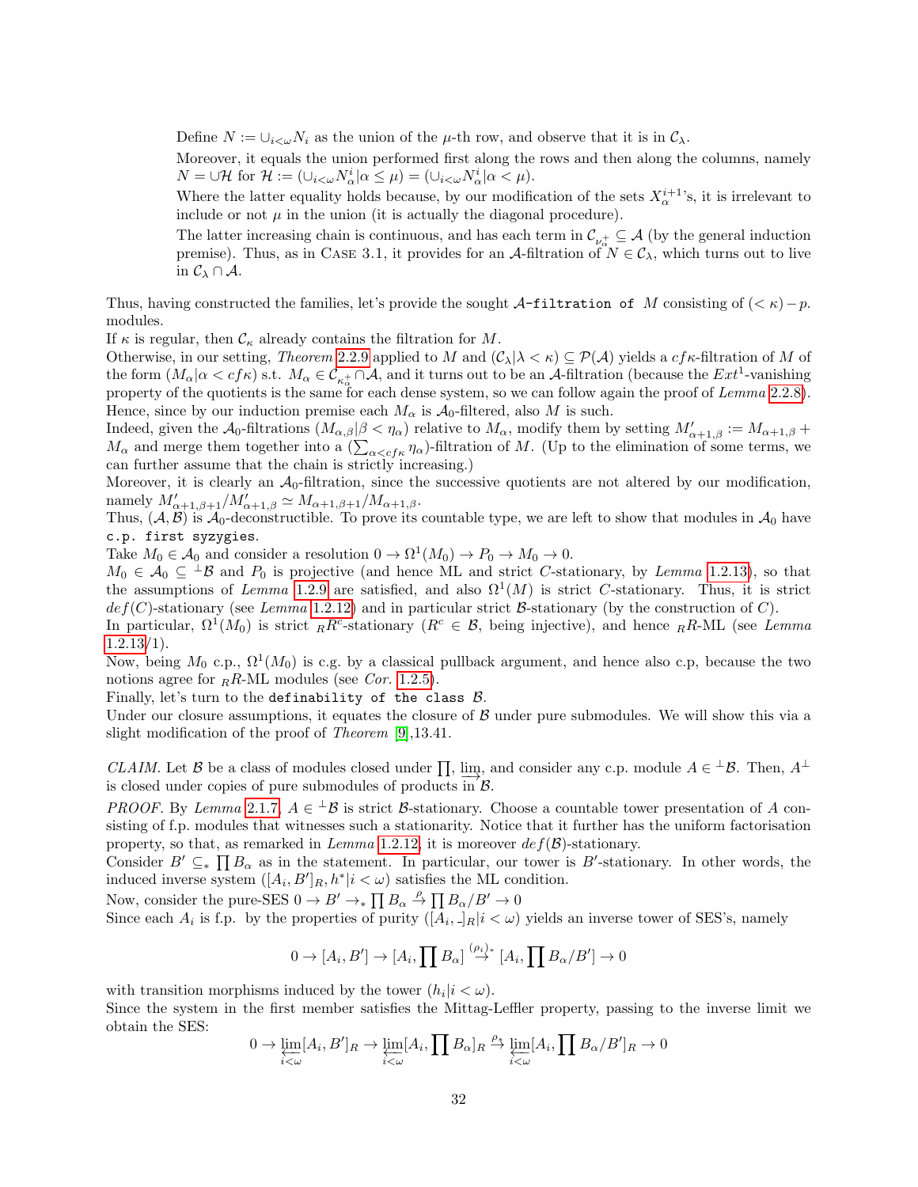Define $N := \cup_{i<\omega} N_i$ as the union of the $\mu$-th row, and observe that it is in $\mathcal{C}_\lambda$.

Moreover, it equals the union performed first along the rows and then along the columns, namely $N = \cup\mathcal{H}$ for $\mathcal{H} := (\cup_{i<\omega} N^i_\alpha | \alpha \leq \mu) = (\cup_{i<\omega} N^i_\alpha | \alpha < \mu)$.

Where the latter equality holds because, by our modification of the sets $X^{i+1}_\alpha$'s, it is irrelevant to include or not $\mu$ in the union (it is actually the diagonal procedure).

The latter increasing chain is continuous, and has each term in $\mathcal{C}_{\nu^+_\alpha} \subseteq \mathcal{A}$ (by the general induction premise). Thus, as in Case 3.1, it provides for an $\mathcal{A}$-filtration of $N \in \mathcal{C}_\lambda$, which turns out to live in $\mathcal{C}_\lambda \cap \mathcal{A}$.

Thus, having constructed the families, let's provide the sought `$\mathcal{A}$-filtration of` $M$ consisting of $(<\kappa)-p.$ modules.

If $\kappa$ is regular, then $\mathcal{C}_\kappa$ already contains the filtration for $M$.

Otherwise, in our setting, *Theorem* 2.2.9 applied to $M$ and $(\mathcal{C}_\lambda | \lambda < \kappa) \subseteq \mathcal{P}(\mathcal{A})$ yields a $cf\kappa$-filtration of $M$ of the form $(M_\alpha | \alpha < cf\kappa)$ s.t. $M_\alpha \in \mathcal{C}_{\kappa^+_\alpha} \cap \mathcal{A}$, and it turns out to be an $\mathcal{A}$-filtration (because the $Ext^1$-vanishing property of the quotients is the same for each dense system, so we can follow again the proof of *Lemma* 2.2.8). Hence, since by our induction premise each $M_\alpha$ is $\mathcal{A}_0$-filtered, also $M$ is such.

Indeed, given the $\mathcal{A}_0$-filtrations $(M_{\alpha,\beta} | \beta < \eta_\alpha)$ relative to $M_\alpha$, modify them by setting $M'_{\alpha+1,\beta} := M_{\alpha+1,\beta} + M_\alpha$ and merge them together into a $(\sum_{\alpha<cf\kappa} \eta_\alpha)$-filtration of $M$. (Up to the elimination of some terms, we can further assume that the chain is strictly increasing.)

Moreover, it is clearly an $\mathcal{A}_0$-filtration, since the successive quotients are not altered by our modification, namely $M'_{\alpha+1,\beta+1}/M'_{\alpha+1,\beta} \simeq M_{\alpha+1,\beta+1}/M_{\alpha+1,\beta}$.

Thus, $(\mathcal{A}, \mathcal{B})$ is $\mathcal{A}_0$-deconstructible. To prove its countable type, we are left to show that modules in $\mathcal{A}_0$ have `c.p. first syzygies`.

Take $M_0 \in \mathcal{A}_0$ and consider a resolution $0 \to \Omega^1(M_0) \to P_0 \to M_0 \to 0$.

$M_0 \in \mathcal{A}_0 \subseteq {}^\perp\mathcal{B}$ and $P_0$ is projective (and hence ML and strict $C$-stationary, by *Lemma* 1.2.13), so that the assumptions of *Lemma* 1.2.9 are satisfied, and also $\Omega^1(M)$ is strict $C$-stationary. Thus, it is strict $def(C)$-stationary (see *Lemma* 1.2.12) and in particular strict $\mathcal{B}$-stationary (by the construction of $C$).

In particular, $\Omega^1(M_0)$ is strict ${}_RR^c$-stationary ($R^c \in \mathcal{B}$, being injective), and hence ${}_RR$-ML (see *Lemma* 1.2.13/1).

Now, being $M_0$ c.p., $\Omega^1(M_0)$ is c.g. by a classical pullback argument, and hence also c.p, because the two notions agree for ${}_RR$-ML modules (see *Cor.* 1.2.5).

Finally, let's turn to the `definability of the class` $\mathcal{B}$.

Under our closure assumptions, it equates the closure of $\mathcal{B}$ under pure submodules. We will show this via a slight modification of the proof of *Theorem* [9],13.41.

*CLAIM.* Let $\mathcal{B}$ be a class of modules closed under $\prod$, $\varinjlim$, and consider any c.p. module $A \in {}^\perp\mathcal{B}$. Then, $A^\perp$ is closed under copies of pure submodules of products in $\mathcal{B}$.

*PROOF.* By *Lemma* 2.1.7, $A \in {}^\perp\mathcal{B}$ is strict $\mathcal{B}$-stationary. Choose a countable tower presentation of $A$ consisting of f.p. modules that witnesses such a stationarity. Notice that it further has the uniform factorisation property, so that, as remarked in *Lemma* 1.2.12, it is moreover $def(\mathcal{B})$-stationary.

Consider $B' \subseteq_* \prod B_\alpha$ as in the statement. In particular, our tower is $B'$-stationary. In other words, the induced inverse system $([A_i, B']_R, h^* | i < \omega)$ satisfies the ML condition.

Now, consider the pure-SES $0 \to B' \to_* \prod B_\alpha \overset{\rho}{\to} \prod B_\alpha / B' \to 0$

Since each $A_i$ is f.p. by the properties of purity $([A_i, \_]_R | i < \omega)$ yields an inverse tower of SES's, namely

$$0 \to [A_i, B'] \to [A_i, \prod B_\alpha] \overset{(\rho_i)_*}{\to} [A_i, \prod B_\alpha / B'] \to 0$$

with transition morphisms induced by the tower $(h_i | i < \omega)$.

Since the system in the first member satisfies the Mittag-Leffler property, passing to the inverse limit we obtain the SES:

$$0 \to \varprojlim_{i<\omega} [A_i, B']_R \to \varprojlim_{i<\omega} [A_i, \prod B_\alpha]_R \overset{\rho_*}{\to} \varprojlim_{i<\omega} [A_i, \prod B_\alpha / B']_R \to 0$$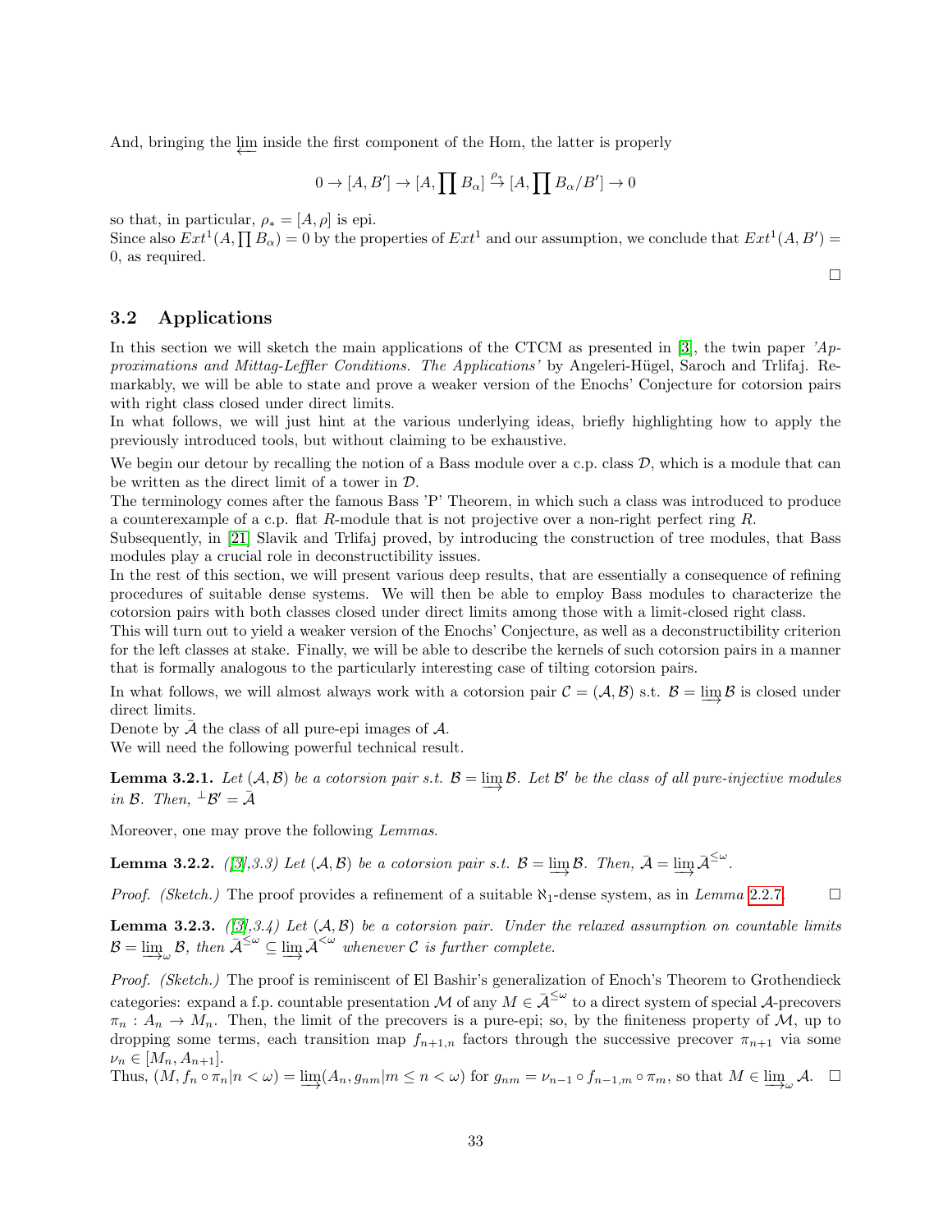And, bringing the $\varprojlim$ inside the first component of the Hom, the latter is properly

$$0 \to [A, B'] \to [A, \prod B_\alpha] \xrightarrow{\rho_*} [A, \prod B_\alpha / B'] \to 0$$

so that, in particular, $\rho_* = [A, \rho]$ is epi.
Since also $Ext^1(A, \prod B_\alpha) = 0$ by the properties of $Ext^1$ and our assumption, we conclude that $Ext^1(A, B') = 0$, as required.

□

### 3.2 Applications

In this section we will sketch the main applications of the CTCM as presented in [3], the twin paper *'Approximations and Mittag-Leffler Conditions. The Applications'* by Angeleri-Hügel, Saroch and Trlifaj. Remarkably, we will be able to state and prove a weaker version of the Enochs' Conjecture for cotorsion pairs with right class closed under direct limits.
In what follows, we will just hint at the various underlying ideas, briefly highlighting how to apply the previously introduced tools, but without claiming to be exhaustive.

We begin our detour by recalling the notion of a Bass module over a c.p. class $\mathcal{D}$, which is a module that can be written as the direct limit of a tower in $\mathcal{D}$.
The terminology comes after the famous Bass 'P' Theorem, in which such a class was introduced to produce a counterexample of a c.p. flat $R$-module that is not projective over a non-right perfect ring $R$.
Subsequently, in [21] Slavik and Trlifaj proved, by introducing the construction of tree modules, that Bass modules play a crucial role in deconstructibility issues.
In the rest of this section, we will present various deep results, that are essentially a consequence of refining procedures of suitable dense systems. We will then be able to employ Bass modules to characterize the cotorsion pairs with both classes closed under direct limits among those with a limit-closed right class.
This will turn out to yield a weaker version of the Enochs' Conjecture, as well as a deconstructibility criterion for the left classes at stake. Finally, we will be able to describe the kernels of such cotorsion pairs in a manner that is formally analogous to the particularly interesting case of tilting cotorsion pairs.

In what follows, we will almost always work with a cotorsion pair $\mathcal{C} = (\mathcal{A}, \mathcal{B})$ s.t. $\mathcal{B} = \varinjlim \mathcal{B}$ is closed under direct limits.
Denote by $\bar{\mathcal{A}}$ the class of all pure-epi images of $\mathcal{A}$.
We will need the following powerful technical result.

**Lemma 3.2.1.** *Let $(\mathcal{A}, \mathcal{B})$ be a cotorsion pair s.t. $\mathcal{B} = \varinjlim \mathcal{B}$. Let $\mathcal{B}'$ be the class of all pure-injective modules in $\mathcal{B}$. Then, ${}^\perp\mathcal{B}' = \bar{\mathcal{A}}$*

Moreover, one may prove the following *Lemmas*.

**Lemma 3.2.2.** *([3],3.3) Let $(\mathcal{A}, \mathcal{B})$ be a cotorsion pair s.t. $\mathcal{B} = \varinjlim \mathcal{B}$. Then, $\bar{\mathcal{A}} = \varinjlim \bar{\mathcal{A}}^{\leq\omega}$.*

*Proof. (Sketch.)* The proof provides a refinement of a suitable $\aleph_1$-dense system, as in *Lemma* 2.2.7. □

**Lemma 3.2.3.** *([3],3.4) Let $(\mathcal{A}, \mathcal{B})$ be a cotorsion pair. Under the relaxed assumption on countable limits $\mathcal{B} = \varinjlim_\omega \mathcal{B}$, then $\bar{\mathcal{A}}^{\leq\omega} \subseteq \varinjlim \bar{\mathcal{A}}^{<\omega}$ whenever $\mathcal{C}$ is further complete.*

*Proof. (Sketch.)* The proof is reminiscent of El Bashir's generalization of Enoch's Theorem to Grothendieck categories: expand a f.p. countable presentation $\mathcal{M}$ of any $M \in \bar{\mathcal{A}}^{\leq\omega}$ to a direct system of special $\mathcal{A}$-precovers $\pi_n : A_n \to M_n$. Then, the limit of the precovers is a pure-epi; so, by the finiteness property of $\mathcal{M}$, up to dropping some terms, each transition map $f_{n+1,n}$ factors through the successive precover $\pi_{n+1}$ via some $\nu_n \in [M_n, A_{n+1}]$.
Thus, $(M, f_n \circ \pi_n | n < \omega) = \varinjlim (A_n, g_{nm} | m \leq n < \omega)$ for $g_{nm} = \nu_{n-1} \circ f_{n-1,m} \circ \pi_m$, so that $M \in \varinjlim_\omega \mathcal{A}$. □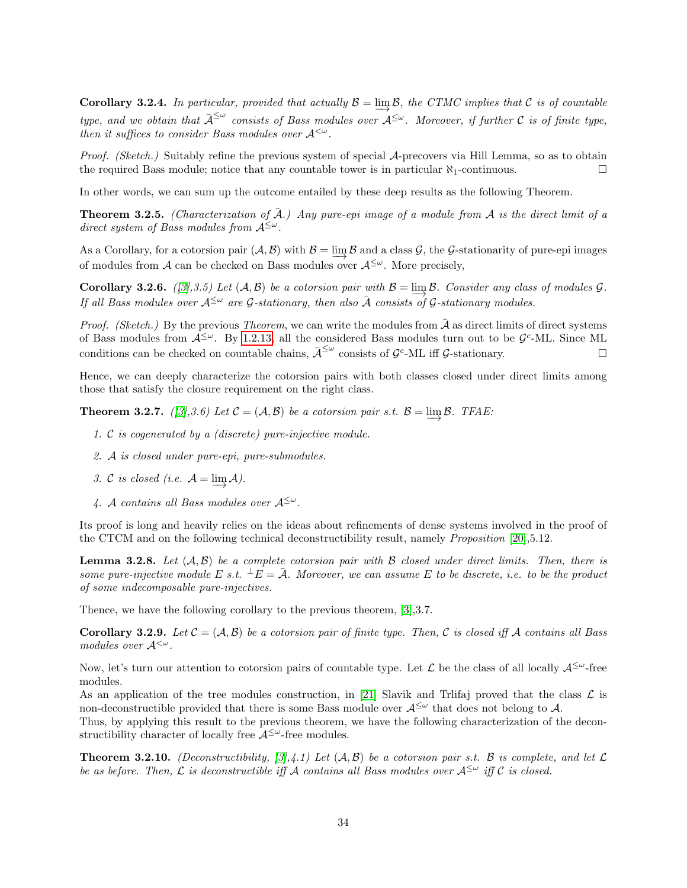**Corollary 3.2.4.** *In particular, provided that actually $\mathcal{B} = \varinjlim \mathcal{B}$, the CTMC implies that $\mathcal{C}$ is of countable type, and we obtain that $\bar{\mathcal{A}}^{\leq\omega}$ consists of Bass modules over $\mathcal{A}^{\leq\omega}$. Moreover, if further $\mathcal{C}$ is of finite type, then it suffices to consider Bass modules over $\mathcal{A}^{<\omega}$.*

*Proof. (Sketch.)* Suitably refine the previous system of special $\mathcal{A}$-precovers via Hill Lemma, so as to obtain the required Bass module; notice that any countable tower is in particular $\aleph_1$-continuous. □

In other words, we can sum up the outcome entailed by these deep results as the following Theorem.

**Theorem 3.2.5.** *(Characterization of $\bar{\mathcal{A}}$.) Any pure-epi image of a module from $\mathcal{A}$ is the direct limit of a direct system of Bass modules from $\mathcal{A}^{\leq\omega}$.*

As a Corollary, for a cotorsion pair $(\mathcal{A}, \mathcal{B})$ with $\mathcal{B} = \varinjlim \mathcal{B}$ and a class $\mathcal{G}$, the $\mathcal{G}$-stationarity of pure-epi images of modules from $\mathcal{A}$ can be checked on Bass modules over $\mathcal{A}^{\leq\omega}$. More precisely,

**Corollary 3.2.6.** *([3],3.5) Let $(\mathcal{A}, \mathcal{B})$ be a cotorsion pair with $\mathcal{B} = \varinjlim \mathcal{B}$. Consider any class of modules $\mathcal{G}$. If all Bass modules over $\mathcal{A}^{\leq\omega}$ are $\mathcal{G}$-stationary, then also $\bar{\mathcal{A}}$ consists of $\mathcal{G}$-stationary modules.*

*Proof. (Sketch.)* By the previous *Theorem*, we can write the modules from $\bar{\mathcal{A}}$ as direct limits of direct systems of Bass modules from $\mathcal{A}^{\leq\omega}$. By 1.2.13, all the considered Bass modules turn out to be $\mathcal{G}^c$-ML. Since ML conditions can be checked on countable chains, $\bar{\mathcal{A}}^{\leq\omega}$ consists of $\mathcal{G}^c$-ML iff $\mathcal{G}$-stationary. □

Hence, we can deeply characterize the cotorsion pairs with both classes closed under direct limits among those that satisfy the closure requirement on the right class.

**Theorem 3.2.7.** *([3],3.6) Let $\mathcal{C} = (\mathcal{A}, \mathcal{B})$ be a cotorsion pair s.t. $\mathcal{B} = \varinjlim \mathcal{B}$. TFAE:*

1. *$\mathcal{C}$ is cogenerated by a (discrete) pure-injective module.*
2. *$\mathcal{A}$ is closed under pure-epi, pure-submodules.*
3. *$\mathcal{C}$ is closed (i.e. $\mathcal{A} = \varinjlim \mathcal{A}$).*
4. *$\mathcal{A}$ contains all Bass modules over $\mathcal{A}^{\leq\omega}$.*

Its proof is long and heavily relies on the ideas about refinements of dense systems involved in the proof of the CTCM and on the following technical deconstructibility result, namely *Proposition* [20],5.12.

**Lemma 3.2.8.** *Let $(\mathcal{A}, \mathcal{B})$ be a complete cotorsion pair with $\mathcal{B}$ closed under direct limits. Then, there is some pure-injective module $E$ s.t. ${}^\perp E = \bar{\mathcal{A}}$. Moreover, we can assume $E$ to be discrete, i.e. to be the product of some indecomposable pure-injectives.*

Thence, we have the following corollary to the previous theorem, [3],3.7.

**Corollary 3.2.9.** *Let $\mathcal{C} = (\mathcal{A}, \mathcal{B})$ be a cotorsion pair of finite type. Then, $\mathcal{C}$ is closed iff $\mathcal{A}$ contains all Bass modules over $\mathcal{A}^{<\omega}$.*

Now, let's turn our attention to cotorsion pairs of countable type. Let $\mathcal{L}$ be the class of all locally $\mathcal{A}^{\leq\omega}$-free modules.
As an application of the tree modules construction, in [21] Slavik and Trlifaj proved that the class $\mathcal{L}$ is non-deconstructible provided that there is some Bass module over $\mathcal{A}^{\leq\omega}$ that does not belong to $\mathcal{A}$.
Thus, by applying this result to the previous theorem, we have the following characterization of the deconstructibility character of locally free $\mathcal{A}^{\leq\omega}$-free modules.

**Theorem 3.2.10.** *(Deconstructibility, [3],4.1) Let $(\mathcal{A}, \mathcal{B})$ be a cotorsion pair s.t. $\mathcal{B}$ is complete, and let $\mathcal{L}$ be as before. Then, $\mathcal{L}$ is deconstructible iff $\mathcal{A}$ contains all Bass modules over $\mathcal{A}^{\leq\omega}$ iff $\mathcal{C}$ is closed.*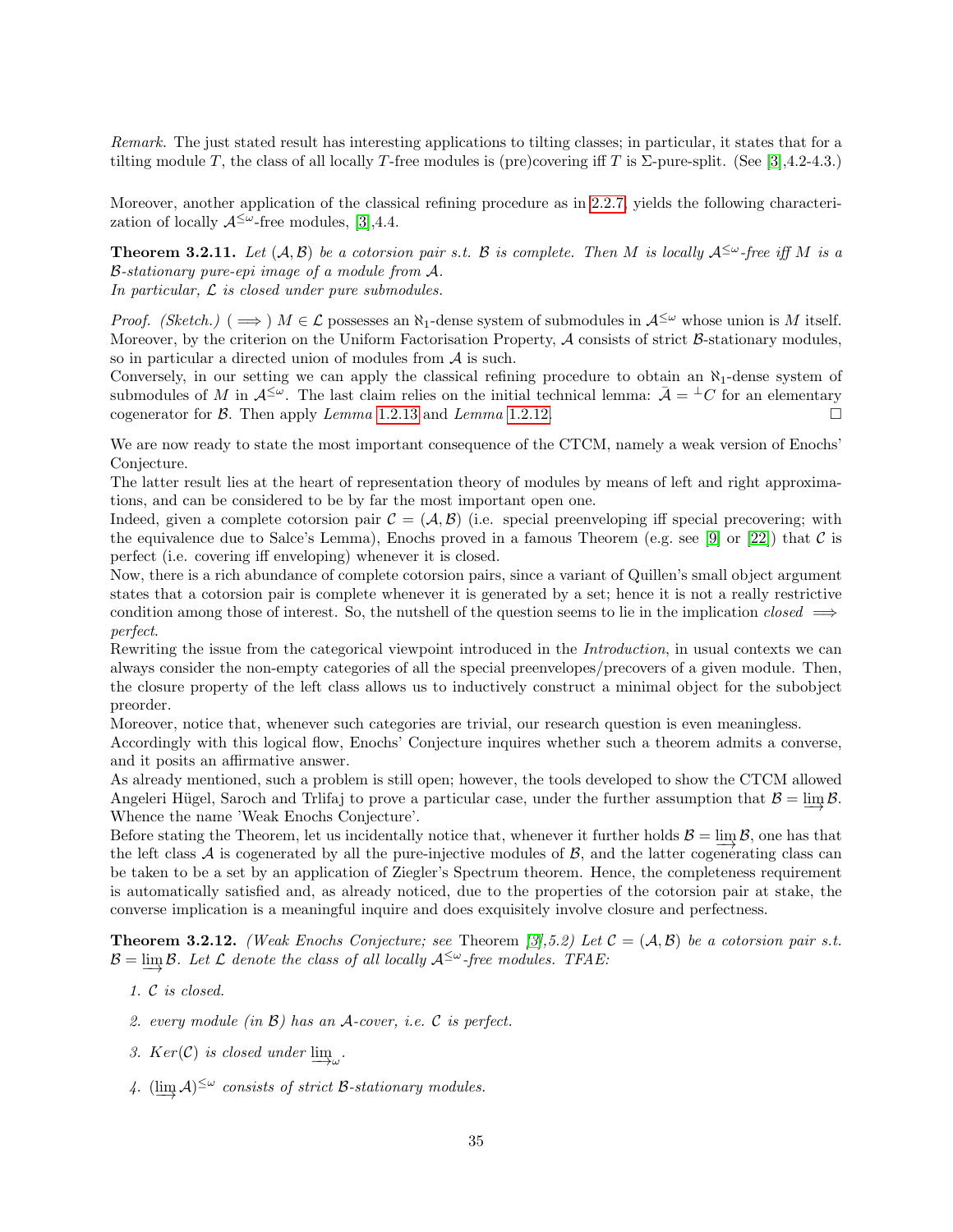*Remark.* The just stated result has interesting applications to tilting classes; in particular, it states that for a tilting module $T$, the class of all locally $T$-free modules is (pre)covering iff $T$ is $\Sigma$-pure-split. (See [3],4.2-4.3.)

Moreover, another application of the classical refining procedure as in 2.2.7, yields the following characterization of locally $\mathcal{A}^{\leq\omega}$-free modules, [3],4.4.

**Theorem 3.2.11.** *Let $(\mathcal{A}, \mathcal{B})$ be a cotorsion pair s.t. $\mathcal{B}$ is complete. Then $M$ is locally $\mathcal{A}^{\leq\omega}$-free iff $M$ is a $\mathcal{B}$-stationary pure-epi image of a module from $\mathcal{A}$.*
*In particular, $\mathcal{L}$ is closed under pure submodules.*

*Proof. (Sketch.)* ($\implies$) $M \in \mathcal{L}$ possesses an $\aleph_1$-dense system of submodules in $\mathcal{A}^{\leq\omega}$ whose union is $M$ itself. Moreover, by the criterion on the Uniform Factorisation Property, $\mathcal{A}$ consists of strict $\mathcal{B}$-stationary modules, so in particular a directed union of modules from $\mathcal{A}$ is such.
Conversely, in our setting we can apply the classical refining procedure to obtain an $\aleph_1$-dense system of submodules of $M$ in $\mathcal{A}^{\leq\omega}$. The last claim relies on the initial technical lemma: $\bar{\mathcal{A}} = {}^{\perp}C$ for an elementary cogenerator for $\mathcal{B}$. Then apply *Lemma* 1.2.13 and *Lemma* 1.2.12. □

We are now ready to state the most important consequence of the CTCM, namely a weak version of Enochs' Conjecture.
The latter result lies at the heart of representation theory of modules by means of left and right approximations, and can be considered to be by far the most important open one.
Indeed, given a complete cotorsion pair $\mathcal{C} = (\mathcal{A}, \mathcal{B})$ (i.e. special preenveloping iff special precovering; with the equivalence due to Salce's Lemma), Enochs proved in a famous Theorem (e.g. see [9] or [22]) that $\mathcal{C}$ is perfect (i.e. covering iff enveloping) whenever it is closed.
Now, there is a rich abundance of complete cotorsion pairs, since a variant of Quillen's small object argument states that a cotorsion pair is complete whenever it is generated by a set; hence it is not a really restrictive condition among those of interest. So, the nutshell of the question seems to lie in the implication *closed* $\implies$ *perfect*.
Rewriting the issue from the categorical viewpoint introduced in the *Introduction*, in usual contexts we can always consider the non-empty categories of all the special preenvelopes/precovers of a given module. Then, the closure property of the left class allows us to inductively construct a minimal object for the subobject preorder.
Moreover, notice that, whenever such categories are trivial, our research question is even meaningless.
Accordingly with this logical flow, Enochs' Conjecture inquires whether such a theorem admits a converse, and it posits an affirmative answer.
As already mentioned, such a problem is still open; however, the tools developed to show the CTCM allowed Angeleri Hügel, Saroch and Trlifaj to prove a particular case, under the further assumption that $\mathcal{B} = \varinjlim \mathcal{B}$. Whence the name 'Weak Enochs Conjecture'.
Before stating the Theorem, let us incidentally notice that, whenever it further holds $\mathcal{B} = \varinjlim \mathcal{B}$, one has that the left class $\mathcal{A}$ is cogenerated by all the pure-injective modules of $\mathcal{B}$, and the latter cogenerating class can be taken to be a set by an application of Ziegler's Spectrum theorem. Hence, the completeness requirement is automatically satisfied and, as already noticed, due to the properties of the cotorsion pair at stake, the converse implication is a meaningful inquire and does exquisitely involve closure and perfectness.

**Theorem 3.2.12.** *(Weak Enochs Conjecture; see* Theorem *[3],5.2) Let $\mathcal{C} = (\mathcal{A}, \mathcal{B})$ be a cotorsion pair s.t. $\mathcal{B} = \varinjlim \mathcal{B}$. Let $\mathcal{L}$ denote the class of all locally $\mathcal{A}^{\leq\omega}$-free modules. TFAE:*

1. *$\mathcal{C}$ is closed.*
2. *every module (in $\mathcal{B}$) has an $\mathcal{A}$-cover, i.e. $\mathcal{C}$ is perfect.*
3. *$Ker(\mathcal{C})$ is closed under $\varinjlim_{\omega}$.*
4. *$(\varinjlim \mathcal{A})^{\leq\omega}$ consists of strict $\mathcal{B}$-stationary modules.*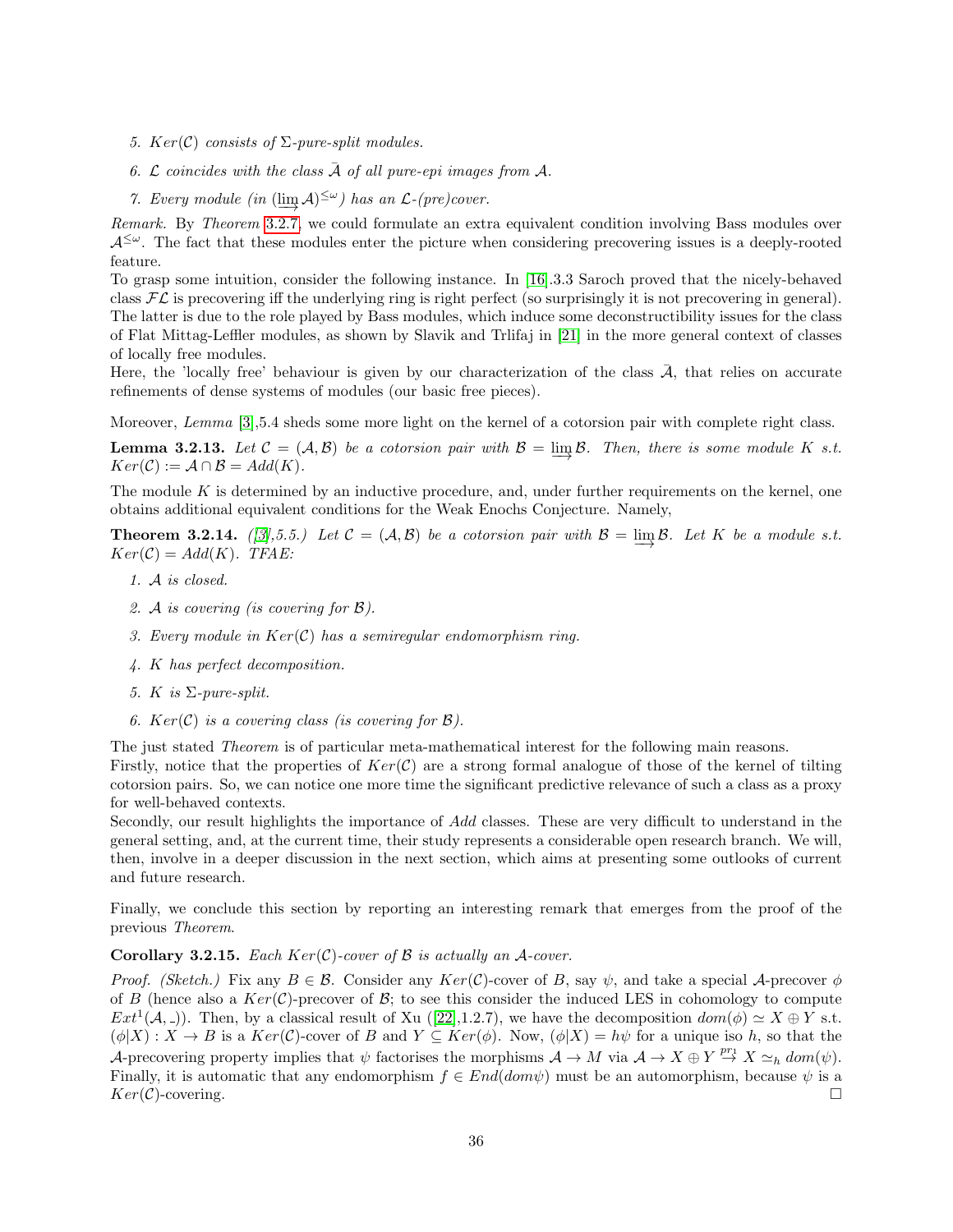5. *$Ker(\mathcal{C})$ consists of $\Sigma$-pure-split modules.*

6. *$\mathcal{L}$ coincides with the class $\bar{\mathcal{A}}$ of all pure-epi images from $\mathcal{A}$.*

7. *Every module (in $(\varinjlim \mathcal{A})^{\leq\omega}$) has an $\mathcal{L}$-(pre)cover.*

*Remark.* By *Theorem* 3.2.7, we could formulate an extra equivalent condition involving Bass modules over $\mathcal{A}^{\leq\omega}$. The fact that these modules enter the picture when considering precovering issues is a deeply-rooted feature.

To grasp some intuition, consider the following instance. In [16],3.3 Saroch proved that the nicely-behaved class $\mathcal{FL}$ is precovering iff the underlying ring is right perfect (so surprisingly it is not precovering in general). The latter is due to the role played by Bass modules, which induce some deconstructibility issues for the class of Flat Mittag-Leffler modules, as shown by Slavik and Trlifaj in [21] in the more general context of classes of locally free modules.

Here, the 'locally free' behaviour is given by our characterization of the class $\bar{\mathcal{A}}$, that relies on accurate refinements of dense systems of modules (our basic free pieces).

Moreover, *Lemma* [3],5.4 sheds some more light on the kernel of a cotorsion pair with complete right class.

**Lemma 3.2.13.** *Let $\mathcal{C} = (\mathcal{A}, \mathcal{B})$ be a cotorsion pair with $\mathcal{B} = \varinjlim \mathcal{B}$. Then, there is some module $K$ s.t. $Ker(\mathcal{C}) := \mathcal{A} \cap \mathcal{B} = Add(K)$.*

The module $K$ is determined by an inductive procedure, and, under further requirements on the kernel, one obtains additional equivalent conditions for the Weak Enochs Conjecture. Namely,

**Theorem 3.2.14.** *([3],5.5.) Let $\mathcal{C} = (\mathcal{A}, \mathcal{B})$ be a cotorsion pair with $\mathcal{B} = \varinjlim \mathcal{B}$. Let $K$ be a module s.t. $Ker(\mathcal{C}) = Add(K)$. TFAE:*

1. *$\mathcal{A}$ is closed.*
2. *$\mathcal{A}$ is covering (is covering for $\mathcal{B}$).*
3. *Every module in $Ker(\mathcal{C})$ has a semiregular endomorphism ring.*
4. *$K$ has perfect decomposition.*
5. *$K$ is $\Sigma$-pure-split.*
6. *$Ker(\mathcal{C})$ is a covering class (is covering for $\mathcal{B}$).*

The just stated *Theorem* is of particular meta-mathematical interest for the following main reasons.

Firstly, notice that the properties of $Ker(\mathcal{C})$ are a strong formal analogue of those of the kernel of tilting cotorsion pairs. So, we can notice one more time the significant predictive relevance of such a class as a proxy for well-behaved contexts.

Secondly, our result highlights the importance of *Add* classes. These are very difficult to understand in the general setting, and, at the current time, their study represents a considerable open research branch. We will, then, involve in a deeper discussion in the next section, which aims at presenting some outlooks of current and future research.

Finally, we conclude this section by reporting an interesting remark that emerges from the proof of the previous *Theorem*.

**Corollary 3.2.15.** *Each $Ker(\mathcal{C})$-cover of $\mathcal{B}$ is actually an $\mathcal{A}$-cover.*

*Proof. (Sketch.)* Fix any $B \in \mathcal{B}$. Consider any $Ker(\mathcal{C})$-cover of $B$, say $\psi$, and take a special $\mathcal{A}$-precover $\phi$ of $B$ (hence also a $Ker(\mathcal{C})$-precover of $\mathcal{B}$; to see this consider the induced LES in cohomology to compute $Ext^1(\mathcal{A}, \_)$). Then, by a classical result of Xu ([22],1.2.7), we have the decomposition $dom(\phi) \simeq X \oplus Y$ s.t. $(\phi|X) : X \to B$ is a $Ker(\mathcal{C})$-cover of $B$ and $Y \subseteq Ker(\phi)$. Now, $(\phi|X) = h\psi$ for a unique iso $h$, so that the $\mathcal{A}$-precovering property implies that $\psi$ factorises the morphisms $\mathcal{A} \to M$ via $\mathcal{A} \to X \oplus Y \overset{pr_1}{\to} X \simeq_h dom(\psi)$. Finally, it is automatic that any endomorphism $f \in End(dom\psi)$ must be an automorphism, because $\psi$ is a $Ker(\mathcal{C})$-covering. $\square$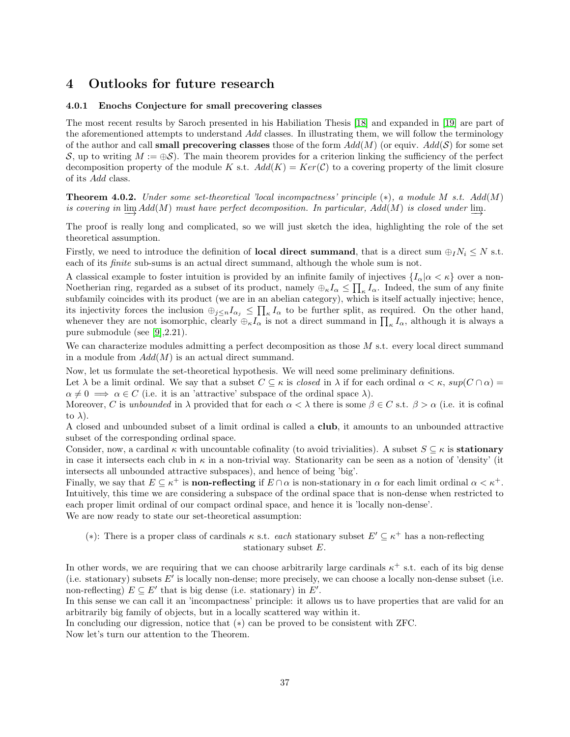# 4 Outlooks for future research

### 4.0.1 Enochs Conjecture for small precovering classes

The most recent results by Saroch presented in his Habiliation Thesis [18] and expanded in [19] are part of the aforementioned attempts to understand *Add* classes. In illustrating them, we will follow the terminology of the author and call **small precovering classes** those of the form $Add(M)$ (or equiv. $Add(\mathcal{S})$ for some set $\mathcal{S}$, up to writing $M := \oplus\mathcal{S}$). The main theorem provides for a criterion linking the sufficiency of the perfect decomposition property of the module $K$ s.t. $Add(K) = Ker(\mathcal{C})$ to a covering property of the limit closure of its *Add* class.

**Theorem 4.0.2.** *Under some set-theoretical 'local incompactness' principle* $(*)$*, a module* $M$ *s.t.* $Add(M)$ *is covering in* $\varinjlim Add(M)$ *must have perfect decomposition. In particular,* $Add(M)$ *is closed under* $\varinjlim$*.*

The proof is really long and complicated, so we will just sketch the idea, highlighting the role of the set theoretical assumption.

Firstly, we need to introduce the definition of **local direct summand**, that is a direct sum $\oplus_I N_i \leq N$ s.t. each of its *finite* sub-sums is an actual direct summand, although the whole sum is not.

A classical example to foster intuition is provided by an infinite family of injectives $\{I_\alpha | \alpha < \kappa\}$ over a non-Noetherian ring, regarded as a subset of its product, namely $\oplus_\kappa I_\alpha \leq \prod_\kappa I_\alpha$. Indeed, the sum of any finite subfamily coincides with its product (we are in an abelian category), which is itself actually injective; hence, its injectivity forces the inclusion $\oplus_{j\leq n} I_{\alpha_j} \leq \prod_\kappa I_\alpha$ to be further split, as required. On the other hand, whenever they are not isomorphic, clearly $\oplus_\kappa I_\alpha$ is not a direct summand in $\prod_\kappa I_\alpha$, although it is always a pure submodule (see [9],2.21).

We can characterize modules admitting a perfect decomposition as those $M$ s.t. every local direct summand in a module from $Add(M)$ is an actual direct summand.

Now, let us formulate the set-theoretical hypothesis. We will need some preliminary definitions.

Let $\lambda$ be a limit ordinal. We say that a subset $C \subseteq \kappa$ is *closed* in $\lambda$ if for each ordinal $\alpha < \kappa$, $sup(C \cap \alpha) = \alpha \neq 0 \implies \alpha \in C$ (i.e. it is an 'attractive' subspace of the ordinal space $\lambda$).

Moreover, $C$ is *unbounded* in $\lambda$ provided that for each $\alpha < \lambda$ there is some $\beta \in C$ s.t. $\beta > \alpha$ (i.e. it is cofinal to $\lambda$).

A closed and unbounded subset of a limit ordinal is called a **club**, it amounts to an unbounded attractive subset of the corresponding ordinal space.

Consider, now, a cardinal $\kappa$ with uncountable cofinality (to avoid trivialities). A subset $S \subseteq \kappa$ is **stationary** in case it intersects each club in $\kappa$ in a non-trivial way. Stationarity can be seen as a notion of 'density' (it intersects all unbounded attractive subspaces), and hence of being 'big'.

Finally, we say that $E \subseteq \kappa^+$ is **non-reflecting** if $E \cap \alpha$ is non-stationary in $\alpha$ for each limit ordinal $\alpha < \kappa^+$. Intuitively, this time we are considering a subspace of the ordinal space that is non-dense when restricted to each proper limit ordinal of our compact ordinal space, and hence it is 'locally non-dense'.

We are now ready to state our set-theoretical assumption:

$(*)$: There is a proper class of cardinals $\kappa$ s.t. *each* stationary subset $E' \subseteq \kappa^+$ has a non-reflecting stationary subset $E$.

In other words, we are requiring that we can choose arbitrarily large cardinals $\kappa^+$ s.t. each of its big dense (i.e. stationary) subsets $E'$ is locally non-dense; more precisely, we can choose a locally non-dense subset (i.e. non-reflecting) $E \subseteq E'$ that is big dense (i.e. stationary) in $E'$.

In this sense we can call it an 'incompactness' principle: it allows us to have properties that are valid for an arbitrarily big family of objects, but in a locally scattered way within it.

In concluding our digression, notice that $(*)$ can be proved to be consistent with ZFC.

Now let's turn our attention to the Theorem.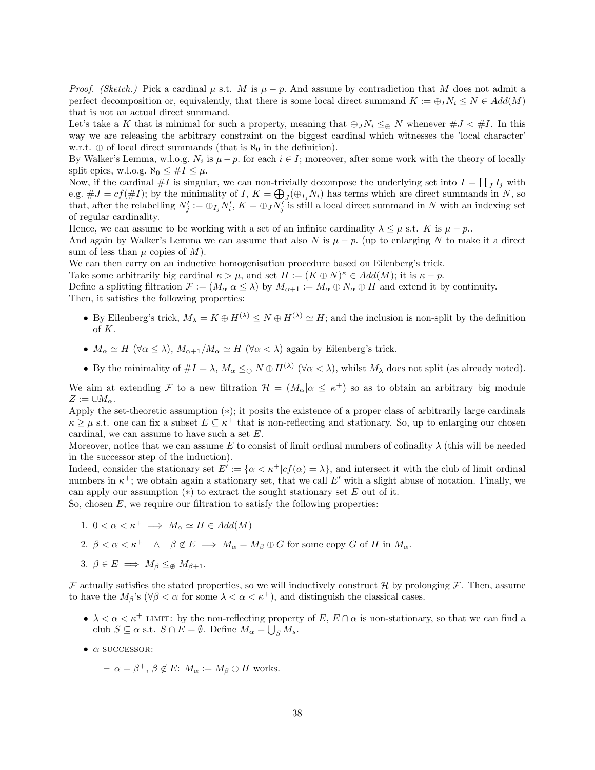*Proof. (Sketch.)* Pick a cardinal $\mu$ s.t. $M$ is $\mu - p$. And assume by contradiction that $M$ does not admit a perfect decomposition or, equivalently, that there is some local direct summand $K := \oplus_I N_i \leq N \in Add(M)$ that is not an actual direct summand.

Let's take a $K$ that is minimal for such a property, meaning that $\oplus_J N_i \leq_\oplus N$ whenever $\#J < \#I$. In this way we are releasing the arbitrary constraint on the biggest cardinal which witnesses the 'local character' w.r.t. $\oplus$ of local direct summands (that is $\aleph_0$ in the definition).

By Walker's Lemma, w.l.o.g. $N_i$ is $\mu - p.$ for each $i \in I$; moreover, after some work with the theory of locally split epics, w.l.o.g. $\aleph_0 \leq \#I \leq \mu$.

Now, if the cardinal $\#I$ is singular, we can non-trivially decompose the underlying set into $I = \coprod_J I_j$ with e.g. $\#J = cf(\#I)$; by the minimality of $I$, $K = \bigoplus_J (\oplus_{I_j} N_i)$ has terms which are direct summands in $N$, so that, after the relabelling $N_j' := \oplus_{I_j} N_i'$, $K = \oplus_J N_j'$ is still a local direct summand in $N$ with an indexing set of regular cardinality.

Hence, we can assume to be working with a set of an infinite cardinality $\lambda \leq \mu$ s.t. $K$ is $\mu - p.$.

And again by Walker's Lemma we can assume that also $N$ is $\mu - p.$ (up to enlarging $N$ to make it a direct sum of less than $\mu$ copies of $M$).

We can then carry on an inductive homogenisation procedure based on Eilenberg's trick.

Take some arbitrarily big cardinal $\kappa > \mu$, and set $H := (K \oplus N)^\kappa \in Add(M)$; it is $\kappa - p$.

Define a splitting filtration $\mathcal{F} := (M_\alpha | \alpha \leq \lambda)$ by $M_{\alpha+1} := M_\alpha \oplus N_\alpha \oplus H$ and extend it by continuity.

Then, it satisfies the following properties:

- By Eilenberg's trick, $M_\lambda = K \oplus H^{(\lambda)} \leq N \oplus H^{(\lambda)} \simeq H$; and the inclusion is non-split by the definition of $K$.
- $M_\alpha \simeq H$ ($\forall \alpha \leq \lambda$), $M_{\alpha+1}/M_\alpha \simeq H$ ($\forall \alpha < \lambda$) again by Eilenberg's trick.
- By the minimality of $\#I = \lambda$, $M_\alpha \leq_\oplus N \oplus H^{(\lambda)}$ ($\forall \alpha < \lambda$), whilst $M_\lambda$ does not split (as already noted).

We aim at extending $\mathcal{F}$ to a new filtration $\mathcal{H} = (M_\alpha | \alpha \leq \kappa^+)$ so as to obtain an arbitrary big module $Z := \cup M_\alpha$.

Apply the set-theoretic assumption $(*)$; it posits the existence of a proper class of arbitrarily large cardinals $\kappa \geq \mu$ s.t. one can fix a subset $E \subseteq \kappa^+$ that is non-reflecting and stationary. So, up to enlarging our chosen cardinal, we can assume to have such a set $E$.

Moreover, notice that we can assume $E$ to consist of limit ordinal numbers of cofinality $\lambda$ (this will be needed in the successor step of the induction).

Indeed, consider the stationary set $E' := \{\alpha < \kappa^+ | cf(\alpha) = \lambda\}$, and intersect it with the club of limit ordinal numbers in $\kappa^+$; we obtain again a stationary set, that we call $E'$ with a slight abuse of notation. Finally, we can apply our assumption $(*)$ to extract the sought stationary set $E$ out of it.

So, chosen $E$, we require our filtration to satisfy the following properties:

1. $0 < \alpha < \kappa^+ \implies M_\alpha \simeq H \in Add(M)$
2. $\beta < \alpha < \kappa^+ \quad \wedge \quad \beta \notin E \implies M_\alpha = M_\beta \oplus G$ for some copy $G$ of $H$ in $M_\alpha$.
3. $\beta \in E \implies M_\beta \leq_{\not\oplus} M_{\beta+1}$.

$\mathcal{F}$ actually satisfies the stated properties, so we will inductively construct $\mathcal{H}$ by prolonging $\mathcal{F}$. Then, assume to have the $M_\beta$'s ($\forall \beta < \alpha$ for some $\lambda < \alpha < \kappa^+$), and distinguish the classical cases.

- $\lambda < \alpha < \kappa^+$ LIMIT: by the non-reflecting property of $E$, $E \cap \alpha$ is non-stationary, so that we can find a club $S \subseteq \alpha$ s.t. $S \cap E = \emptyset$. Define $M_\alpha = \bigcup_S M_s$.
- $\alpha$ SUCCESSOR:
  - $\alpha = \beta^+$, $\beta \notin E$: $M_\alpha := M_\beta \oplus H$ works.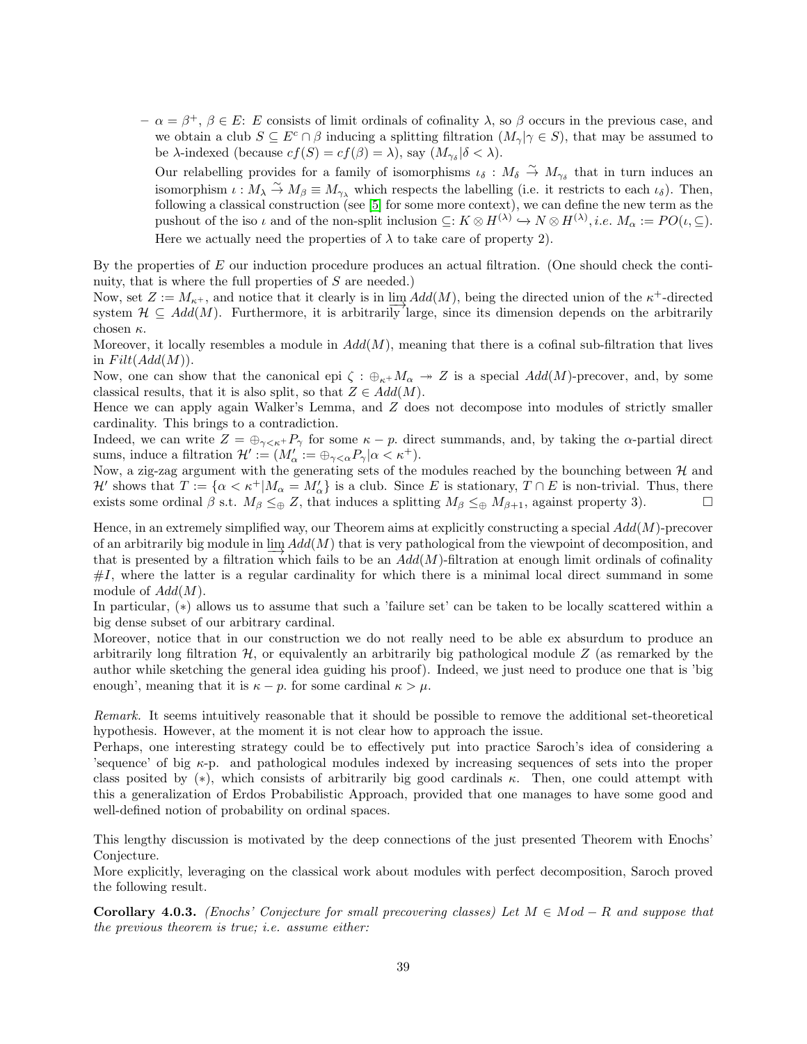– $\alpha = \beta^+$, $\beta \in E$: $E$ consists of limit ordinals of cofinality $\lambda$, so $\beta$ occurs in the previous case, and we obtain a club $S \subseteq E^c \cap \beta$ inducing a splitting filtration $(M_\gamma | \gamma \in S)$, that may be assumed to be $\lambda$-indexed (because $cf(S) = cf(\beta) = \lambda$), say $(M_{\gamma_\delta} | \delta < \lambda)$.

  Our relabelling provides for a family of isomorphisms $\iota_\delta : M_\delta \xrightarrow{\sim} M_{\gamma_\delta}$ that in turn induces an isomorphism $\iota : M_\lambda \xrightarrow{\sim} M_\beta \equiv M_{\gamma_\lambda}$ which respects the labelling (i.e. it restricts to each $\iota_\delta$). Then, following a classical construction (see [5] for some more context), we can define the new term as the pushout of the iso $\iota$ and of the non-split inclusion $\subseteq : K \otimes H^{(\lambda)} \hookrightarrow N \otimes H^{(\lambda)}$, *i.e.* $M_\alpha := PO(\iota, \subseteq)$. Here we actually need the properties of $\lambda$ to take care of property 2).

By the properties of $E$ our induction procedure produces an actual filtration. (One should check the continuity, that is where the full properties of $S$ are needed.)
Now, set $Z := M_{\kappa^+}$, and notice that it clearly is in $\varinjlim Add(M)$, being the directed union of the $\kappa^+$-directed system $\mathcal{H} \subseteq Add(M)$. Furthermore, it is arbitrarily large, since its dimension depends on the arbitrarily chosen $\kappa$.
Moreover, it locally resembles a module in $Add(M)$, meaning that there is a cofinal sub-filtration that lives in $Filt(Add(M))$.
Now, one can show that the canonical epi $\zeta : \oplus_{\kappa^+} M_\alpha \twoheadrightarrow Z$ is a special $Add(M)$-precover, and, by some classical results, that it is also split, so that $Z \in Add(M)$.
Hence we can apply again Walker's Lemma, and $Z$ does not decompose into modules of strictly smaller cardinality. This brings to a contradiction.
Indeed, we can write $Z = \oplus_{\gamma < \kappa^+} P_\gamma$ for some $\kappa - p.$ direct summands, and, by taking the $\alpha$-partial direct sums, induce a filtration $\mathcal{H}' := (M'_\alpha := \oplus_{\gamma < \alpha} P_\gamma | \alpha < \kappa^+)$.
Now, a zig-zag argument with the generating sets of the modules reached by the bounching between $\mathcal{H}$ and $\mathcal{H}'$ shows that $T := \{\alpha < \kappa^+ | M_\alpha = M'_\alpha\}$ is a club. Since $E$ is stationary, $T \cap E$ is non-trivial. Thus, there exists some ordinal $\beta$ s.t. $M_\beta \leq_\oplus Z$, that induces a splitting $M_\beta \leq_\oplus M_{\beta+1}$, against property 3). $\square$

Hence, in an extremely simplified way, our Theorem aims at explicitly constructing a special $Add(M)$-precover of an arbitrarily big module in $\varinjlim Add(M)$ that is very pathological from the viewpoint of decomposition, and that is presented by a filtration which fails to be an $Add(M)$-filtration at enough limit ordinals of cofinality $\#I$, where the latter is a regular cardinality for which there is a minimal local direct summand in some module of $Add(M)$.
In particular, $(*)$ allows us to assume that such a 'failure set' can be taken to be locally scattered within a big dense subset of our arbitrary cardinal.
Moreover, notice that in our construction we do not really need to be able ex absurdum to produce an arbitrarily long filtration $\mathcal{H}$, or equivalently an arbitrarily big pathological module $Z$ (as remarked by the author while sketching the general idea guiding his proof). Indeed, we just need to produce one that is 'big enough', meaning that it is $\kappa - p.$ for some cardinal $\kappa > \mu$.

*Remark.* It seems intuitively reasonable that it should be possible to remove the additional set-theoretical hypothesis. However, at the moment it is not clear how to approach the issue.
Perhaps, one interesting strategy could be to effectively put into practice Saroch's idea of considering a 'sequence' of big $\kappa$-p. and pathological modules indexed by increasing sequences of sets into the proper class posited by $(*)$, which consists of arbitrarily big good cardinals $\kappa$. Then, one could attempt with this a generalization of Erdos Probabilistic Approach, provided that one manages to have some good and well-defined notion of probability on ordinal spaces.

This lengthy discussion is motivated by the deep connections of the just presented Theorem with Enochs' Conjecture.
More explicitly, leveraging on the classical work about modules with perfect decomposition, Saroch proved the following result.

**Corollary 4.0.3.** *(Enochs' Conjecture for small precovering classes) Let $M \in Mod - R$ and suppose that the previous theorem is true; i.e. assume either:*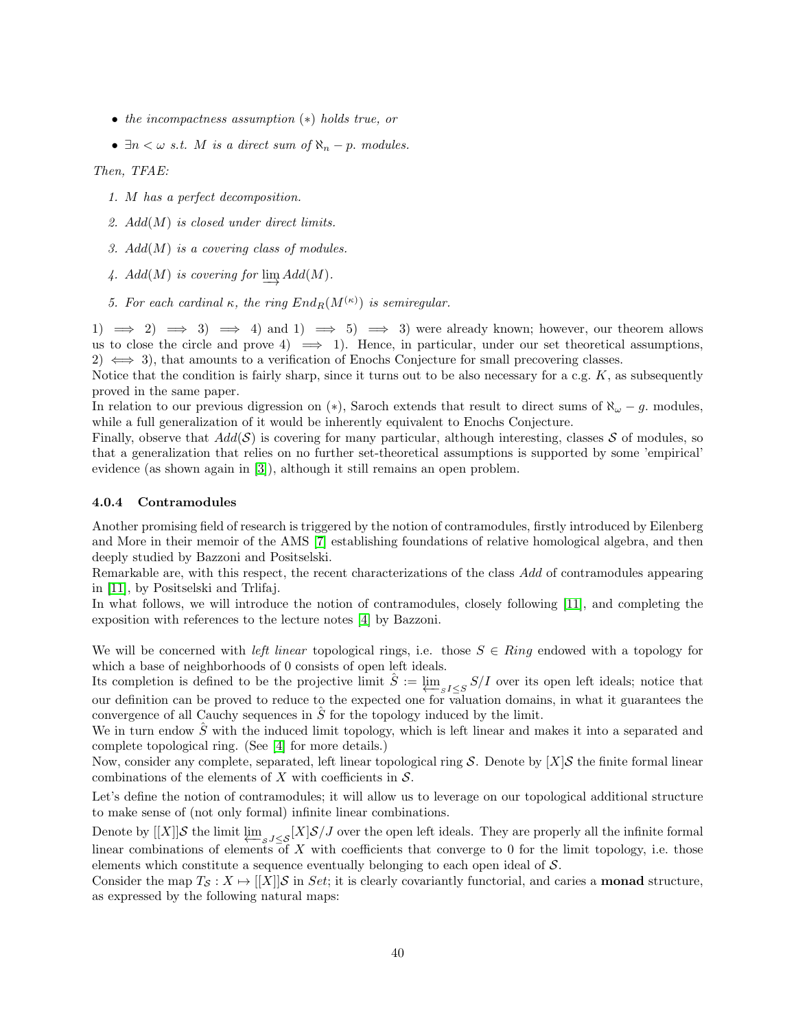- *the incompactness assumption* $(*)$ *holds true, or*
- $\exists n < \omega$ *s.t.* $M$ *is a direct sum of* $\aleph_n - p.$ *modules.*

*Then, TFAE:*

1. *M has a perfect decomposition.*
2. *$Add(M)$ is closed under direct limits.*
3. *$Add(M)$ is a covering class of modules.*
4. *$Add(M)$ is covering for $\varinjlim Add(M)$.*
5. *For each cardinal $\kappa$, the ring $End_R(M^{(\kappa)})$ is semiregular.*

1) $\implies$ 2) $\implies$ 3) $\implies$ 4) and 1) $\implies$ 5) $\implies$ 3) were already known; however, our theorem allows us to close the circle and prove 4) $\implies$ 1). Hence, in particular, under our set theoretical assumptions, 2) $\iff$ 3), that amounts to a verification of Enochs Conjecture for small precovering classes.
Notice that the condition is fairly sharp, since it turns out to be also necessary for a c.g. $K$, as subsequently proved in the same paper.
In relation to our previous digression on $(*)$, Saroch extends that result to direct sums of $\aleph_\omega - g.$ modules, while a full generalization of it would be inherently equivalent to Enochs Conjecture.
Finally, observe that $Add(\mathcal{S})$ is covering for many particular, although interesting, classes $\mathcal{S}$ of modules, so that a generalization that relies on no further set-theoretical assumptions is supported by some 'empirical' evidence (as shown again in [3]), although it still remains an open problem.

#### 4.0.4 Contramodules

Another promising field of research is triggered by the notion of contramodules, firstly introduced by Eilenberg and More in their memoir of the AMS [7] establishing foundations of relative homological algebra, and then deeply studied by Bazzoni and Positselski.
Remarkable are, with this respect, the recent characterizations of the class *Add* of contramodules appearing in [11], by Positselski and Trlifaj.
In what follows, we will introduce the notion of contramodules, closely following [11], and completing the exposition with references to the lecture notes [4] by Bazzoni.

We will be concerned with *left linear* topological rings, i.e. those $S \in Ring$ endowed with a topology for which a base of neighborhoods of 0 consists of open left ideals.
Its completion is defined to be the projective limit $\hat{S} := \varprojlim_{_SI \leq S} S/I$ over its open left ideals; notice that our definition can be proved to reduce to the expected one for valuation domains, in what it guarantees the convergence of all Cauchy sequences in $\hat{S}$ for the topology induced by the limit.
We in turn endow $\hat{S}$ with the induced limit topology, which is left linear and makes it into a separated and complete topological ring. (See [4] for more details.)
Now, consider any complete, separated, left linear topological ring $\mathcal{S}$. Denote by $[X]\mathcal{S}$ the finite formal linear combinations of the elements of $X$ with coefficients in $\mathcal{S}$.

Let's define the notion of contramodules; it will allow us to leverage on our topological additional structure to make sense of (not only formal) infinite linear combinations.

Denote by $[[X]]\mathcal{S}$ the limit $\varprojlim_{_\mathcal{S}J \leq \mathcal{S}} [X]\mathcal{S}/J$ over the open left ideals. They are properly all the infinite formal linear combinations of elements of $X$ with coefficients that converge to 0 for the limit topology, i.e. those elements which constitute a sequence eventually belonging to each open ideal of $\mathcal{S}$.
Consider the map $T_\mathcal{S} : X \mapsto [[X]]\mathcal{S}$ in $Set$; it is clearly covariantly functorial, and caries a **monad** structure, as expressed by the following natural maps: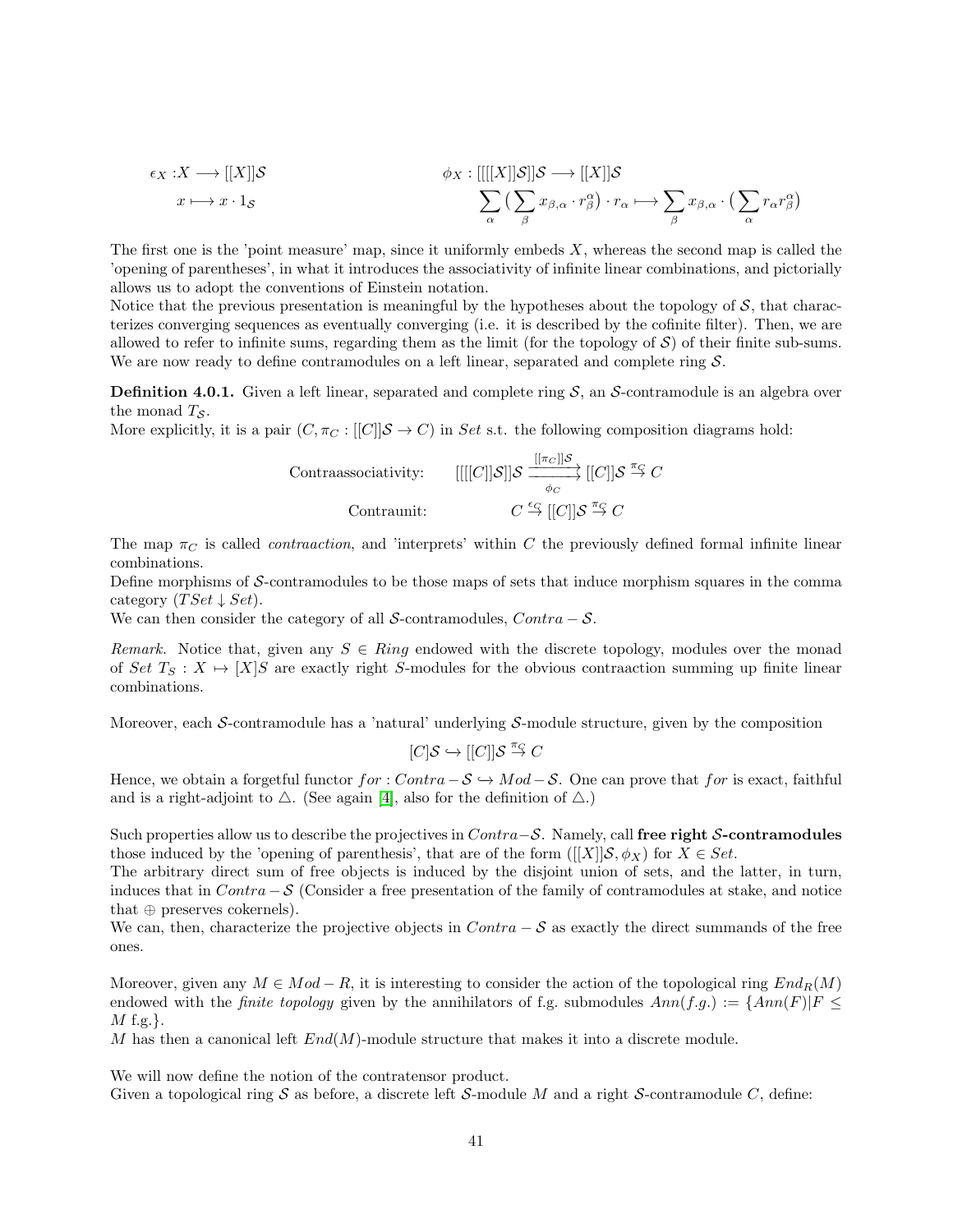$$\epsilon_X : X \longrightarrow [[X]]\mathcal{S} \qquad\qquad \phi_X : [[[[X]]\mathcal{S}]]\mathcal{S} \longrightarrow [[X]]\mathcal{S}$$

$$x \longmapsto x \cdot 1_{\mathcal{S}} \qquad\qquad \sum_\alpha \big(\sum_\beta x_{\beta,\alpha} \cdot r^\alpha_\beta\big) \cdot r_\alpha \longmapsto \sum_\beta x_{\beta,\alpha} \cdot \big(\sum_\alpha r_\alpha r^\alpha_\beta\big)$$

The first one is the 'point measure' map, since it uniformly embeds $X$, whereas the second map is called the 'opening of parentheses', in what it introduces the associativity of infinite linear combinations, and pictorially allows us to adopt the conventions of Einstein notation.
Notice that the previous presentation is meaningful by the hypotheses about the topology of $\mathcal{S}$, that characterizes converging sequences as eventually converging (i.e. it is described by the cofinite filter). Then, we are allowed to refer to infinite sums, regarding them as the limit (for the topology of $\mathcal{S}$) of their finite sub-sums.
We are now ready to define contramodules on a left linear, separated and complete ring $\mathcal{S}$.

**Definition 4.0.1.** Given a left linear, separated and complete ring $\mathcal{S}$, an $\mathcal{S}$-contramodule is an algebra over the monad $T_{\mathcal{S}}$.
More explicitly, it is a pair $(C, \pi_C : [[C]]\mathcal{S} \to C)$ in $Set$ s.t. the following composition diagrams hold:

$$\text{Contraassociativity:} \qquad [[[[C]]\mathcal{S}]]\mathcal{S} \underset{\phi_C}{\overset{[[\pi_C]]\mathcal{S}}{\rightrightarrows}} [[C]]\mathcal{S} \overset{\pi_C}{\to} C$$

$$\text{Contraunit:} \qquad C \overset{\epsilon_C}{\hookrightarrow} [[C]]\mathcal{S} \overset{\pi_C}{\to} C$$

The map $\pi_C$ is called *contraaction*, and 'interprets' within $C$ the previously defined formal infinite linear combinations.
Define morphisms of $\mathcal{S}$-contramodules to be those maps of sets that induce morphism squares in the comma category $(TSet \downarrow Set)$.
We can then consider the category of all $\mathcal{S}$-contramodules, $Contra - \mathcal{S}$.

*Remark.* Notice that, given any $S \in Ring$ endowed with the discrete topology, modules over the monad of $Set$ $T_S : X \mapsto [X]S$ are exactly right $S$-modules for the obvious contraaction summing up finite linear combinations.

Moreover, each $\mathcal{S}$-contramodule has a 'natural' underlying $\mathcal{S}$-module structure, given by the composition

$$[C]\mathcal{S} \hookrightarrow [[C]]\mathcal{S} \overset{\pi_C}{\to} C$$

Hence, we obtain a forgetful functor $for : Contra - \mathcal{S} \hookrightarrow Mod - \mathcal{S}$. One can prove that $for$ is exact, faithful and is a right-adjoint to $\triangle$. (See again [4], also for the definition of $\triangle$.)

Such properties allow us to describe the projectives in $Contra - \mathcal{S}$. Namely, call **free right $\mathcal{S}$-contramodules** those induced by the 'opening of parenthesis', that are of the form $([[X]]\mathcal{S}, \phi_X)$ for $X \in Set$.
The arbitrary direct sum of free objects is induced by the disjoint union of sets, and the latter, in turn, induces that in $Contra - \mathcal{S}$ (Consider a free presentation of the family of contramodules at stake, and notice that $\oplus$ preserves cokernels).
We can, then, characterize the projective objects in $Contra - \mathcal{S}$ as exactly the direct summands of the free ones.

Moreover, given any $M \in Mod - R$, it is interesting to consider the action of the topological ring $End_R(M)$ endowed with the *finite topology* given by the annihilators of f.g. submodules $Ann(f.g.) := \{Ann(F) | F \leq M \text{ f.g.}\}$.
$M$ has then a canonical left $End(M)$-module structure that makes it into a discrete module.

We will now define the notion of the contratensor product.
Given a topological ring $\mathcal{S}$ as before, a discrete left $\mathcal{S}$-module $M$ and a right $\mathcal{S}$-contramodule $C$, define: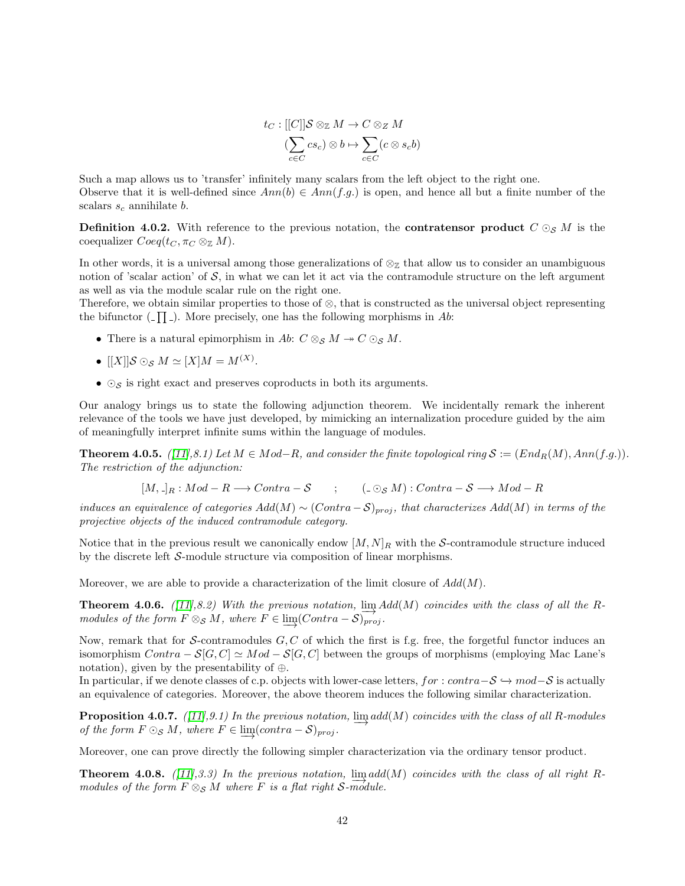$$t_C : [[C]]\mathcal{S} \otimes_{\mathbb{Z}} M \to C \otimes_Z M$$
$$(\sum_{c \in C} cs_c) \otimes b \mapsto \sum_{c \in C} (c \otimes s_c b)$$

Such a map allows us to 'transfer' infinitely many scalars from the left object to the right one.
Observe that it is well-defined since $Ann(b) \in Ann(f.g.)$ is open, and hence all but a finite number of the scalars $s_c$ annihilate $b$.

**Definition 4.0.2.** With reference to the previous notation, the **contratensor product** $C \odot_{\mathcal{S}} M$ is the coequalizer $Coeq(t_C, \pi_C \otimes_{\mathbb{Z}} M)$.

In other words, it is a universal among those generalizations of $\otimes_{\mathbb{Z}}$ that allow us to consider an unambiguous notion of 'scalar action' of $\mathcal{S}$, in what we can let it act via the contramodule structure on the left argument as well as via the module scalar rule on the right one.
Therefore, we obtain similar properties to those of $\otimes$, that is constructed as the universal object representing the bifunctor $(\_\prod\_)$. More precisely, one has the following morphisms in $Ab$:

- There is a natural epimorphism in $Ab$: $C \otimes_{\mathcal{S}} M \twoheadrightarrow C \odot_{\mathcal{S}} M$.
- $[[X]]\mathcal{S} \odot_{\mathcal{S}} M \simeq [X]M = M^{(X)}$.
- $\odot_{\mathcal{S}}$ is right exact and preserves coproducts in both its arguments.

Our analogy brings us to state the following adjunction theorem. We incidentally remark the inherent relevance of the tools we have just developed, by mimicking an internalization procedure guided by the aim of meaningfully interpret infinite sums within the language of modules.

**Theorem 4.0.5.** *([11],8.1) Let $M \in Mod{-}R$, and consider the finite topological ring $\mathcal{S} := (End_R(M), Ann(f.g.))$. The restriction of the adjunction:*

$$[M, \_]_R : Mod - R \longrightarrow Contra - \mathcal{S} \qquad ; \qquad (\_ \odot_{\mathcal{S}} M) : Contra - \mathcal{S} \longrightarrow Mod - R$$

*induces an equivalence of categories $Add(M) \sim (Contra - \mathcal{S})_{proj}$, that characterizes $Add(M)$ in terms of the projective objects of the induced contramodule category.*

Notice that in the previous result we canonically endow $[M, N]_R$ with the $\mathcal{S}$-contramodule structure induced by the discrete left $\mathcal{S}$-module structure via composition of linear morphisms.

Moreover, we are able to provide a characterization of the limit closure of $Add(M)$.

**Theorem 4.0.6.** *([11],8.2) With the previous notation, $\varinjlim Add(M)$ coincides with the class of all the $R$-modules of the form $F \otimes_{\mathcal{S}} M$, where $F \in \varinjlim (Contra - \mathcal{S})_{proj}$.*

Now, remark that for $\mathcal{S}$-contramodules $G, C$ of which the first is f.g. free, the forgetful functor induces an isomorphism $Contra - \mathcal{S}[G, C] \simeq Mod - \mathcal{S}[G, C]$ between the groups of morphisms (employing Mac Lane's notation), given by the presentability of $\oplus$.
In particular, if we denote classes of c.p. objects with lower-case letters, $for : contra{-}\mathcal{S} \hookrightarrow mod{-}\mathcal{S}$ is actually an equivalence of categories. Moreover, the above theorem induces the following similar characterization.

**Proposition 4.0.7.** *([11],9.1) In the previous notation, $\varinjlim add(M)$ coincides with the class of all $R$-modules of the form $F \odot_{\mathcal{S}} M$, where $F \in \varinjlim (contra - \mathcal{S})_{proj}$.*

Moreover, one can prove directly the following simpler characterization via the ordinary tensor product.

**Theorem 4.0.8.** *([11],3.3) In the previous notation, $\varinjlim add(M)$ coincides with the class of all right $R$-modules of the form $F \otimes_{\mathcal{S}} M$ where $F$ is a flat right $\mathcal{S}$-module.*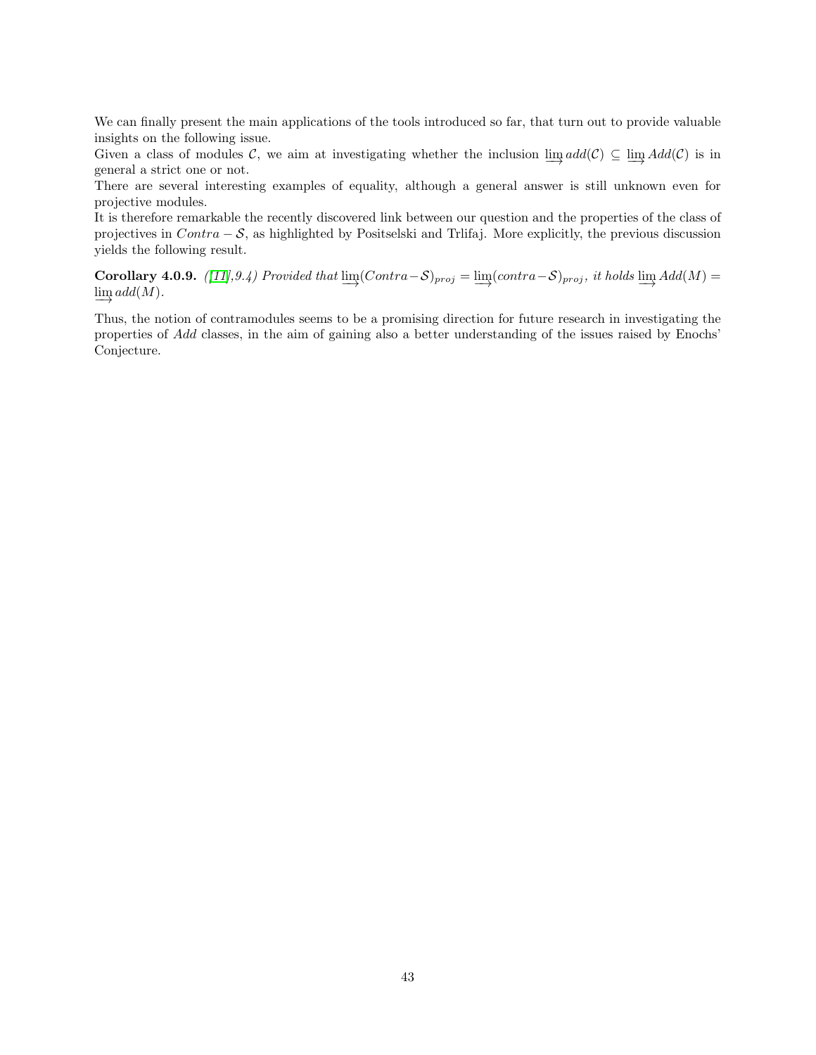We can finally present the main applications of the tools introduced so far, that turn out to provide valuable insights on the following issue.

Given a class of modules $\mathcal{C}$, we aim at investigating whether the inclusion $\varinjlim add(\mathcal{C}) \subseteq \varinjlim Add(\mathcal{C})$ is in general a strict one or not.

There are several interesting examples of equality, although a general answer is still unknown even for projective modules.

It is therefore remarkable the recently discovered link between our question and the properties of the class of projectives in $Contra - \mathcal{S}$, as highlighted by Positselski and Trlifaj. More explicitly, the previous discussion yields the following result.

**Corollary 4.0.9.** *([11],9.4) Provided that* $\varinjlim(Contra-\mathcal{S})_{proj} = \varinjlim(contra-\mathcal{S})_{proj}$*, it holds* $\varinjlim Add(M) = \varinjlim add(M)$*.*

Thus, the notion of contramodules seems to be a promising direction for future research in investigating the properties of *Add* classes, in the aim of gaining also a better understanding of the issues raised by Enochs' Conjecture.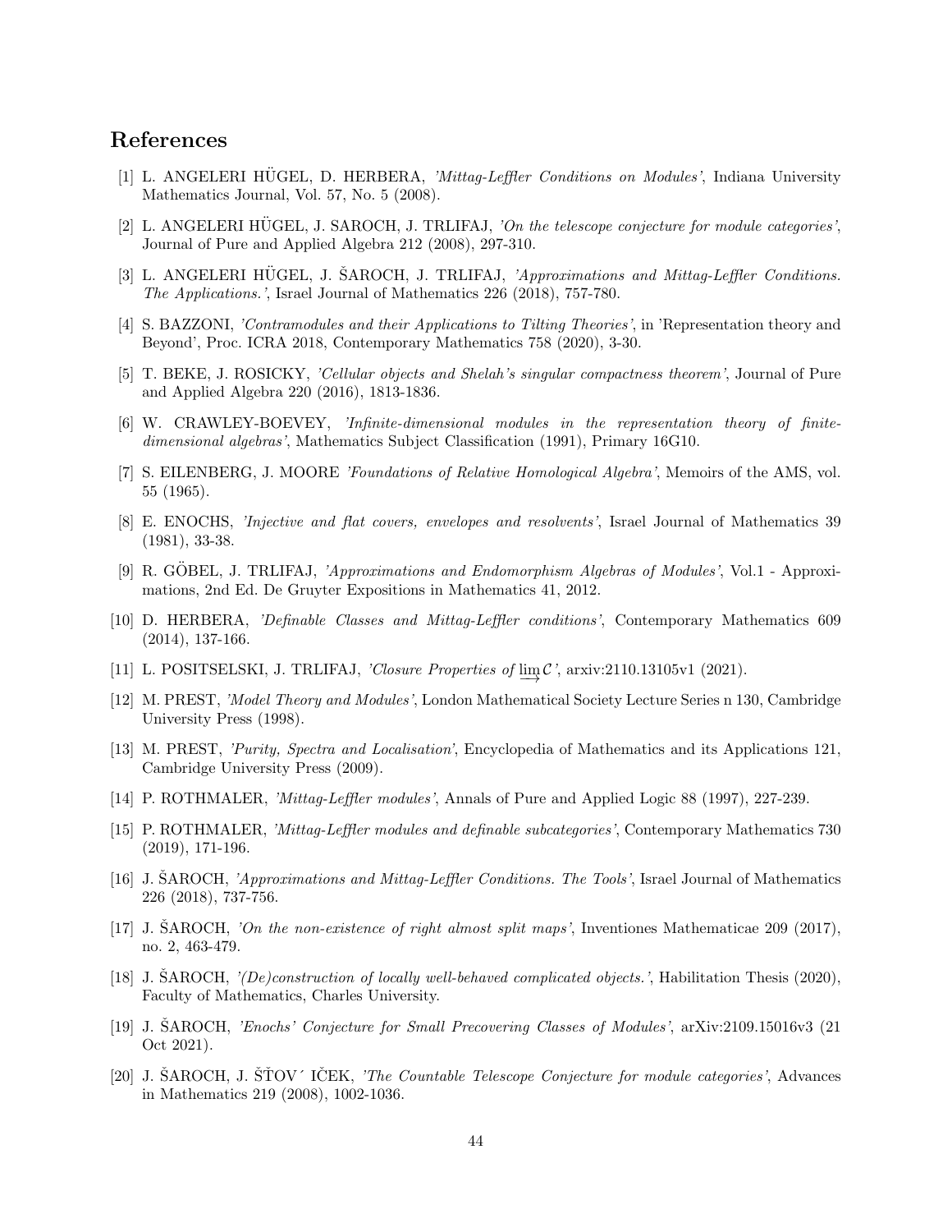## References

[1] L. ANGELERI HÜGEL, D. HERBERA, *'Mittag-Leffler Conditions on Modules'*, Indiana University Mathematics Journal, Vol. 57, No. 5 (2008).

[2] L. ANGELERI HÜGEL, J. SAROCH, J. TRLIFAJ, *'On the telescope conjecture for module categories'*, Journal of Pure and Applied Algebra 212 (2008), 297-310.

[3] L. ANGELERI HÜGEL, J. ŠAROCH, J. TRLIFAJ, *'Approximations and Mittag-Leffler Conditions. The Applications.'*, Israel Journal of Mathematics 226 (2018), 757-780.

[4] S. BAZZONI, *'Contramodules and their Applications to Tilting Theories'*, in 'Representation theory and Beyond', Proc. ICRA 2018, Contemporary Mathematics 758 (2020), 3-30.

[5] T. BEKE, J. ROSICKY, *'Cellular objects and Shelah's singular compactness theorem'*, Journal of Pure and Applied Algebra 220 (2016), 1813-1836.

[6] W. CRAWLEY-BOEVEY, *'Infinite-dimensional modules in the representation theory of finite-dimensional algebras'*, Mathematics Subject Classification (1991), Primary 16G10.

[7] S. EILENBERG, J. MOORE *'Foundations of Relative Homological Algebra'*, Memoirs of the AMS, vol. 55 (1965).

[8] E. ENOCHS, *'Injective and flat covers, envelopes and resolvents'*, Israel Journal of Mathematics 39 (1981), 33-38.

[9] R. GÖBEL, J. TRLIFAJ, *'Approximations and Endomorphism Algebras of Modules'*, Vol.1 - Approximations, 2nd Ed. De Gruyter Expositions in Mathematics 41, 2012.

[10] D. HERBERA, *'Definable Classes and Mittag-Leffler conditions'*, Contemporary Mathematics 609 (2014), 137-166.

[11] L. POSITSELSKI, J. TRLIFAJ, *'Closure Properties of $\varinjlim \mathcal{C}$'*, arxiv:2110.13105v1 (2021).

[12] M. PREST, *'Model Theory and Modules'*, London Mathematical Society Lecture Series n 130, Cambridge University Press (1998).

[13] M. PREST, *'Purity, Spectra and Localisation'*, Encyclopedia of Mathematics and its Applications 121, Cambridge University Press (2009).

[14] P. ROTHMALER, *'Mittag-Leffler modules'*, Annals of Pure and Applied Logic 88 (1997), 227-239.

[15] P. ROTHMALER, *'Mittag-Leffler modules and definable subcategories'*, Contemporary Mathematics 730 (2019), 171-196.

[16] J. ŠAROCH, *'Approximations and Mittag-Leffler Conditions. The Tools'*, Israel Journal of Mathematics 226 (2018), 737-756.

[17] J. ŠAROCH, *'On the non-existence of right almost split maps'*, Inventiones Mathematicae 209 (2017), no. 2, 463-479.

[18] J. ŠAROCH, *'(De)construction of locally well-behaved complicated objects.'*, Habilitation Thesis (2020), Faculty of Mathematics, Charles University.

[19] J. ŠAROCH, *'Enochs' Conjecture for Small Precovering Classes of Modules'*, arXiv:2109.15016v3 (21 Oct 2021).

[20] J. ŠAROCH, J. ŠŤOV´ IČEK, *'The Countable Telescope Conjecture for module categories'*, Advances in Mathematics 219 (2008), 1002-1036.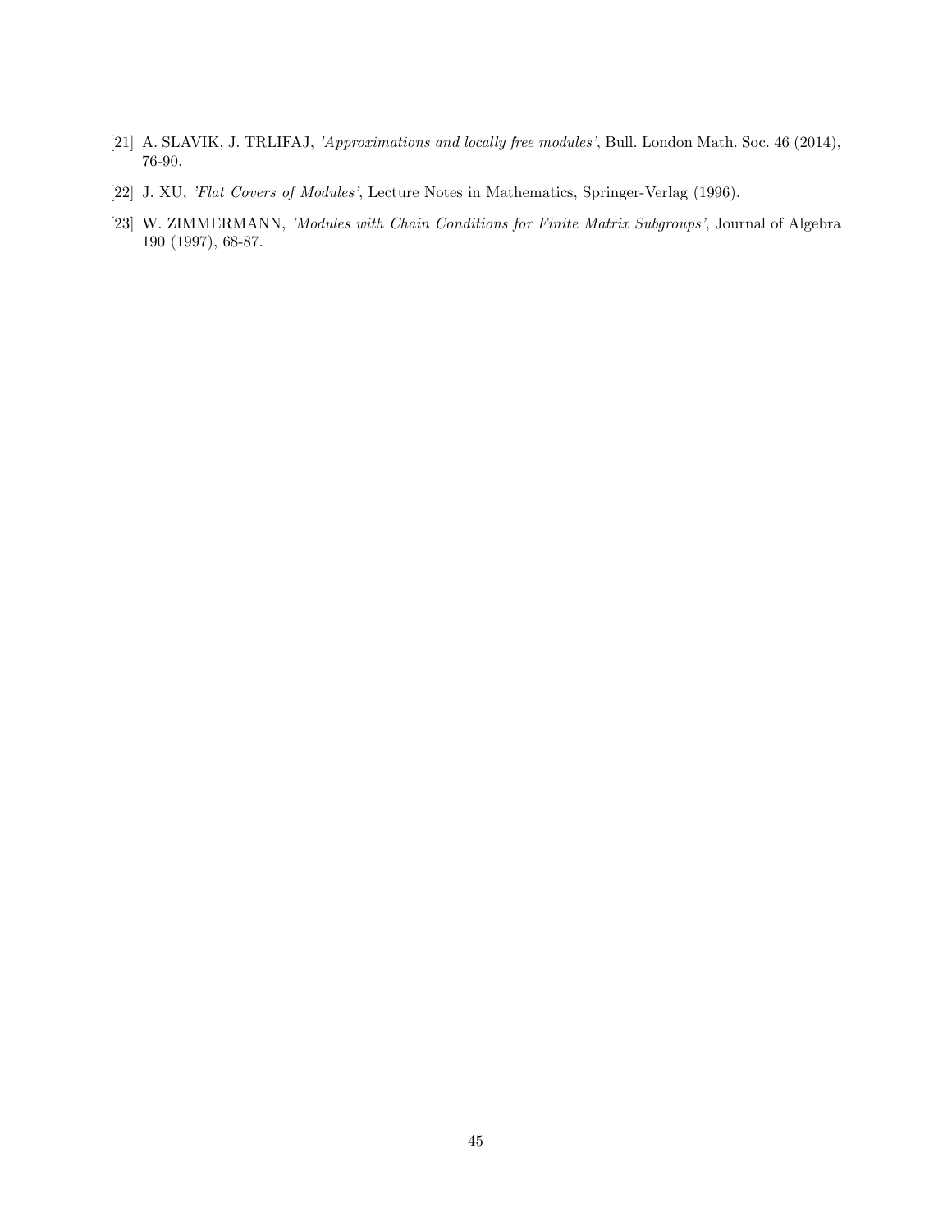[21] A. SLAVIK, J. TRLIFAJ, *'Approximations and locally free modules'*, Bull. London Math. Soc. 46 (2014), 76-90.

[22] J. XU, *'Flat Covers of Modules'*, Lecture Notes in Mathematics, Springer-Verlag (1996).

[23] W. ZIMMERMANN, *'Modules with Chain Conditions for Finite Matrix Subgroups'*, Journal of Algebra 190 (1997), 68-87.